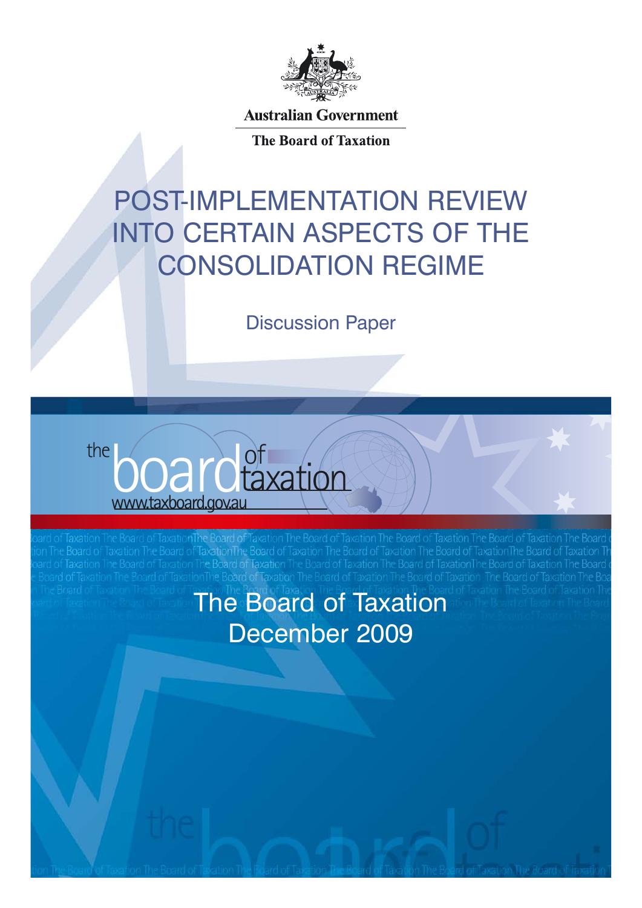Australian Government

The Board of Taxation

# POST-IMPLEMENTATION REVIEW INTO CERTAIN ASPECTS OF THE CONSOLIDATION REGIME

## Discussion Paper

the board of taxation

www.taxboard.gov.au

The Board of Taxation

December 2009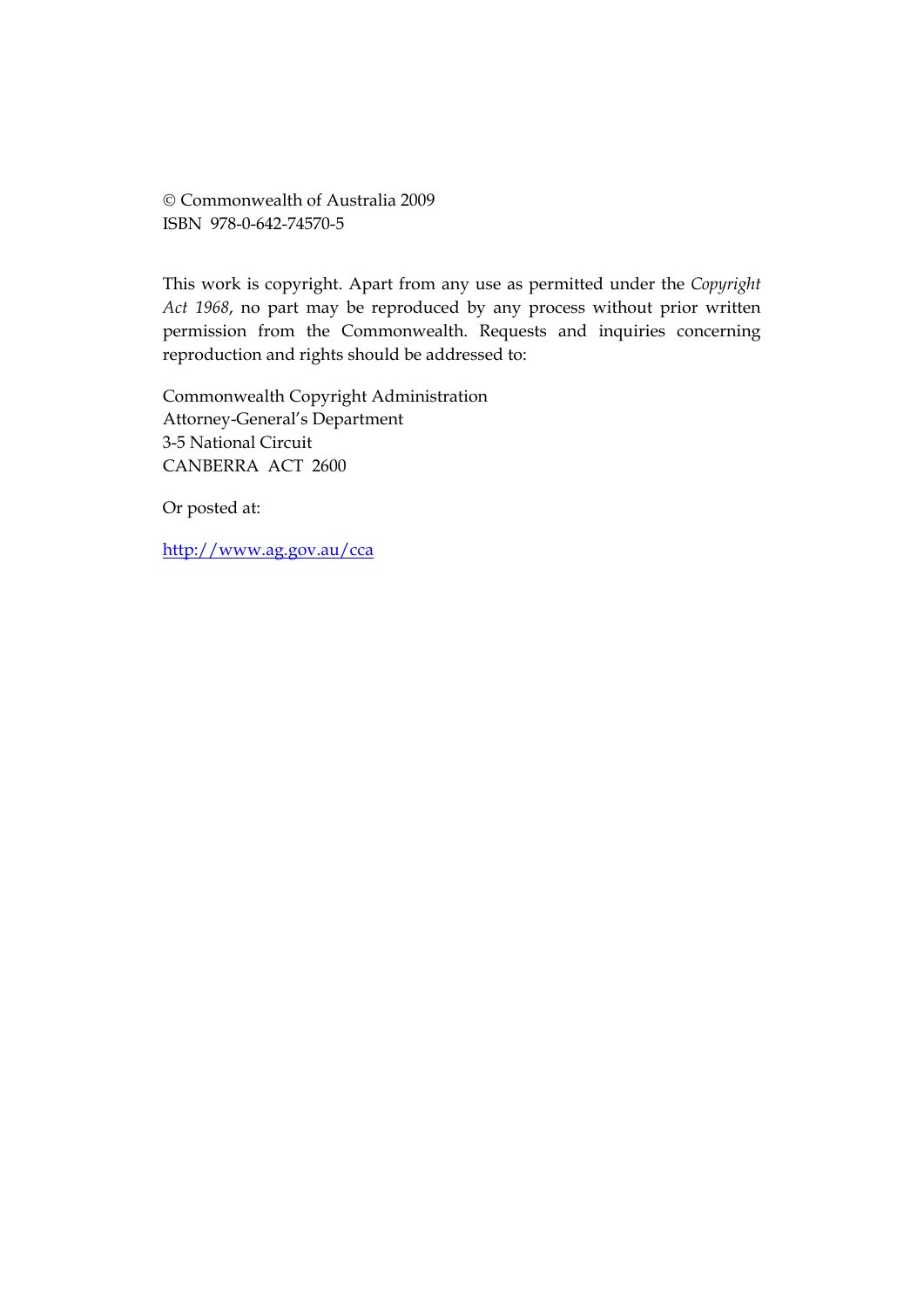© Commonwealth of Australia 2009
ISBN 978-0-642-74570-5

This work is copyright. Apart from any use as permitted under the *Copyright Act 1968*, no part may be reproduced by any process without prior written permission from the Commonwealth. Requests and inquiries concerning reproduction and rights should be addressed to:

Commonwealth Copyright Administration
Attorney-General's Department
3-5 National Circuit
CANBERRA ACT 2600

Or posted at:

http://www.ag.gov.au/cca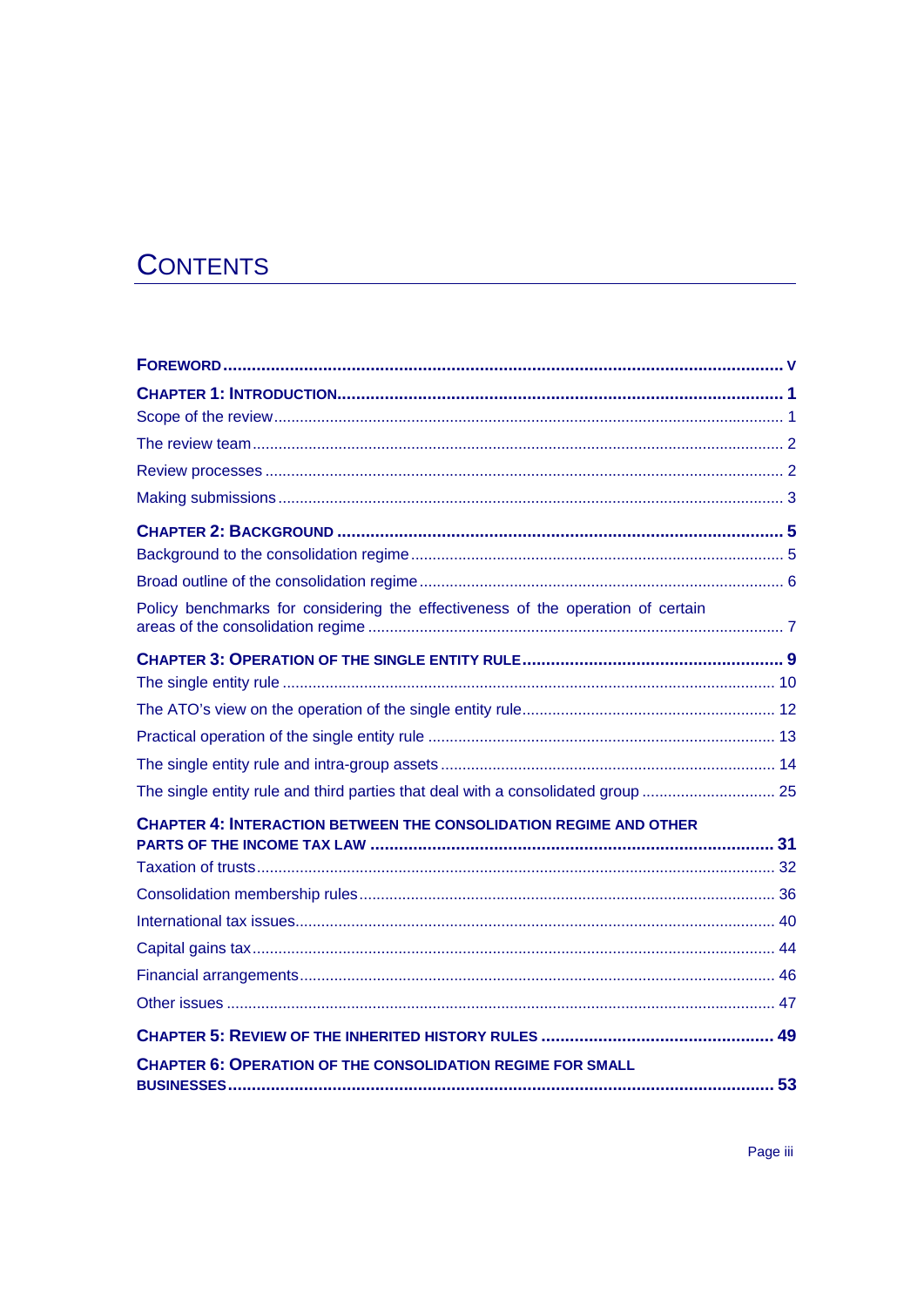# CONTENTS

**FOREWORD** ..... v

**CHAPTER 1: INTRODUCTION** ..... 1

Scope of the review ..... 1

The review team ..... 2

Review processes ..... 2

Making submissions ..... 3

**CHAPTER 2: BACKGROUND** ..... 5

Background to the consolidation regime ..... 5

Broad outline of the consolidation regime ..... 6

Policy benchmarks for considering the effectiveness of the operation of certain areas of the consolidation regime ..... 7

**CHAPTER 3: OPERATION OF THE SINGLE ENTITY RULE** ..... 9

The single entity rule ..... 10

The ATO's view on the operation of the single entity rule ..... 12

Practical operation of the single entity rule ..... 13

The single entity rule and intra-group assets ..... 14

The single entity rule and third parties that deal with a consolidated group ..... 25

**CHAPTER 4: INTERACTION BETWEEN THE CONSOLIDATION REGIME AND OTHER PARTS OF THE INCOME TAX LAW** ..... 31

Taxation of trusts ..... 32

Consolidation membership rules ..... 36

International tax issues ..... 40

Capital gains tax ..... 44

Financial arrangements ..... 46

Other issues ..... 47

**CHAPTER 5: REVIEW OF THE INHERITED HISTORY RULES** ..... 49

**CHAPTER 6: OPERATION OF THE CONSOLIDATION REGIME FOR SMALL BUSINESSES** ..... 53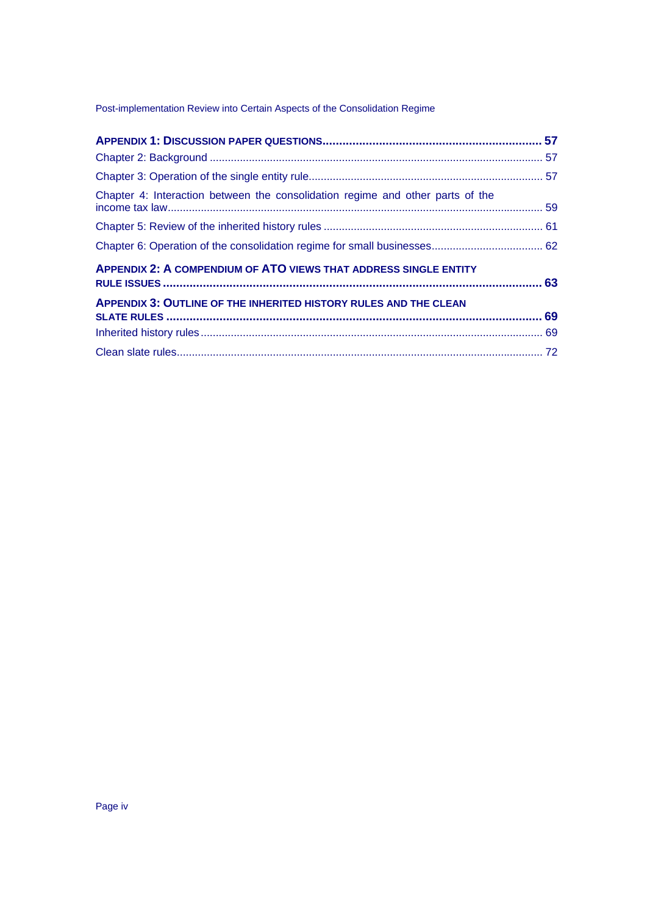**APPENDIX 1: DISCUSSION PAPER QUESTIONS** ........ **57**

Chapter 2: Background ........ 57

Chapter 3: Operation of the single entity rule ........ 57

Chapter 4: Interaction between the consolidation regime and other parts of the income tax law ........ 59

Chapter 5: Review of the inherited history rules ........ 61

Chapter 6: Operation of the consolidation regime for small businesses ........ 62

**APPENDIX 2: A COMPENDIUM OF ATO VIEWS THAT ADDRESS SINGLE ENTITY RULE ISSUES** ........ **63**

**APPENDIX 3: OUTLINE OF THE INHERITED HISTORY RULES AND THE CLEAN SLATE RULES** ........ **69**

Inherited history rules ........ 69

Clean slate rules ........ 72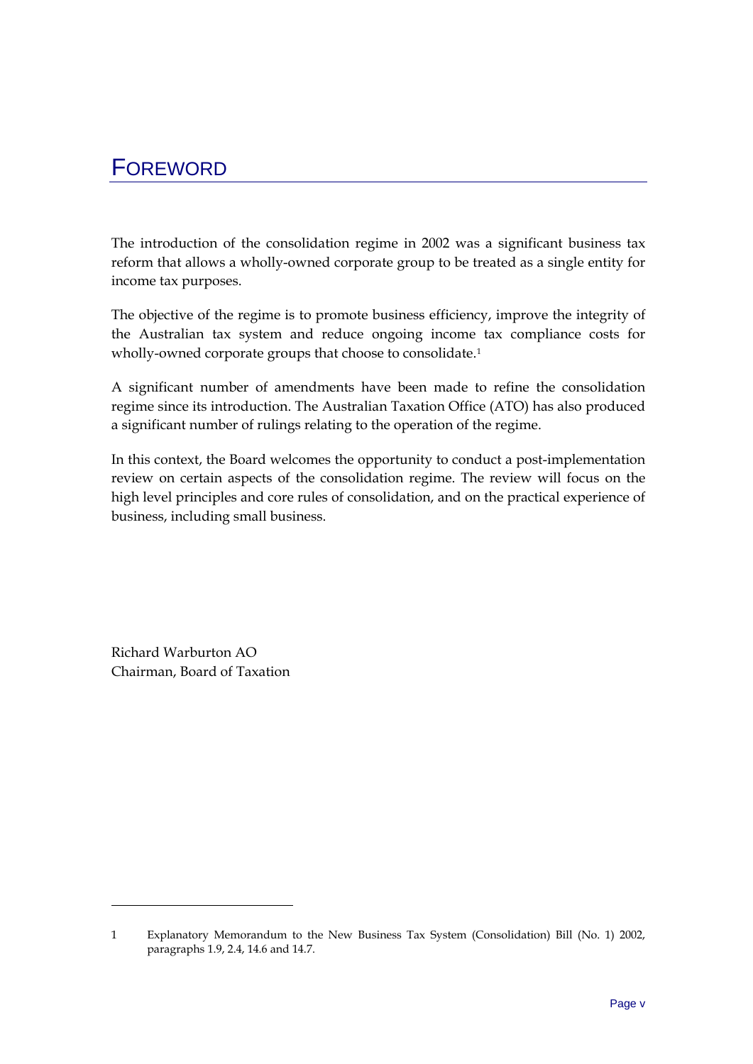# FOREWORD

The introduction of the consolidation regime in 2002 was a significant business tax reform that allows a wholly-owned corporate group to be treated as a single entity for income tax purposes.

The objective of the regime is to promote business efficiency, improve the integrity of the Australian tax system and reduce ongoing income tax compliance costs for wholly-owned corporate groups that choose to consolidate.[1]

A significant number of amendments have been made to refine the consolidation regime since its introduction. The Australian Taxation Office (ATO) has also produced a significant number of rulings relating to the operation of the regime.

In this context, the Board welcomes the opportunity to conduct a post-implementation review on certain aspects of the consolidation regime. The review will focus on the high level principles and core rules of consolidation, and on the practical experience of business, including small business.

Richard Warburton AO
Chairman, Board of Taxation

---

1 Explanatory Memorandum to the New Business Tax System (Consolidation) Bill (No. 1) 2002, paragraphs 1.9, 2.4, 14.6 and 14.7.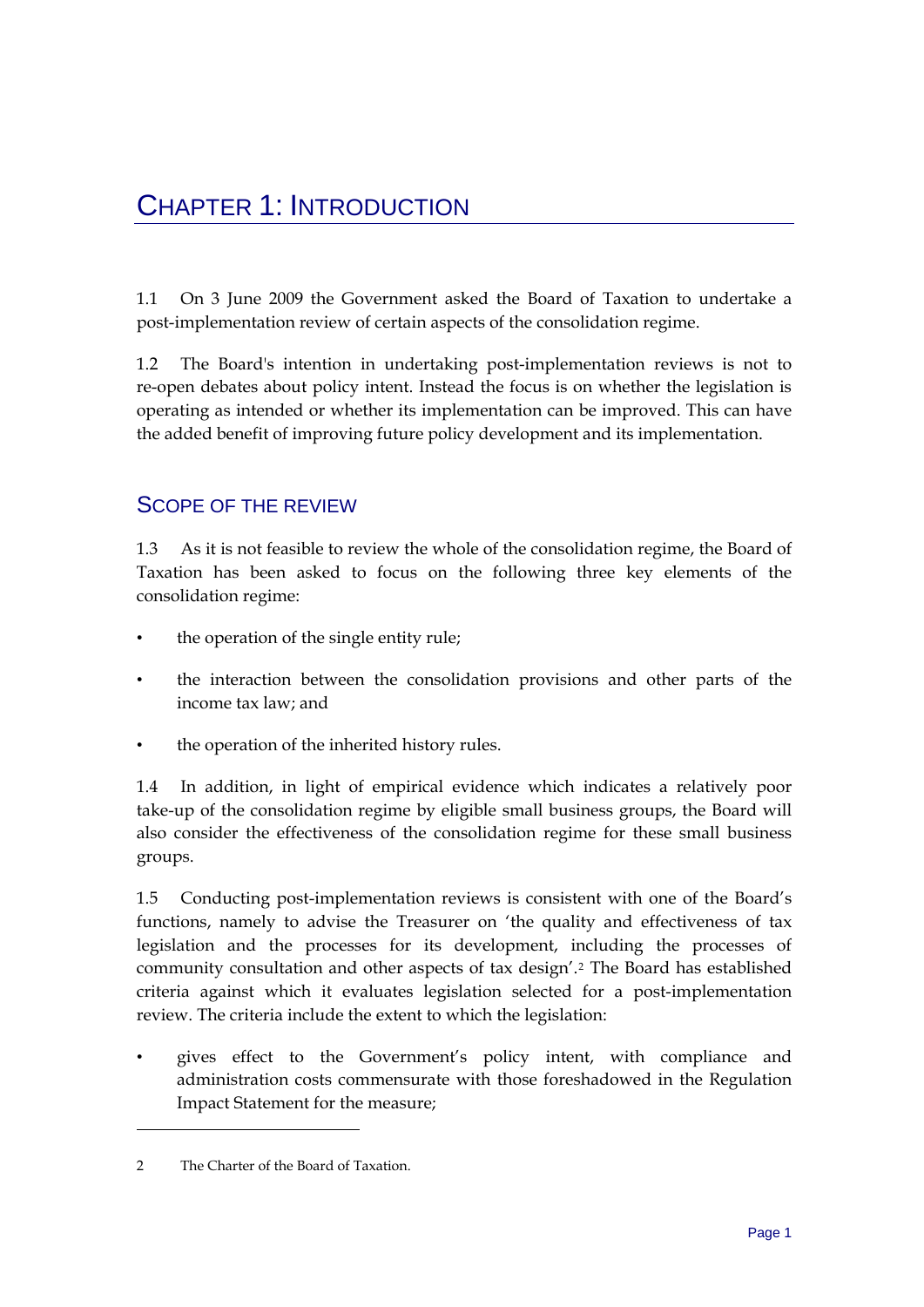# Chapter 1: Introduction

1.1 On 3 June 2009 the Government asked the Board of Taxation to undertake a post-implementation review of certain aspects of the consolidation regime.

1.2 The Board's intention in undertaking post-implementation reviews is not to re-open debates about policy intent. Instead the focus is on whether the legislation is operating as intended or whether its implementation can be improved. This can have the added benefit of improving future policy development and its implementation.

## Scope of the review

1.3 As it is not feasible to review the whole of the consolidation regime, the Board of Taxation has been asked to focus on the following three key elements of the consolidation regime:

- the operation of the single entity rule;
- the interaction between the consolidation provisions and other parts of the income tax law; and
- the operation of the inherited history rules.

1.4 In addition, in light of empirical evidence which indicates a relatively poor take-up of the consolidation regime by eligible small business groups, the Board will also consider the effectiveness of the consolidation regime for these small business groups.

1.5 Conducting post-implementation reviews is consistent with one of the Board's functions, namely to advise the Treasurer on 'the quality and effectiveness of tax legislation and the processes for its development, including the processes of community consultation and other aspects of tax design'.[2] The Board has established criteria against which it evaluates legislation selected for a post-implementation review. The criteria include the extent to which the legislation:

- gives effect to the Government's policy intent, with compliance and administration costs commensurate with those foreshadowed in the Regulation Impact Statement for the measure;

---

2 The Charter of the Board of Taxation.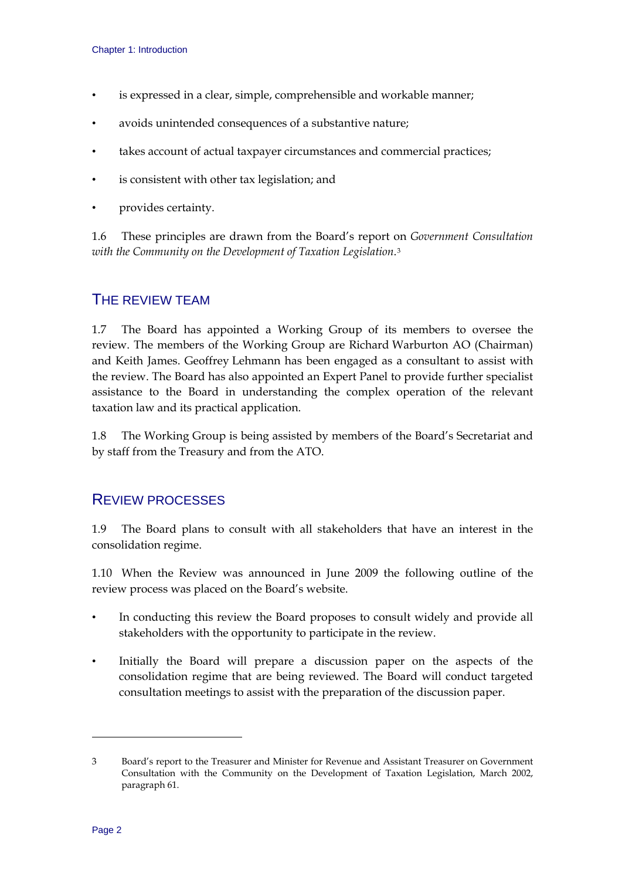- is expressed in a clear, simple, comprehensible and workable manner;
- avoids unintended consequences of a substantive nature;
- takes account of actual taxpayer circumstances and commercial practices;
- is consistent with other tax legislation; and
- provides certainty.

1.6 These principles are drawn from the Board's report on *Government Consultation with the Community on the Development of Taxation Legislation*.[3]

## THE REVIEW TEAM

1.7 The Board has appointed a Working Group of its members to oversee the review. The members of the Working Group are Richard Warburton AO (Chairman) and Keith James. Geoffrey Lehmann has been engaged as a consultant to assist with the review. The Board has also appointed an Expert Panel to provide further specialist assistance to the Board in understanding the complex operation of the relevant taxation law and its practical application.

1.8 The Working Group is being assisted by members of the Board's Secretariat and by staff from the Treasury and from the ATO.

## REVIEW PROCESSES

1.9 The Board plans to consult with all stakeholders that have an interest in the consolidation regime.

1.10 When the Review was announced in June 2009 the following outline of the review process was placed on the Board's website.

- In conducting this review the Board proposes to consult widely and provide all stakeholders with the opportunity to participate in the review.
- Initially the Board will prepare a discussion paper on the aspects of the consolidation regime that are being reviewed. The Board will conduct targeted consultation meetings to assist with the preparation of the discussion paper.

---

3 Board's report to the Treasurer and Minister for Revenue and Assistant Treasurer on Government Consultation with the Community on the Development of Taxation Legislation, March 2002, paragraph 61.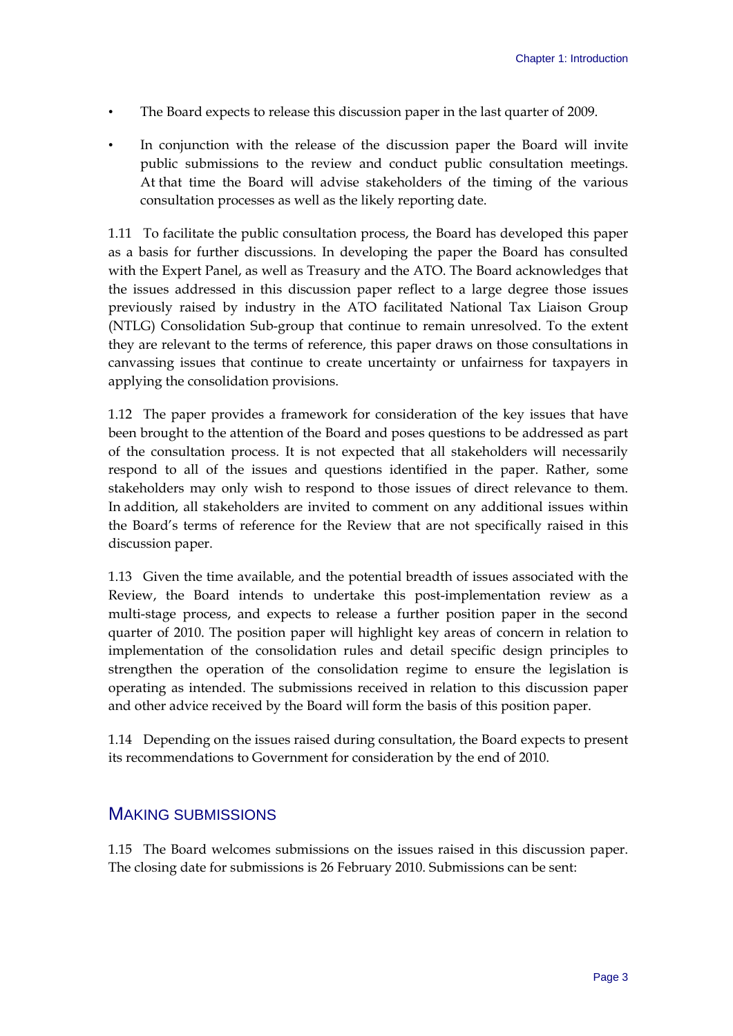- The Board expects to release this discussion paper in the last quarter of 2009.
- In conjunction with the release of the discussion paper the Board will invite public submissions to the review and conduct public consultation meetings. At that time the Board will advise stakeholders of the timing of the various consultation processes as well as the likely reporting date.

1.11 To facilitate the public consultation process, the Board has developed this paper as a basis for further discussions. In developing the paper the Board has consulted with the Expert Panel, as well as Treasury and the ATO. The Board acknowledges that the issues addressed in this discussion paper reflect to a large degree those issues previously raised by industry in the ATO facilitated National Tax Liaison Group (NTLG) Consolidation Sub-group that continue to remain unresolved. To the extent they are relevant to the terms of reference, this paper draws on those consultations in canvassing issues that continue to create uncertainty or unfairness for taxpayers in applying the consolidation provisions.

1.12 The paper provides a framework for consideration of the key issues that have been brought to the attention of the Board and poses questions to be addressed as part of the consultation process. It is not expected that all stakeholders will necessarily respond to all of the issues and questions identified in the paper. Rather, some stakeholders may only wish to respond to those issues of direct relevance to them. In addition, all stakeholders are invited to comment on any additional issues within the Board's terms of reference for the Review that are not specifically raised in this discussion paper.

1.13 Given the time available, and the potential breadth of issues associated with the Review, the Board intends to undertake this post-implementation review as a multi-stage process, and expects to release a further position paper in the second quarter of 2010. The position paper will highlight key areas of concern in relation to implementation of the consolidation rules and detail specific design principles to strengthen the operation of the consolidation regime to ensure the legislation is operating as intended. The submissions received in relation to this discussion paper and other advice received by the Board will form the basis of this position paper.

1.14 Depending on the issues raised during consultation, the Board expects to present its recommendations to Government for consideration by the end of 2010.

## Making submissions

1.15 The Board welcomes submissions on the issues raised in this discussion paper. The closing date for submissions is 26 February 2010. Submissions can be sent: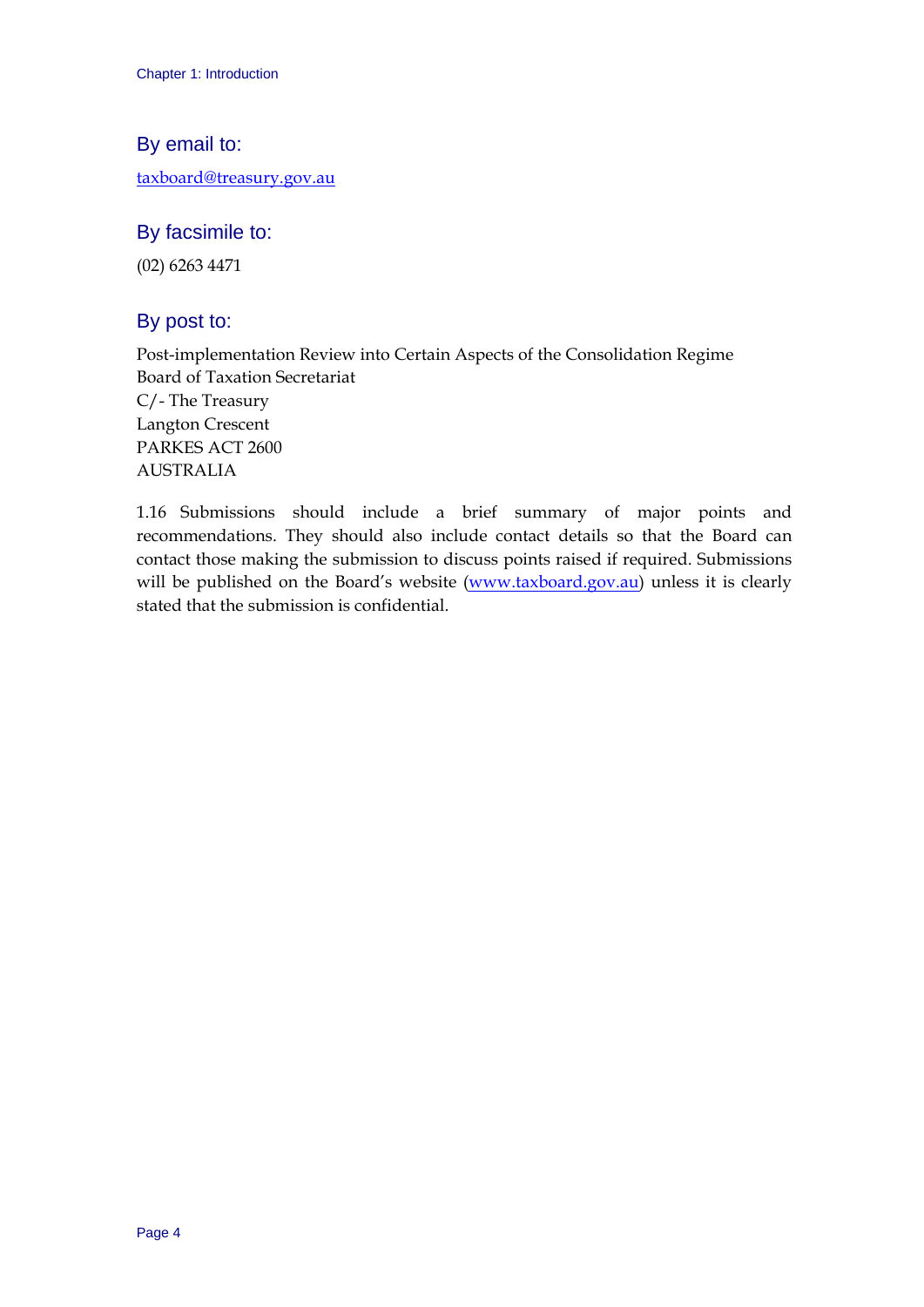### By email to:

taxboard@treasury.gov.au

### By facsimile to:

(02) 6263 4471

### By post to:

Post-implementation Review into Certain Aspects of the Consolidation Regime
Board of Taxation Secretariat
C/- The Treasury
Langton Crescent
PARKES ACT 2600
AUSTRALIA

1.16 Submissions should include a brief summary of major points and recommendations. They should also include contact details so that the Board can contact those making the submission to discuss points raised if required. Submissions will be published on the Board's website (www.taxboard.gov.au) unless it is clearly stated that the submission is confidential.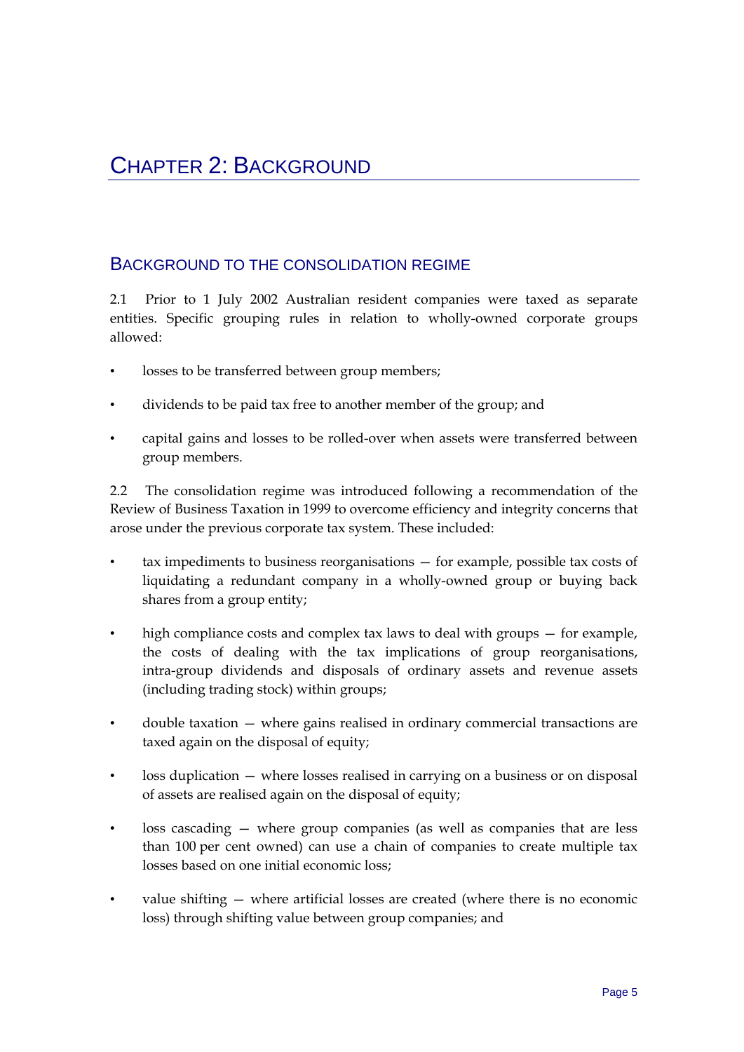# Chapter 2: Background

## Background to the consolidation regime

2.1 Prior to 1 July 2002 Australian resident companies were taxed as separate entities. Specific grouping rules in relation to wholly-owned corporate groups allowed:

- losses to be transferred between group members;
- dividends to be paid tax free to another member of the group; and
- capital gains and losses to be rolled-over when assets were transferred between group members.

2.2 The consolidation regime was introduced following a recommendation of the Review of Business Taxation in 1999 to overcome efficiency and integrity concerns that arose under the previous corporate tax system. These included:

- tax impediments to business reorganisations — for example, possible tax costs of liquidating a redundant company in a wholly-owned group or buying back shares from a group entity;
- high compliance costs and complex tax laws to deal with groups — for example, the costs of dealing with the tax implications of group reorganisations, intra-group dividends and disposals of ordinary assets and revenue assets (including trading stock) within groups;
- double taxation — where gains realised in ordinary commercial transactions are taxed again on the disposal of equity;
- loss duplication — where losses realised in carrying on a business or on disposal of assets are realised again on the disposal of equity;
- loss cascading — where group companies (as well as companies that are less than 100 per cent owned) can use a chain of companies to create multiple tax losses based on one initial economic loss;
- value shifting — where artificial losses are created (where there is no economic loss) through shifting value between group companies; and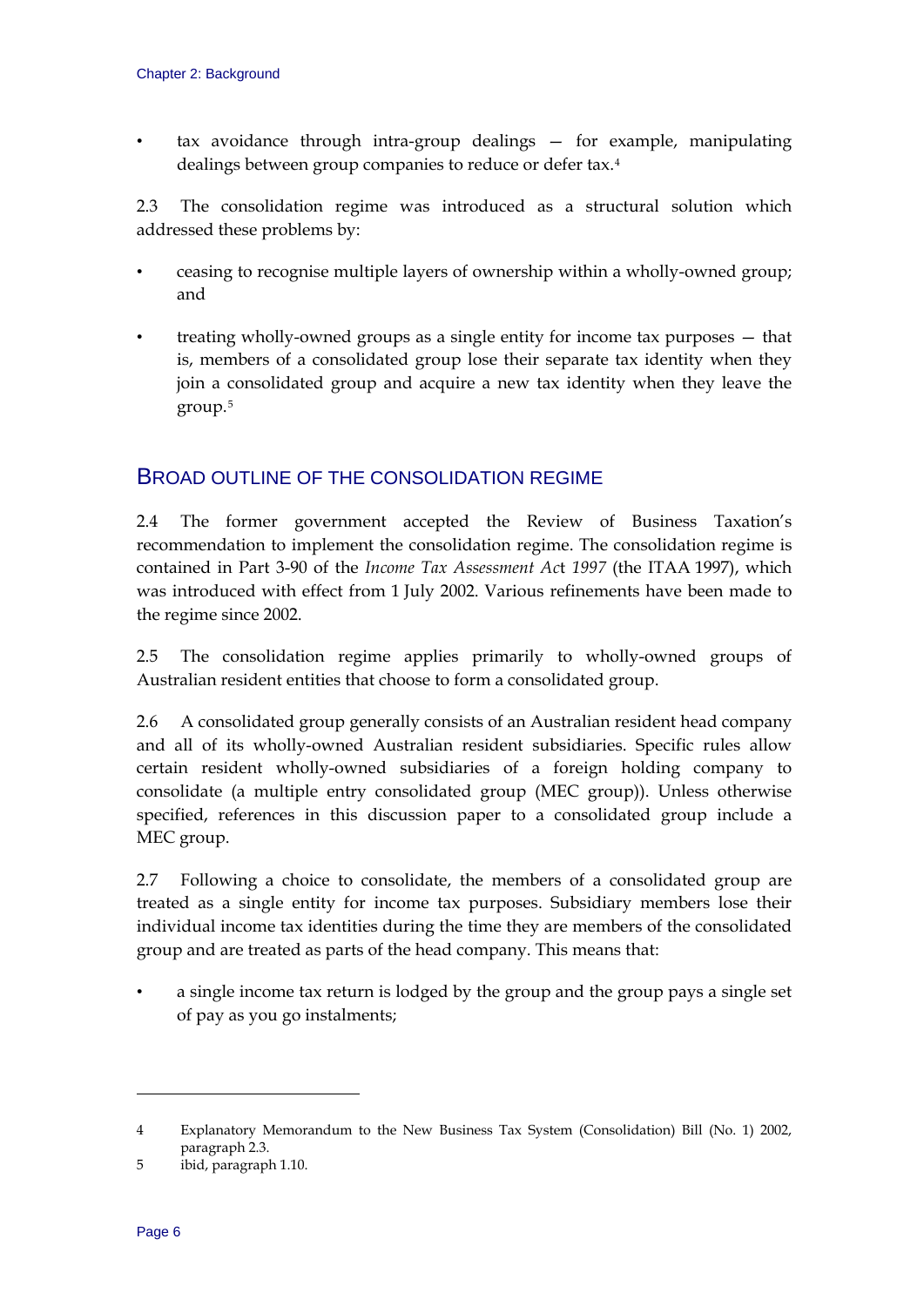- tax avoidance through intra-group dealings — for example, manipulating dealings between group companies to reduce or defer tax.[4]

2.3 The consolidation regime was introduced as a structural solution which addressed these problems by:

- ceasing to recognise multiple layers of ownership within a wholly-owned group; and
- treating wholly-owned groups as a single entity for income tax purposes — that is, members of a consolidated group lose their separate tax identity when they join a consolidated group and acquire a new tax identity when they leave the group.[5]

## Broad outline of the consolidation regime

2.4 The former government accepted the Review of Business Taxation's recommendation to implement the consolidation regime. The consolidation regime is contained in Part 3-90 of the *Income Tax Assessment Act 1997* (the ITAA 1997), which was introduced with effect from 1 July 2002. Various refinements have been made to the regime since 2002.

2.5 The consolidation regime applies primarily to wholly-owned groups of Australian resident entities that choose to form a consolidated group.

2.6 A consolidated group generally consists of an Australian resident head company and all of its wholly-owned Australian resident subsidiaries. Specific rules allow certain resident wholly-owned subsidiaries of a foreign holding company to consolidate (a multiple entry consolidated group (MEC group)). Unless otherwise specified, references in this discussion paper to a consolidated group include a MEC group.

2.7 Following a choice to consolidate, the members of a consolidated group are treated as a single entity for income tax purposes. Subsidiary members lose their individual income tax identities during the time they are members of the consolidated group and are treated as parts of the head company. This means that:

- a single income tax return is lodged by the group and the group pays a single set of pay as you go instalments;

---

4 Explanatory Memorandum to the New Business Tax System (Consolidation) Bill (No. 1) 2002, paragraph 2.3.

5 ibid, paragraph 1.10.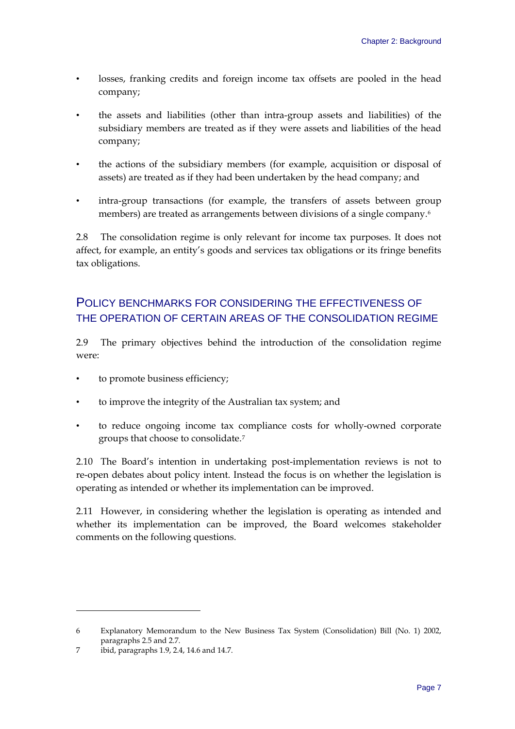- losses, franking credits and foreign income tax offsets are pooled in the head company;
- the assets and liabilities (other than intra-group assets and liabilities) of the subsidiary members are treated as if they were assets and liabilities of the head company;
- the actions of the subsidiary members (for example, acquisition or disposal of assets) are treated as if they had been undertaken by the head company; and
- intra-group transactions (for example, the transfers of assets between group members) are treated as arrangements between divisions of a single company.[6]

2.8 The consolidation regime is only relevant for income tax purposes. It does not affect, for example, an entity's goods and services tax obligations or its fringe benefits tax obligations.

## Policy benchmarks for considering the effectiveness of the operation of certain areas of the consolidation regime

2.9 The primary objectives behind the introduction of the consolidation regime were:

- to promote business efficiency;
- to improve the integrity of the Australian tax system; and
- to reduce ongoing income tax compliance costs for wholly-owned corporate groups that choose to consolidate.[7]

2.10 The Board's intention in undertaking post-implementation reviews is not to re-open debates about policy intent. Instead the focus is on whether the legislation is operating as intended or whether its implementation can be improved.

2.11 However, in considering whether the legislation is operating as intended and whether its implementation can be improved, the Board welcomes stakeholder comments on the following questions.

---

6 Explanatory Memorandum to the New Business Tax System (Consolidation) Bill (No. 1) 2002, paragraphs 2.5 and 2.7.

7 ibid, paragraphs 1.9, 2.4, 14.6 and 14.7.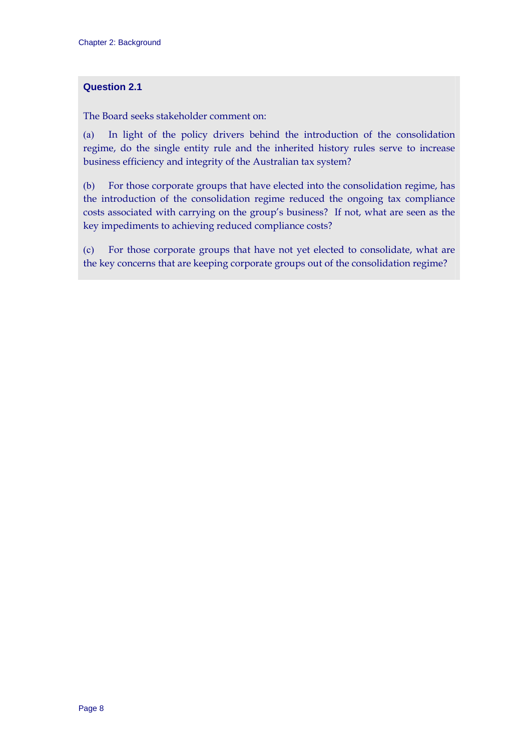### Question 2.1

The Board seeks stakeholder comment on:

(a) In light of the policy drivers behind the introduction of the consolidation regime, do the single entity rule and the inherited history rules serve to increase business efficiency and integrity of the Australian tax system?

(b) For those corporate groups that have elected into the consolidation regime, has the introduction of the consolidation regime reduced the ongoing tax compliance costs associated with carrying on the group's business? If not, what are seen as the key impediments to achieving reduced compliance costs?

(c) For those corporate groups that have not yet elected to consolidate, what are the key concerns that are keeping corporate groups out of the consolidation regime?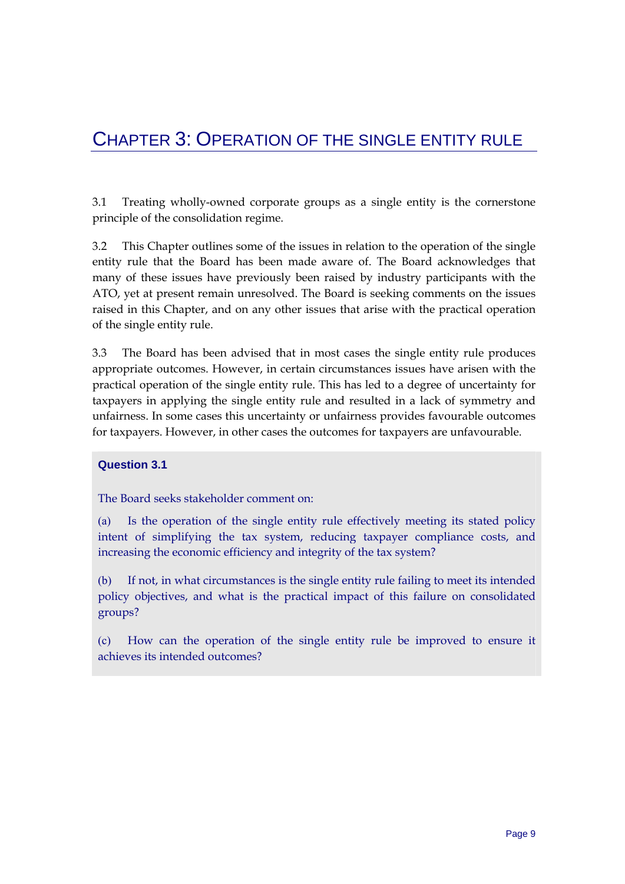# Chapter 3: Operation of the single entity rule

3.1 Treating wholly-owned corporate groups as a single entity is the cornerstone principle of the consolidation regime.

3.2 This Chapter outlines some of the issues in relation to the operation of the single entity rule that the Board has been made aware of. The Board acknowledges that many of these issues have previously been raised by industry participants with the ATO, yet at present remain unresolved. The Board is seeking comments on the issues raised in this Chapter, and on any other issues that arise with the practical operation of the single entity rule.

3.3 The Board has been advised that in most cases the single entity rule produces appropriate outcomes. However, in certain circumstances issues have arisen with the practical operation of the single entity rule. This has led to a degree of uncertainty for taxpayers in applying the single entity rule and resulted in a lack of symmetry and unfairness. In some cases this uncertainty or unfairness provides favourable outcomes for taxpayers. However, in other cases the outcomes for taxpayers are unfavourable.

**Question 3.1**

The Board seeks stakeholder comment on:

(a) Is the operation of the single entity rule effectively meeting its stated policy intent of simplifying the tax system, reducing taxpayer compliance costs, and increasing the economic efficiency and integrity of the tax system?

(b) If not, in what circumstances is the single entity rule failing to meet its intended policy objectives, and what is the practical impact of this failure on consolidated groups?

(c) How can the operation of the single entity rule be improved to ensure it achieves its intended outcomes?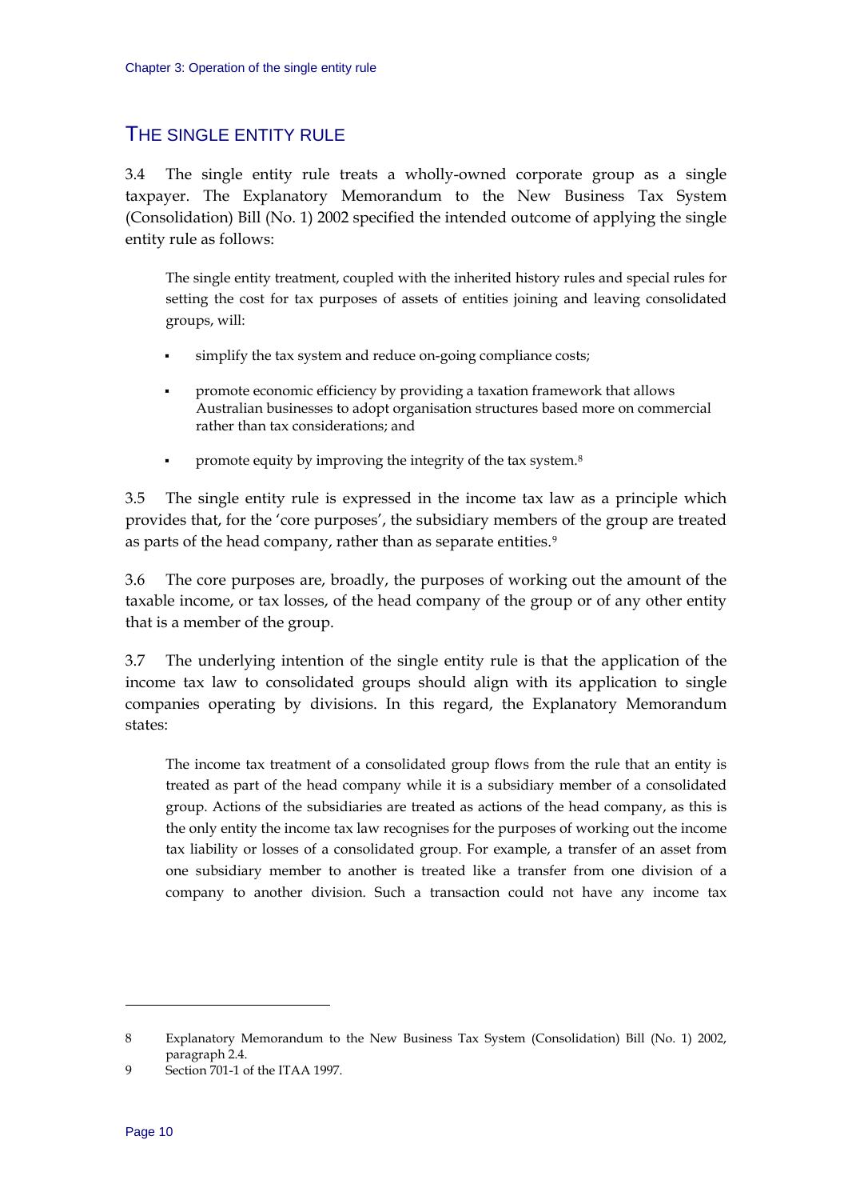## THE SINGLE ENTITY RULE

3.4 The single entity rule treats a wholly-owned corporate group as a single taxpayer. The Explanatory Memorandum to the New Business Tax System (Consolidation) Bill (No. 1) 2002 specified the intended outcome of applying the single entity rule as follows:

> The single entity treatment, coupled with the inherited history rules and special rules for setting the cost for tax purposes of assets of entities joining and leaving consolidated groups, will:
>
> - simplify the tax system and reduce on-going compliance costs;
> - promote economic efficiency by providing a taxation framework that allows Australian businesses to adopt organisation structures based more on commercial rather than tax considerations; and
> - promote equity by improving the integrity of the tax system.[8]

3.5 The single entity rule is expressed in the income tax law as a principle which provides that, for the 'core purposes', the subsidiary members of the group are treated as parts of the head company, rather than as separate entities.[9]

3.6 The core purposes are, broadly, the purposes of working out the amount of the taxable income, or tax losses, of the head company of the group or of any other entity that is a member of the group.

3.7 The underlying intention of the single entity rule is that the application of the income tax law to consolidated groups should align with its application to single companies operating by divisions. In this regard, the Explanatory Memorandum states:

> The income tax treatment of a consolidated group flows from the rule that an entity is treated as part of the head company while it is a subsidiary member of a consolidated group. Actions of the subsidiaries are treated as actions of the head company, as this is the only entity the income tax law recognises for the purposes of working out the income tax liability or losses of a consolidated group. For example, a transfer of an asset from one subsidiary member to another is treated like a transfer from one division of a company to another division. Such a transaction could not have any income tax

---

8 Explanatory Memorandum to the New Business Tax System (Consolidation) Bill (No. 1) 2002, paragraph 2.4.

9 Section 701-1 of the ITAA 1997.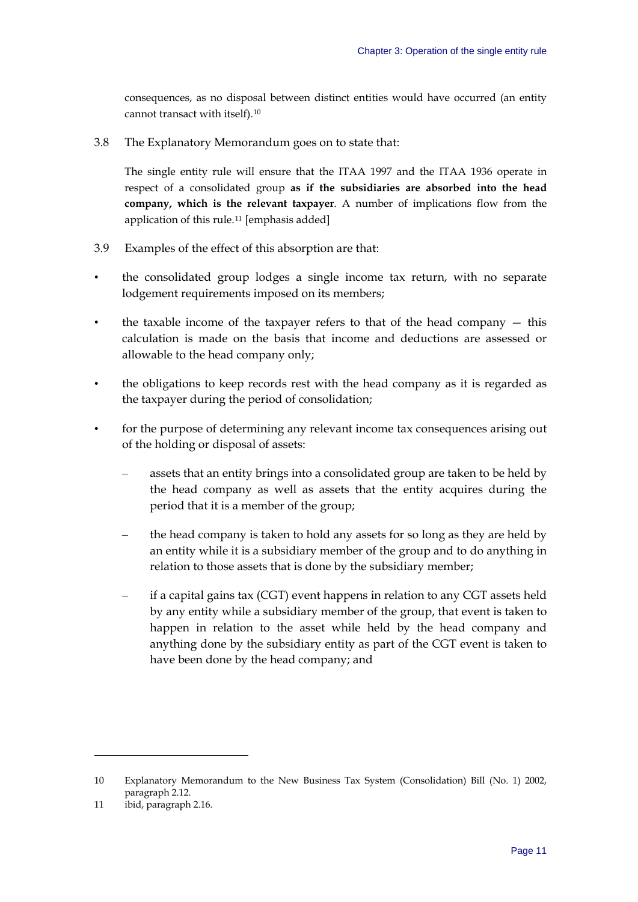consequences, as no disposal between distinct entities would have occurred (an entity cannot transact with itself).[10]

3.8 The Explanatory Memorandum goes on to state that:

> The single entity rule will ensure that the ITAA 1997 and the ITAA 1936 operate in respect of a consolidated group **as if the subsidiaries are absorbed into the head company, which is the relevant taxpayer**. A number of implications flow from the application of this rule.[11] [emphasis added]

3.9 Examples of the effect of this absorption are that:

- the consolidated group lodges a single income tax return, with no separate lodgement requirements imposed on its members;
- the taxable income of the taxpayer refers to that of the head company — this calculation is made on the basis that income and deductions are assessed or allowable to the head company only;
- the obligations to keep records rest with the head company as it is regarded as the taxpayer during the period of consolidation;
- for the purpose of determining any relevant income tax consequences arising out of the holding or disposal of assets:
  - assets that an entity brings into a consolidated group are taken to be held by the head company as well as assets that the entity acquires during the period that it is a member of the group;
  - the head company is taken to hold any assets for so long as they are held by an entity while it is a subsidiary member of the group and to do anything in relation to those assets that is done by the subsidiary member;
  - if a capital gains tax (CGT) event happens in relation to any CGT assets held by any entity while a subsidiary member of the group, that event is taken to happen in relation to the asset while held by the head company and anything done by the subsidiary entity as part of the CGT event is taken to have been done by the head company; and

---

10 Explanatory Memorandum to the New Business Tax System (Consolidation) Bill (No. 1) 2002, paragraph 2.12.

11 ibid, paragraph 2.16.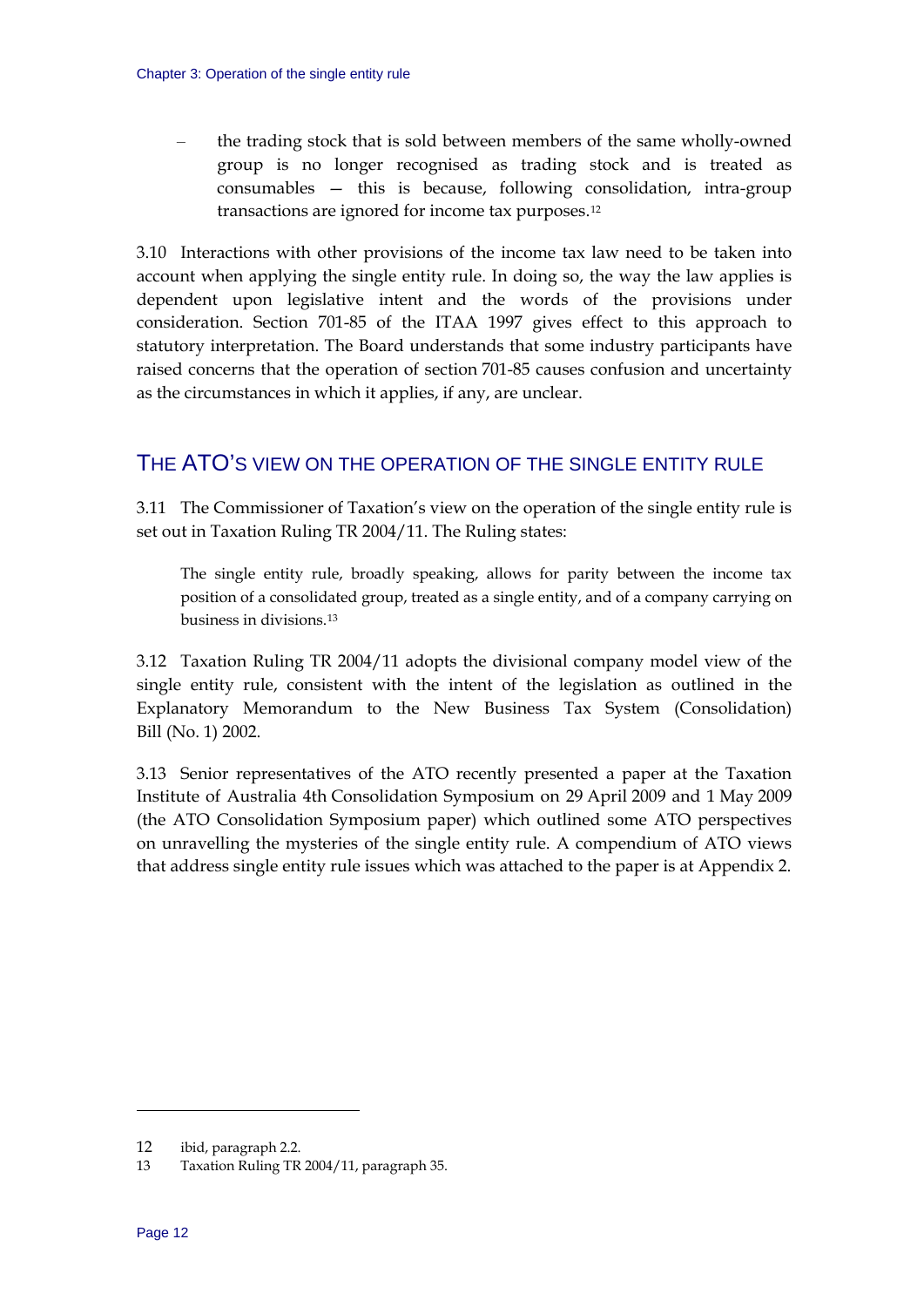– the trading stock that is sold between members of the same wholly-owned group is no longer recognised as trading stock and is treated as consumables — this is because, following consolidation, intra-group transactions are ignored for income tax purposes.[12]

3.10 Interactions with other provisions of the income tax law need to be taken into account when applying the single entity rule. In doing so, the way the law applies is dependent upon legislative intent and the words of the provisions under consideration. Section 701-85 of the ITAA 1997 gives effect to this approach to statutory interpretation. The Board understands that some industry participants have raised concerns that the operation of section 701-85 causes confusion and uncertainty as the circumstances in which it applies, if any, are unclear.

## THE ATO'S VIEW ON THE OPERATION OF THE SINGLE ENTITY RULE

3.11 The Commissioner of Taxation's view on the operation of the single entity rule is set out in Taxation Ruling TR 2004/11. The Ruling states:

> The single entity rule, broadly speaking, allows for parity between the income tax position of a consolidated group, treated as a single entity, and of a company carrying on business in divisions.[13]

3.12 Taxation Ruling TR 2004/11 adopts the divisional company model view of the single entity rule, consistent with the intent of the legislation as outlined in the Explanatory Memorandum to the New Business Tax System (Consolidation) Bill (No. 1) 2002.

3.13 Senior representatives of the ATO recently presented a paper at the Taxation Institute of Australia 4th Consolidation Symposium on 29 April 2009 and 1 May 2009 (the ATO Consolidation Symposium paper) which outlined some ATO perspectives on unravelling the mysteries of the single entity rule. A compendium of ATO views that address single entity rule issues which was attached to the paper is at Appendix 2.

---

12 ibid, paragraph 2.2.

13 Taxation Ruling TR 2004/11, paragraph 35.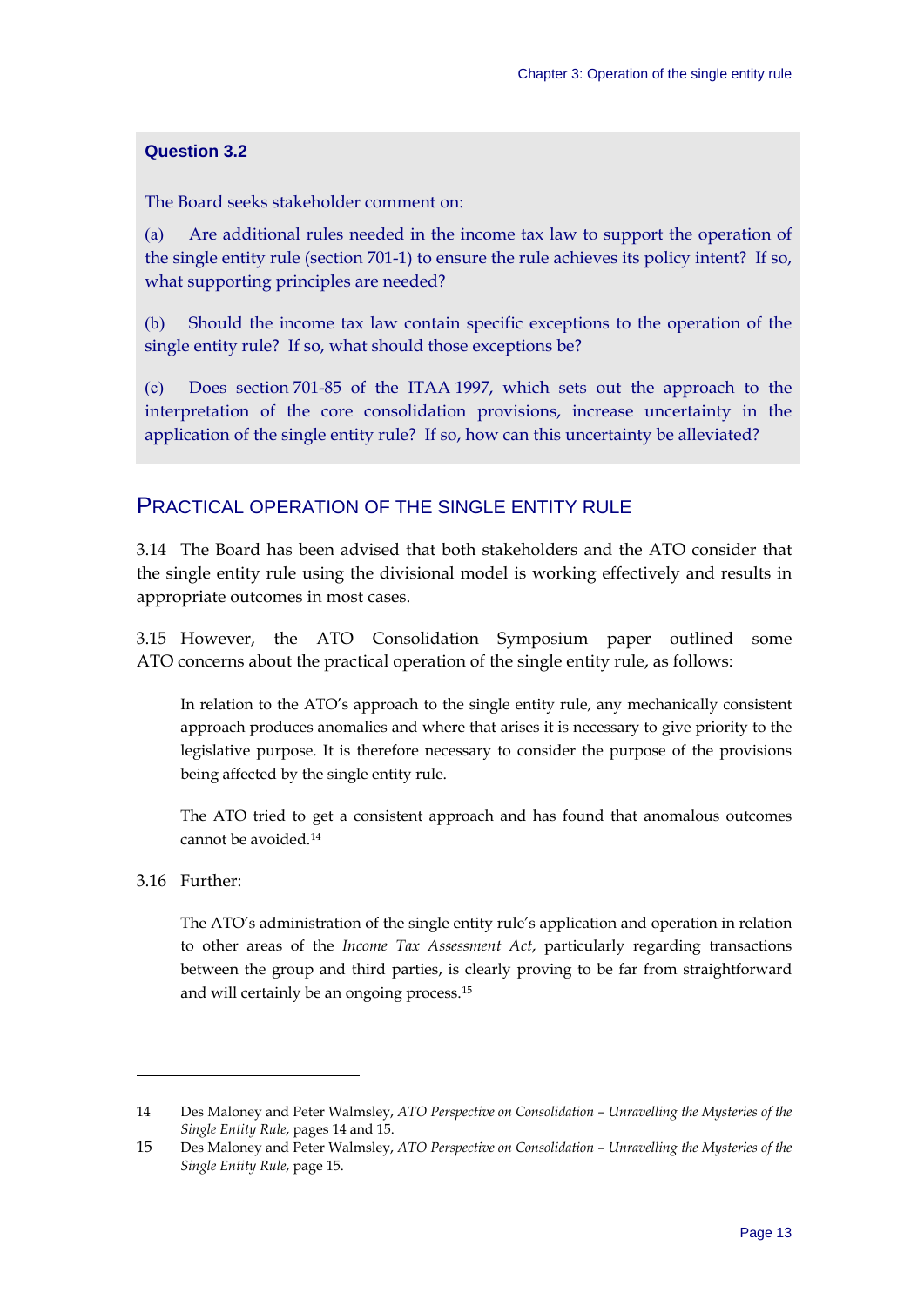**Question 3.2**

The Board seeks stakeholder comment on:

(a) Are additional rules needed in the income tax law to support the operation of the single entity rule (section 701-1) to ensure the rule achieves its policy intent? If so, what supporting principles are needed?

(b) Should the income tax law contain specific exceptions to the operation of the single entity rule? If so, what should those exceptions be?

(c) Does section 701-85 of the ITAA 1997, which sets out the approach to the interpretation of the core consolidation provisions, increase uncertainty in the application of the single entity rule? If so, how can this uncertainty be alleviated?

## PRACTICAL OPERATION OF THE SINGLE ENTITY RULE

3.14 The Board has been advised that both stakeholders and the ATO consider that the single entity rule using the divisional model is working effectively and results in appropriate outcomes in most cases.

3.15 However, the ATO Consolidation Symposium paper outlined some ATO concerns about the practical operation of the single entity rule, as follows:

> In relation to the ATO's approach to the single entity rule, any mechanically consistent approach produces anomalies and where that arises it is necessary to give priority to the legislative purpose. It is therefore necessary to consider the purpose of the provisions being affected by the single entity rule.
>
> The ATO tried to get a consistent approach and has found that anomalous outcomes cannot be avoided.[14]

3.16 Further:

> The ATO's administration of the single entity rule's application and operation in relation to other areas of the *Income Tax Assessment Act*, particularly regarding transactions between the group and third parties, is clearly proving to be far from straightforward and will certainly be an ongoing process.[15]

---

14 Des Maloney and Peter Walmsley, *ATO Perspective on Consolidation – Unravelling the Mysteries of the Single Entity Rule*, pages 14 and 15.

15 Des Maloney and Peter Walmsley, *ATO Perspective on Consolidation – Unravelling the Mysteries of the Single Entity Rule*, page 15.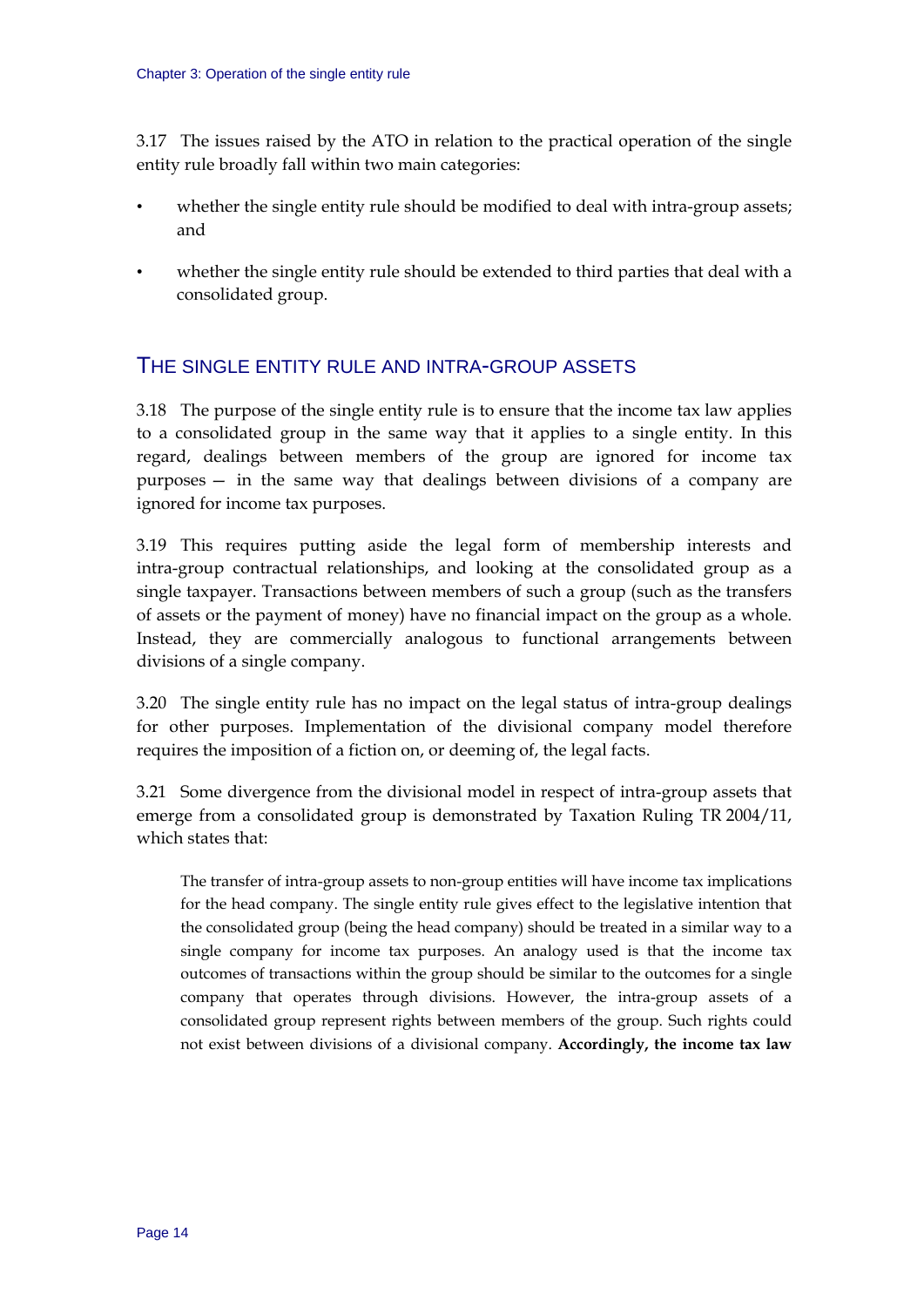3.17 The issues raised by the ATO in relation to the practical operation of the single entity rule broadly fall within two main categories:

- whether the single entity rule should be modified to deal with intra-group assets; and
- whether the single entity rule should be extended to third parties that deal with a consolidated group.

## The single entity rule and intra-group assets

3.18 The purpose of the single entity rule is to ensure that the income tax law applies to a consolidated group in the same way that it applies to a single entity. In this regard, dealings between members of the group are ignored for income tax purposes — in the same way that dealings between divisions of a company are ignored for income tax purposes.

3.19 This requires putting aside the legal form of membership interests and intra-group contractual relationships, and looking at the consolidated group as a single taxpayer. Transactions between members of such a group (such as the transfers of assets or the payment of money) have no financial impact on the group as a whole. Instead, they are commercially analogous to functional arrangements between divisions of a single company.

3.20 The single entity rule has no impact on the legal status of intra-group dealings for other purposes. Implementation of the divisional company model therefore requires the imposition of a fiction on, or deeming of, the legal facts.

3.21 Some divergence from the divisional model in respect of intra-group assets that emerge from a consolidated group is demonstrated by Taxation Ruling TR 2004/11, which states that:

> The transfer of intra-group assets to non-group entities will have income tax implications for the head company. The single entity rule gives effect to the legislative intention that the consolidated group (being the head company) should be treated in a similar way to a single company for income tax purposes. An analogy used is that the income tax outcomes of transactions within the group should be similar to the outcomes for a single company that operates through divisions. However, the intra-group assets of a consolidated group represent rights between members of the group. Such rights could not exist between divisions of a divisional company. **Accordingly, the income tax law**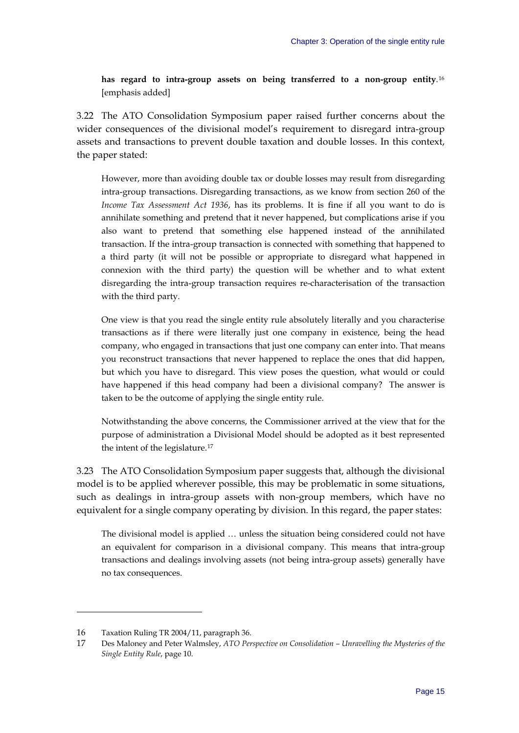> **has regard to intra-group assets on being transferred to a non-group entity**.[16] [emphasis added]

3.22 The ATO Consolidation Symposium paper raised further concerns about the wider consequences of the divisional model's requirement to disregard intra-group assets and transactions to prevent double taxation and double losses. In this context, the paper stated:

> However, more than avoiding double tax or double losses may result from disregarding intra-group transactions. Disregarding transactions, as we know from section 260 of the *Income Tax Assessment Act 1936*, has its problems. It is fine if all you want to do is annihilate something and pretend that it never happened, but complications arise if you also want to pretend that something else happened instead of the annihilated transaction. If the intra-group transaction is connected with something that happened to a third party (it will not be possible or appropriate to disregard what happened in connexion with the third party) the question will be whether and to what extent disregarding the intra-group transaction requires re-characterisation of the transaction with the third party.
>
> One view is that you read the single entity rule absolutely literally and you characterise transactions as if there were literally just one company in existence, being the head company, who engaged in transactions that just one company can enter into. That means you reconstruct transactions that never happened to replace the ones that did happen, but which you have to disregard. This view poses the question, what would or could have happened if this head company had been a divisional company? The answer is taken to be the outcome of applying the single entity rule.
>
> Notwithstanding the above concerns, the Commissioner arrived at the view that for the purpose of administration a Divisional Model should be adopted as it best represented the intent of the legislature.[17]

3.23 The ATO Consolidation Symposium paper suggests that, although the divisional model is to be applied wherever possible, this may be problematic in some situations, such as dealings in intra-group assets with non-group members, which have no equivalent for a single company operating by division. In this regard, the paper states:

> The divisional model is applied … unless the situation being considered could not have an equivalent for comparison in a divisional company. This means that intra-group transactions and dealings involving assets (not being intra-group assets) generally have no tax consequences.

---

16 Taxation Ruling TR 2004/11, paragraph 36.

17 Des Maloney and Peter Walmsley, *ATO Perspective on Consolidation – Unravelling the Mysteries of the Single Entity Rule*, page 10.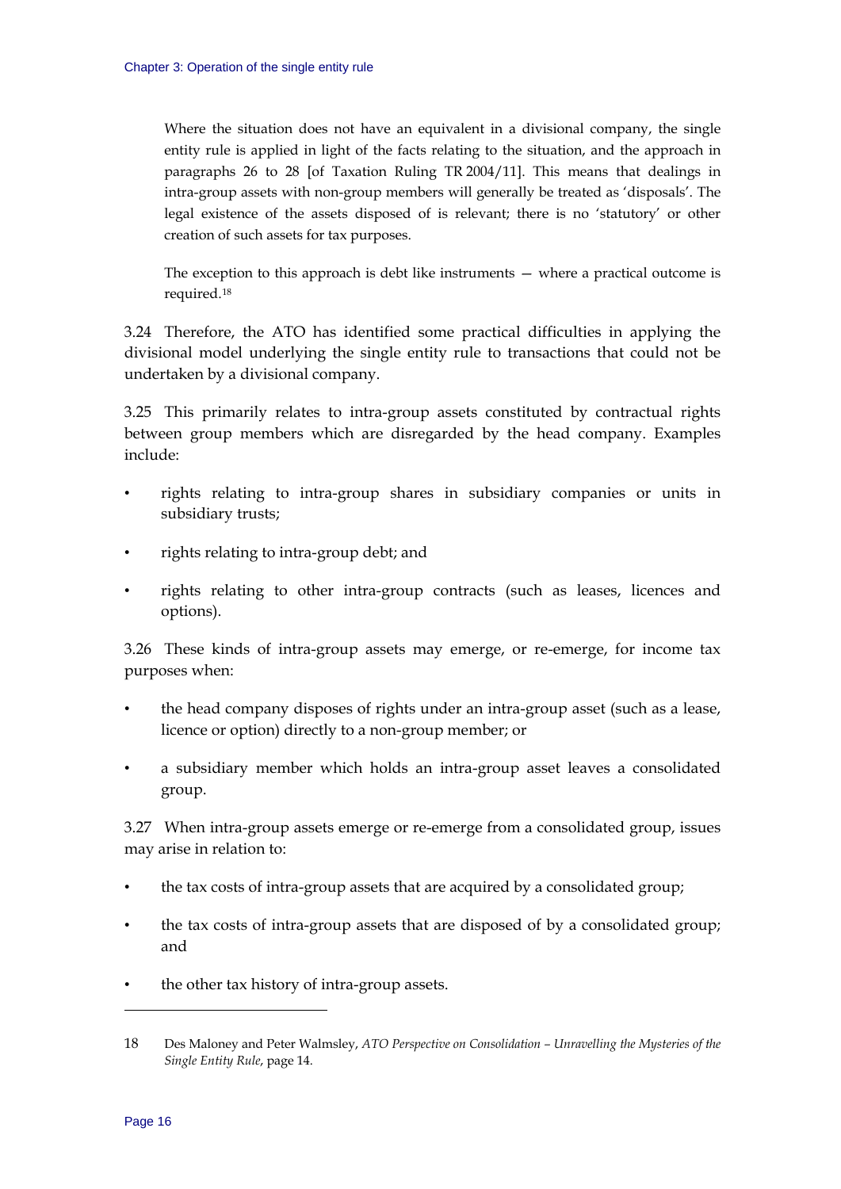> Where the situation does not have an equivalent in a divisional company, the single entity rule is applied in light of the facts relating to the situation, and the approach in paragraphs 26 to 28 [of Taxation Ruling TR 2004/11]. This means that dealings in intra-group assets with non-group members will generally be treated as 'disposals'. The legal existence of the assets disposed of is relevant; there is no 'statutory' or other creation of such assets for tax purposes.
>
> The exception to this approach is debt like instruments — where a practical outcome is required.[18]

3.24 Therefore, the ATO has identified some practical difficulties in applying the divisional model underlying the single entity rule to transactions that could not be undertaken by a divisional company.

3.25 This primarily relates to intra-group assets constituted by contractual rights between group members which are disregarded by the head company. Examples include:

- rights relating to intra-group shares in subsidiary companies or units in subsidiary trusts;
- rights relating to intra-group debt; and
- rights relating to other intra-group contracts (such as leases, licences and options).

3.26 These kinds of intra-group assets may emerge, or re-emerge, for income tax purposes when:

- the head company disposes of rights under an intra-group asset (such as a lease, licence or option) directly to a non-group member; or
- a subsidiary member which holds an intra-group asset leaves a consolidated group.

3.27 When intra-group assets emerge or re-emerge from a consolidated group, issues may arise in relation to:

- the tax costs of intra-group assets that are acquired by a consolidated group;
- the tax costs of intra-group assets that are disposed of by a consolidated group; and
- the other tax history of intra-group assets.

---

18 Des Maloney and Peter Walmsley, *ATO Perspective on Consolidation – Unravelling the Mysteries of the Single Entity Rule*, page 14.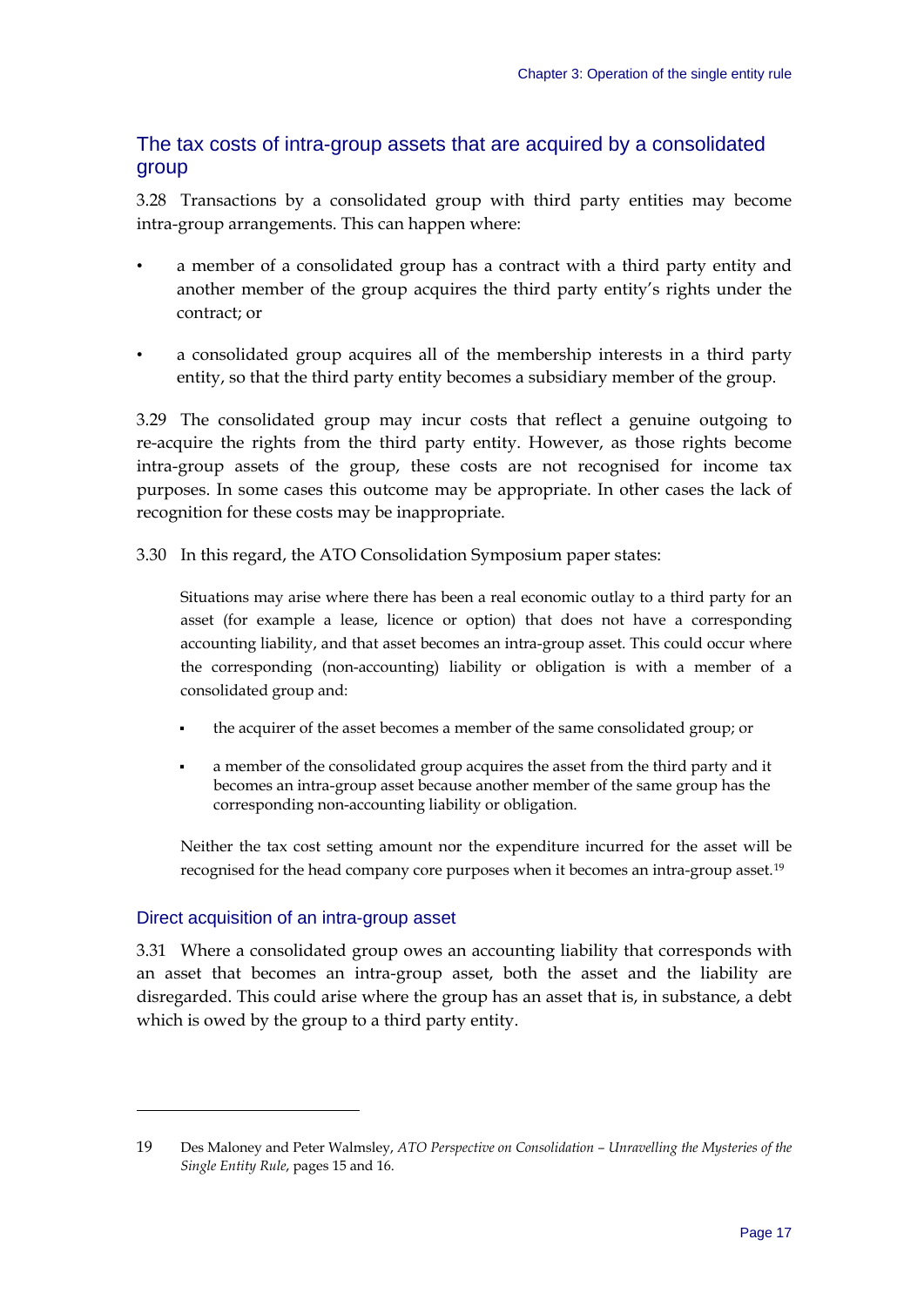## The tax costs of intra-group assets that are acquired by a consolidated group

3.28 Transactions by a consolidated group with third party entities may become intra-group arrangements. This can happen where:

- a member of a consolidated group has a contract with a third party entity and another member of the group acquires the third party entity's rights under the contract; or
- a consolidated group acquires all of the membership interests in a third party entity, so that the third party entity becomes a subsidiary member of the group.

3.29 The consolidated group may incur costs that reflect a genuine outgoing to re-acquire the rights from the third party entity. However, as those rights become intra-group assets of the group, these costs are not recognised for income tax purposes. In some cases this outcome may be appropriate. In other cases the lack of recognition for these costs may be inappropriate.

3.30 In this regard, the ATO Consolidation Symposium paper states:

> Situations may arise where there has been a real economic outlay to a third party for an asset (for example a lease, licence or option) that does not have a corresponding accounting liability, and that asset becomes an intra-group asset. This could occur where the corresponding (non-accounting) liability or obligation is with a member of a consolidated group and:
>
> - the acquirer of the asset becomes a member of the same consolidated group; or
> - a member of the consolidated group acquires the asset from the third party and it becomes an intra-group asset because another member of the same group has the corresponding non-accounting liability or obligation.
>
> Neither the tax cost setting amount nor the expenditure incurred for the asset will be recognised for the head company core purposes when it becomes an intra-group asset.[19]

### Direct acquisition of an intra-group asset

3.31 Where a consolidated group owes an accounting liability that corresponds with an asset that becomes an intra-group asset, both the asset and the liability are disregarded. This could arise where the group has an asset that is, in substance, a debt which is owed by the group to a third party entity.

---

19 Des Maloney and Peter Walmsley, *ATO Perspective on Consolidation – Unravelling the Mysteries of the Single Entity Rule*, pages 15 and 16.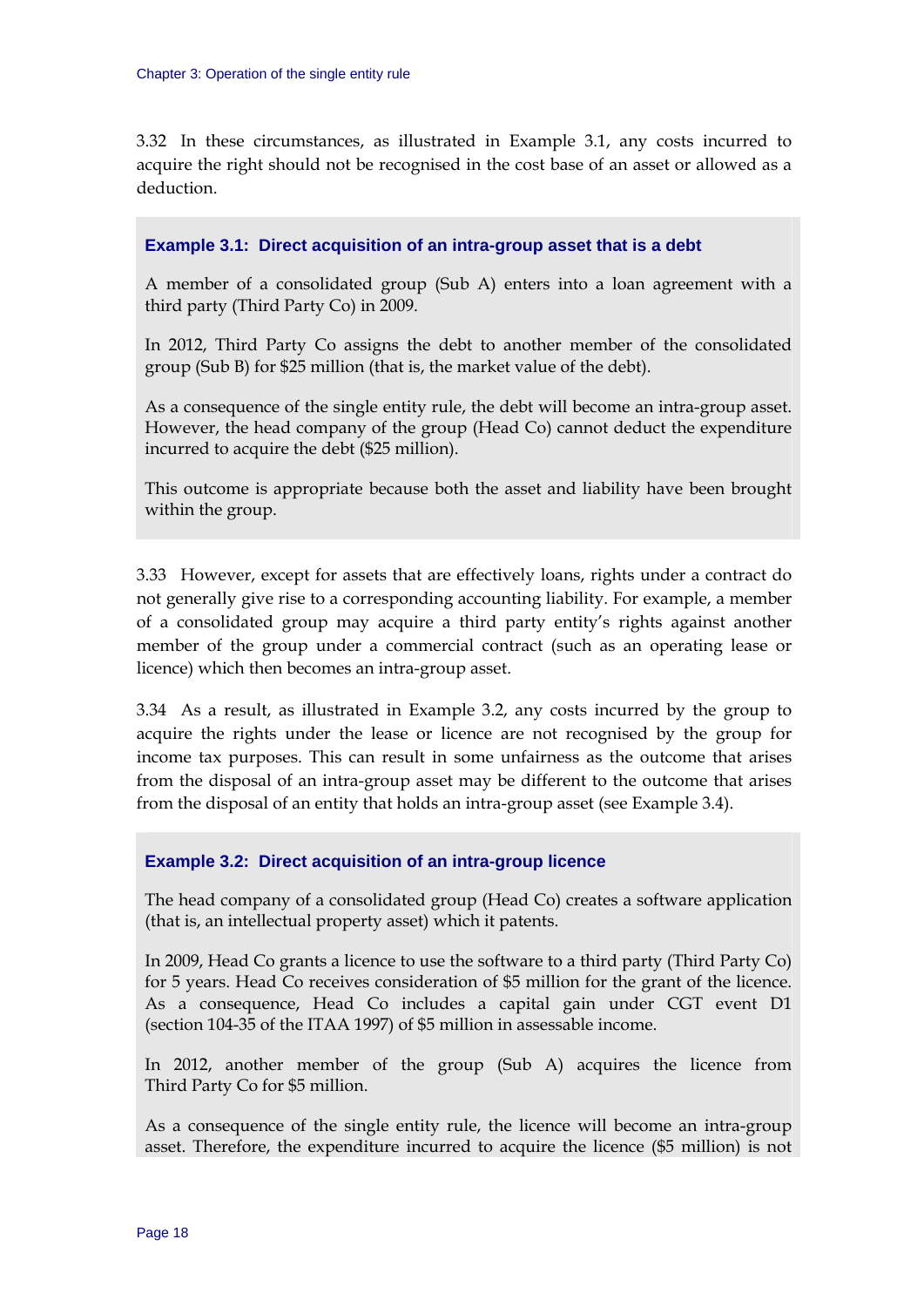3.32 In these circumstances, as illustrated in Example 3.1, any costs incurred to acquire the right should not be recognised in the cost base of an asset or allowed as a deduction.

> **Example 3.1: Direct acquisition of an intra-group asset that is a debt**
>
> A member of a consolidated group (Sub A) enters into a loan agreement with a third party (Third Party Co) in 2009.
>
> In 2012, Third Party Co assigns the debt to another member of the consolidated group (Sub B) for $25 million (that is, the market value of the debt).
>
> As a consequence of the single entity rule, the debt will become an intra-group asset. However, the head company of the group (Head Co) cannot deduct the expenditure incurred to acquire the debt ($25 million).
>
> This outcome is appropriate because both the asset and liability have been brought within the group.

3.33 However, except for assets that are effectively loans, rights under a contract do not generally give rise to a corresponding accounting liability. For example, a member of a consolidated group may acquire a third party entity's rights against another member of the group under a commercial contract (such as an operating lease or licence) which then becomes an intra-group asset.

3.34 As a result, as illustrated in Example 3.2, any costs incurred by the group to acquire the rights under the lease or licence are not recognised by the group for income tax purposes. This can result in some unfairness as the outcome that arises from the disposal of an intra-group asset may be different to the outcome that arises from the disposal of an entity that holds an intra-group asset (see Example 3.4).

> **Example 3.2: Direct acquisition of an intra-group licence**
>
> The head company of a consolidated group (Head Co) creates a software application (that is, an intellectual property asset) which it patents.
>
> In 2009, Head Co grants a licence to use the software to a third party (Third Party Co) for 5 years. Head Co receives consideration of $5 million for the grant of the licence. As a consequence, Head Co includes a capital gain under CGT event D1 (section 104-35 of the ITAA 1997) of $5 million in assessable income.
>
> In 2012, another member of the group (Sub A) acquires the licence from Third Party Co for $5 million.
>
> As a consequence of the single entity rule, the licence will become an intra-group asset. Therefore, the expenditure incurred to acquire the licence ($5 million) is not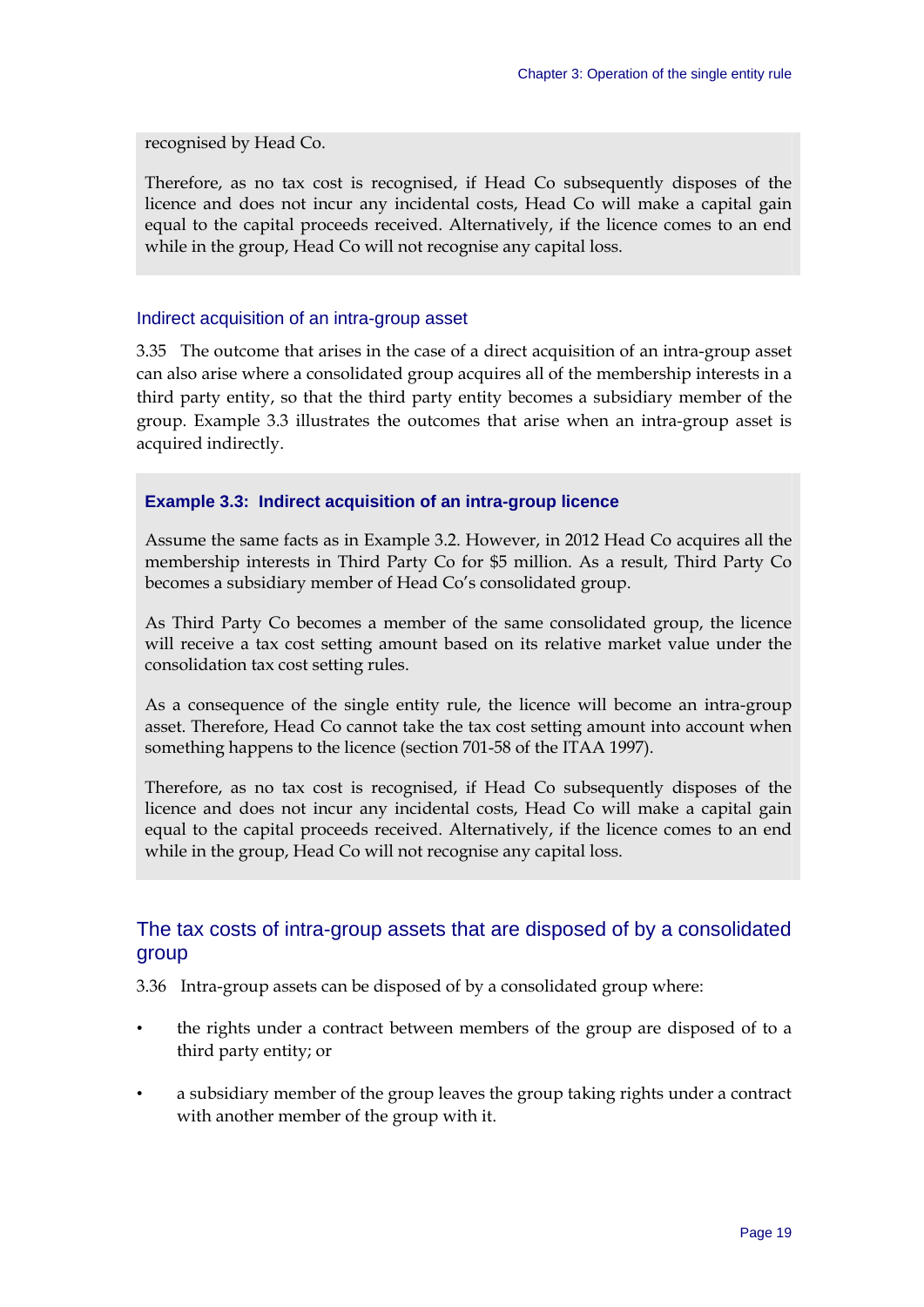recognised by Head Co.

Therefore, as no tax cost is recognised, if Head Co subsequently disposes of the licence and does not incur any incidental costs, Head Co will make a capital gain equal to the capital proceeds received. Alternatively, if the licence comes to an end while in the group, Head Co will not recognise any capital loss.

### Indirect acquisition of an intra-group asset

3.35 The outcome that arises in the case of a direct acquisition of an intra-group asset can also arise where a consolidated group acquires all of the membership interests in a third party entity, so that the third party entity becomes a subsidiary member of the group. Example 3.3 illustrates the outcomes that arise when an intra-group asset is acquired indirectly.

#### Example 3.3: Indirect acquisition of an intra-group licence

Assume the same facts as in Example 3.2. However, in 2012 Head Co acquires all the membership interests in Third Party Co for $5 million. As a result, Third Party Co becomes a subsidiary member of Head Co's consolidated group.

As Third Party Co becomes a member of the same consolidated group, the licence will receive a tax cost setting amount based on its relative market value under the consolidation tax cost setting rules.

As a consequence of the single entity rule, the licence will become an intra-group asset. Therefore, Head Co cannot take the tax cost setting amount into account when something happens to the licence (section 701-58 of the ITAA 1997).

Therefore, as no tax cost is recognised, if Head Co subsequently disposes of the licence and does not incur any incidental costs, Head Co will make a capital gain equal to the capital proceeds received. Alternatively, if the licence comes to an end while in the group, Head Co will not recognise any capital loss.

## The tax costs of intra-group assets that are disposed of by a consolidated group

3.36 Intra-group assets can be disposed of by a consolidated group where:

- the rights under a contract between members of the group are disposed of to a third party entity; or
- a subsidiary member of the group leaves the group taking rights under a contract with another member of the group with it.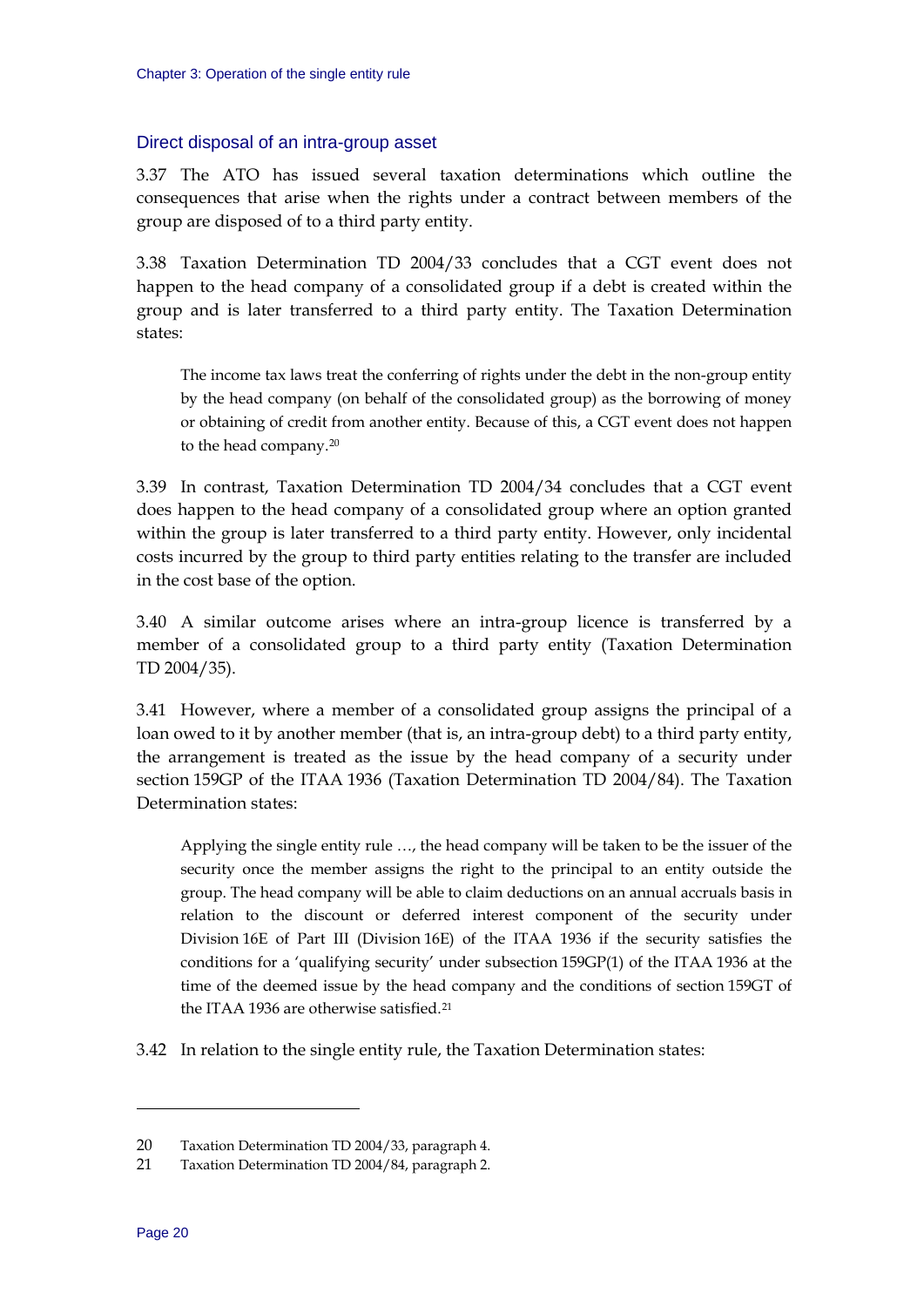## Direct disposal of an intra-group asset

3.37 The ATO has issued several taxation determinations which outline the consequences that arise when the rights under a contract between members of the group are disposed of to a third party entity.

3.38 Taxation Determination TD 2004/33 concludes that a CGT event does not happen to the head company of a consolidated group if a debt is created within the group and is later transferred to a third party entity. The Taxation Determination states:

> The income tax laws treat the conferring of rights under the debt in the non-group entity by the head company (on behalf of the consolidated group) as the borrowing of money or obtaining of credit from another entity. Because of this, a CGT event does not happen to the head company.[20]

3.39 In contrast, Taxation Determination TD 2004/34 concludes that a CGT event does happen to the head company of a consolidated group where an option granted within the group is later transferred to a third party entity. However, only incidental costs incurred by the group to third party entities relating to the transfer are included in the cost base of the option.

3.40 A similar outcome arises where an intra-group licence is transferred by a member of a consolidated group to a third party entity (Taxation Determination TD 2004/35).

3.41 However, where a member of a consolidated group assigns the principal of a loan owed to it by another member (that is, an intra-group debt) to a third party entity, the arrangement is treated as the issue by the head company of a security under section 159GP of the ITAA 1936 (Taxation Determination TD 2004/84). The Taxation Determination states:

> Applying the single entity rule …, the head company will be taken to be the issuer of the security once the member assigns the right to the principal to an entity outside the group. The head company will be able to claim deductions on an annual accruals basis in relation to the discount or deferred interest component of the security under Division 16E of Part III (Division 16E) of the ITAA 1936 if the security satisfies the conditions for a 'qualifying security' under subsection 159GP(1) of the ITAA 1936 at the time of the deemed issue by the head company and the conditions of section 159GT of the ITAA 1936 are otherwise satisfied.[21]

3.42 In relation to the single entity rule, the Taxation Determination states:

---

20 Taxation Determination TD 2004/33, paragraph 4.

21 Taxation Determination TD 2004/84, paragraph 2.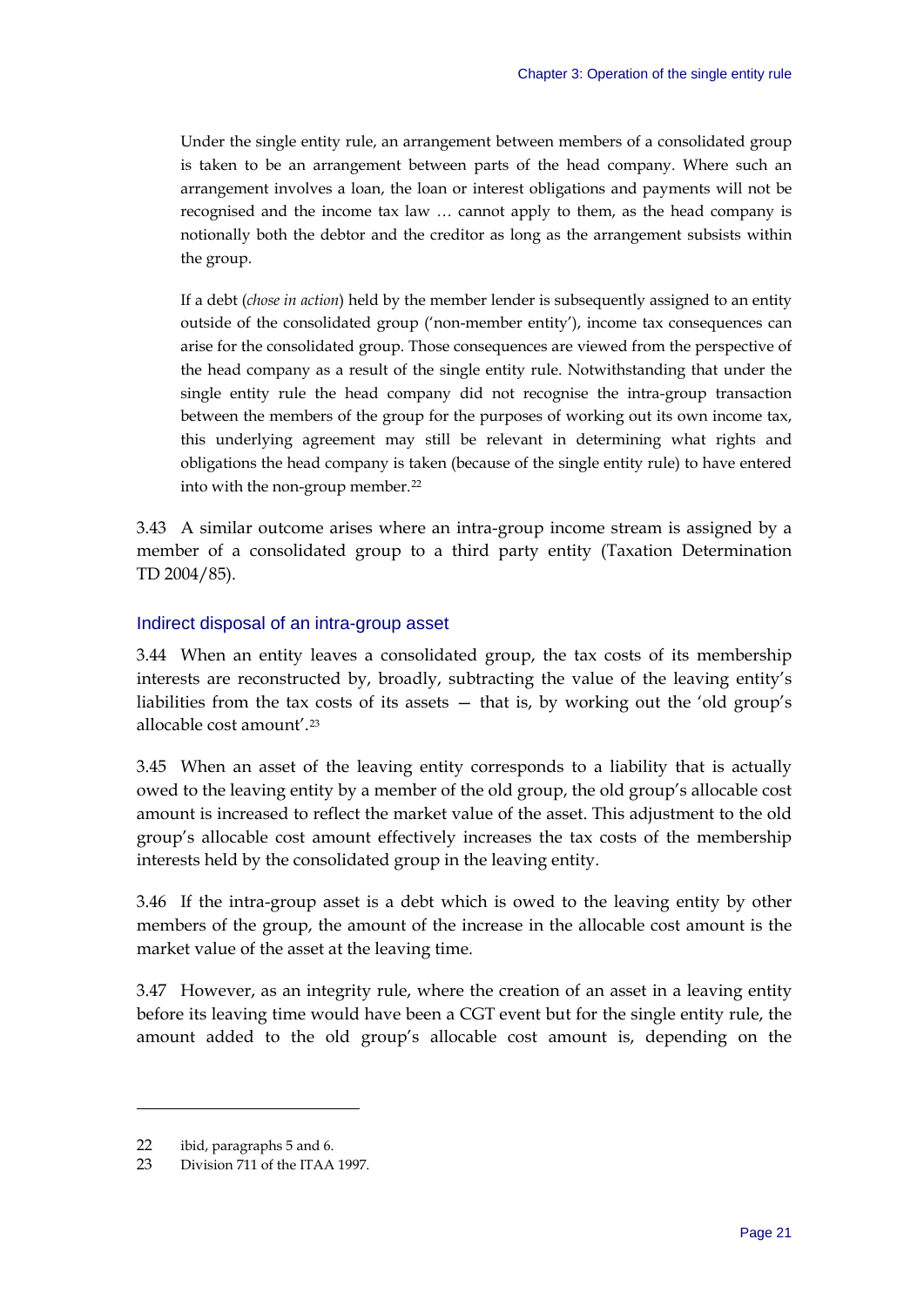> Under the single entity rule, an arrangement between members of a consolidated group is taken to be an arrangement between parts of the head company. Where such an arrangement involves a loan, the loan or interest obligations and payments will not be recognised and the income tax law … cannot apply to them, as the head company is notionally both the debtor and the creditor as long as the arrangement subsists within the group.
>
> If a debt (*chose in action*) held by the member lender is subsequently assigned to an entity outside of the consolidated group ('non-member entity'), income tax consequences can arise for the consolidated group. Those consequences are viewed from the perspective of the head company as a result of the single entity rule. Notwithstanding that under the single entity rule the head company did not recognise the intra-group transaction between the members of the group for the purposes of working out its own income tax, this underlying agreement may still be relevant in determining what rights and obligations the head company is taken (because of the single entity rule) to have entered into with the non-group member.[22]

3.43 A similar outcome arises where an intra-group income stream is assigned by a member of a consolidated group to a third party entity (Taxation Determination TD 2004/85).

### Indirect disposal of an intra-group asset

3.44 When an entity leaves a consolidated group, the tax costs of its membership interests are reconstructed by, broadly, subtracting the value of the leaving entity's liabilities from the tax costs of its assets — that is, by working out the 'old group's allocable cost amount'.[23]

3.45 When an asset of the leaving entity corresponds to a liability that is actually owed to the leaving entity by a member of the old group, the old group's allocable cost amount is increased to reflect the market value of the asset. This adjustment to the old group's allocable cost amount effectively increases the tax costs of the membership interests held by the consolidated group in the leaving entity.

3.46 If the intra-group asset is a debt which is owed to the leaving entity by other members of the group, the amount of the increase in the allocable cost amount is the market value of the asset at the leaving time.

3.47 However, as an integrity rule, where the creation of an asset in a leaving entity before its leaving time would have been a CGT event but for the single entity rule, the amount added to the old group's allocable cost amount is, depending on the

---

22 ibid, paragraphs 5 and 6.

23 Division 711 of the ITAA 1997.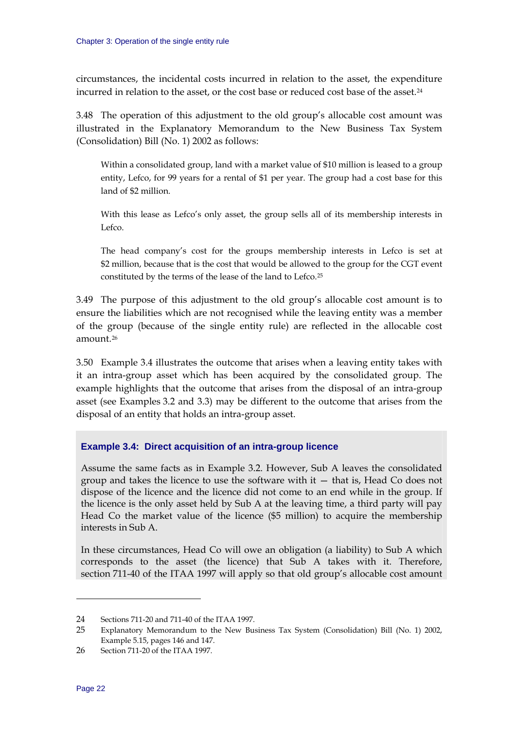circumstances, the incidental costs incurred in relation to the asset, the expenditure incurred in relation to the asset, or the cost base or reduced cost base of the asset.[24]

3.48 The operation of this adjustment to the old group's allocable cost amount was illustrated in the Explanatory Memorandum to the New Business Tax System (Consolidation) Bill (No. 1) 2002 as follows:

> Within a consolidated group, land with a market value of $10 million is leased to a group entity, Lefco, for 99 years for a rental of $1 per year. The group had a cost base for this land of $2 million.
>
> With this lease as Lefco's only asset, the group sells all of its membership interests in Lefco.
>
> The head company's cost for the groups membership interests in Lefco is set at $2 million, because that is the cost that would be allowed to the group for the CGT event constituted by the terms of the lease of the land to Lefco.[25]

3.49 The purpose of this adjustment to the old group's allocable cost amount is to ensure the liabilities which are not recognised while the leaving entity was a member of the group (because of the single entity rule) are reflected in the allocable cost amount.[26]

3.50 Example 3.4 illustrates the outcome that arises when a leaving entity takes with it an intra-group asset which has been acquired by the consolidated group. The example highlights that the outcome that arises from the disposal of an intra-group asset (see Examples 3.2 and 3.3) may be different to the outcome that arises from the disposal of an entity that holds an intra-group asset.

### Example 3.4: Direct acquisition of an intra-group licence

Assume the same facts as in Example 3.2. However, Sub A leaves the consolidated group and takes the licence to use the software with it — that is, Head Co does not dispose of the licence and the licence did not come to an end while in the group. If the licence is the only asset held by Sub A at the leaving time, a third party will pay Head Co the market value of the licence ($5 million) to acquire the membership interests in Sub A.

In these circumstances, Head Co will owe an obligation (a liability) to Sub A which corresponds to the asset (the licence) that Sub A takes with it. Therefore, section 711-40 of the ITAA 1997 will apply so that old group's allocable cost amount

---

24 Sections 711-20 and 711-40 of the ITAA 1997.

25 Explanatory Memorandum to the New Business Tax System (Consolidation) Bill (No. 1) 2002, Example 5.15, pages 146 and 147.

26 Section 711-20 of the ITAA 1997.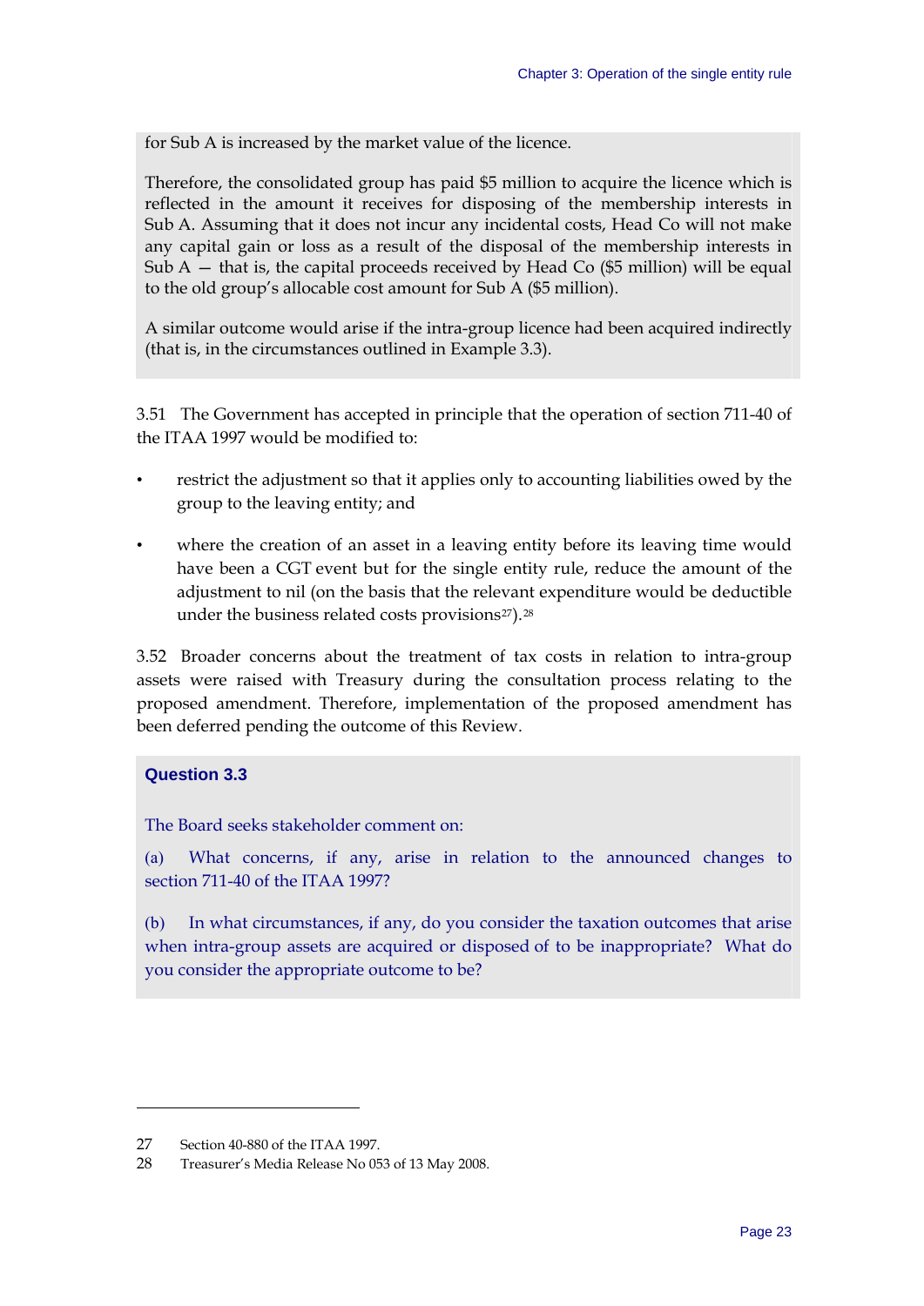for Sub A is increased by the market value of the licence.

Therefore, the consolidated group has paid $5 million to acquire the licence which is reflected in the amount it receives for disposing of the membership interests in Sub A. Assuming that it does not incur any incidental costs, Head Co will not make any capital gain or loss as a result of the disposal of the membership interests in Sub A — that is, the capital proceeds received by Head Co ($5 million) will be equal to the old group's allocable cost amount for Sub A ($5 million).

A similar outcome would arise if the intra-group licence had been acquired indirectly (that is, in the circumstances outlined in Example 3.3).

3.51 The Government has accepted in principle that the operation of section 711-40 of the ITAA 1997 would be modified to:

- restrict the adjustment so that it applies only to accounting liabilities owed by the group to the leaving entity; and
- where the creation of an asset in a leaving entity before its leaving time would have been a CGT event but for the single entity rule, reduce the amount of the adjustment to nil (on the basis that the relevant expenditure would be deductible under the business related costs provisions[27]).[28]

3.52 Broader concerns about the treatment of tax costs in relation to intra-group assets were raised with Treasury during the consultation process relating to the proposed amendment. Therefore, implementation of the proposed amendment has been deferred pending the outcome of this Review.

**Question 3.3**

The Board seeks stakeholder comment on:

(a) What concerns, if any, arise in relation to the announced changes to section 711-40 of the ITAA 1997?

(b) In what circumstances, if any, do you consider the taxation outcomes that arise when intra-group assets are acquired or disposed of to be inappropriate? What do you consider the appropriate outcome to be?

---

27 Section 40-880 of the ITAA 1997.

28 Treasurer's Media Release No 053 of 13 May 2008.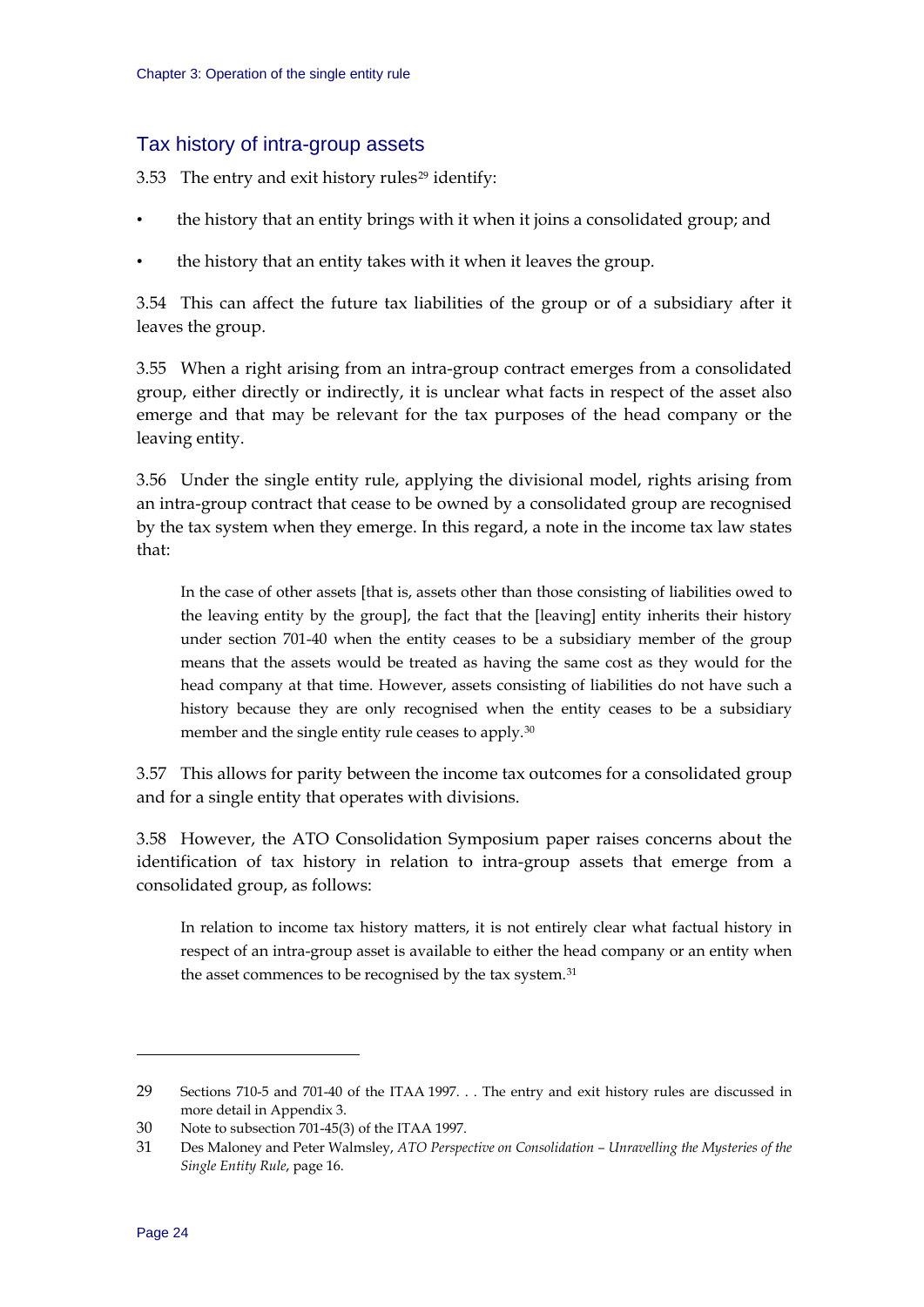## Tax history of intra-group assets

3.53 The entry and exit history rules[29] identify:

- the history that an entity brings with it when it joins a consolidated group; and
- the history that an entity takes with it when it leaves the group.

3.54 This can affect the future tax liabilities of the group or of a subsidiary after it leaves the group.

3.55 When a right arising from an intra-group contract emerges from a consolidated group, either directly or indirectly, it is unclear what facts in respect of the asset also emerge and that may be relevant for the tax purposes of the head company or the leaving entity.

3.56 Under the single entity rule, applying the divisional model, rights arising from an intra-group contract that cease to be owned by a consolidated group are recognised by the tax system when they emerge. In this regard, a note in the income tax law states that:

> In the case of other assets [that is, assets other than those consisting of liabilities owed to the leaving entity by the group], the fact that the [leaving] entity inherits their history under section 701-40 when the entity ceases to be a subsidiary member of the group means that the assets would be treated as having the same cost as they would for the head company at that time. However, assets consisting of liabilities do not have such a history because they are only recognised when the entity ceases to be a subsidiary member and the single entity rule ceases to apply.[30]

3.57 This allows for parity between the income tax outcomes for a consolidated group and for a single entity that operates with divisions.

3.58 However, the ATO Consolidation Symposium paper raises concerns about the identification of tax history in relation to intra-group assets that emerge from a consolidated group, as follows:

> In relation to income tax history matters, it is not entirely clear what factual history in respect of an intra-group asset is available to either the head company or an entity when the asset commences to be recognised by the tax system.[31]

---

29 Sections 710-5 and 701-40 of the ITAA 1997. . . The entry and exit history rules are discussed in more detail in Appendix 3.

30 Note to subsection 701-45(3) of the ITAA 1997.

31 Des Maloney and Peter Walmsley, *ATO Perspective on Consolidation – Unravelling the Mysteries of the Single Entity Rule*, page 16.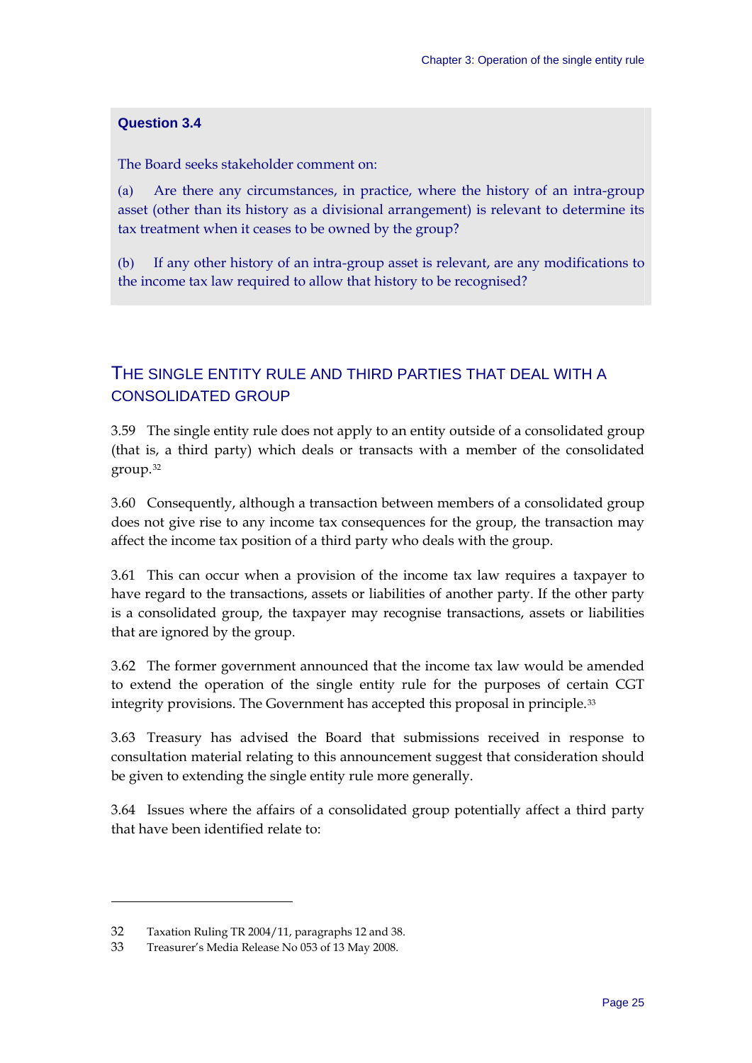**Question 3.4**

The Board seeks stakeholder comment on:

(a) Are there any circumstances, in practice, where the history of an intra-group asset (other than its history as a divisional arrangement) is relevant to determine its tax treatment when it ceases to be owned by the group?

(b) If any other history of an intra-group asset is relevant, are any modifications to the income tax law required to allow that history to be recognised?

## THE SINGLE ENTITY RULE AND THIRD PARTIES THAT DEAL WITH A CONSOLIDATED GROUP

3.59 The single entity rule does not apply to an entity outside of a consolidated group (that is, a third party) which deals or transacts with a member of the consolidated group.[32]

3.60 Consequently, although a transaction between members of a consolidated group does not give rise to any income tax consequences for the group, the transaction may affect the income tax position of a third party who deals with the group.

3.61 This can occur when a provision of the income tax law requires a taxpayer to have regard to the transactions, assets or liabilities of another party. If the other party is a consolidated group, the taxpayer may recognise transactions, assets or liabilities that are ignored by the group.

3.62 The former government announced that the income tax law would be amended to extend the operation of the single entity rule for the purposes of certain CGT integrity provisions. The Government has accepted this proposal in principle.[33]

3.63 Treasury has advised the Board that submissions received in response to consultation material relating to this announcement suggest that consideration should be given to extending the single entity rule more generally.

3.64 Issues where the affairs of a consolidated group potentially affect a third party that have been identified relate to:

---

32 Taxation Ruling TR 2004/11, paragraphs 12 and 38.

33 Treasurer's Media Release No 053 of 13 May 2008.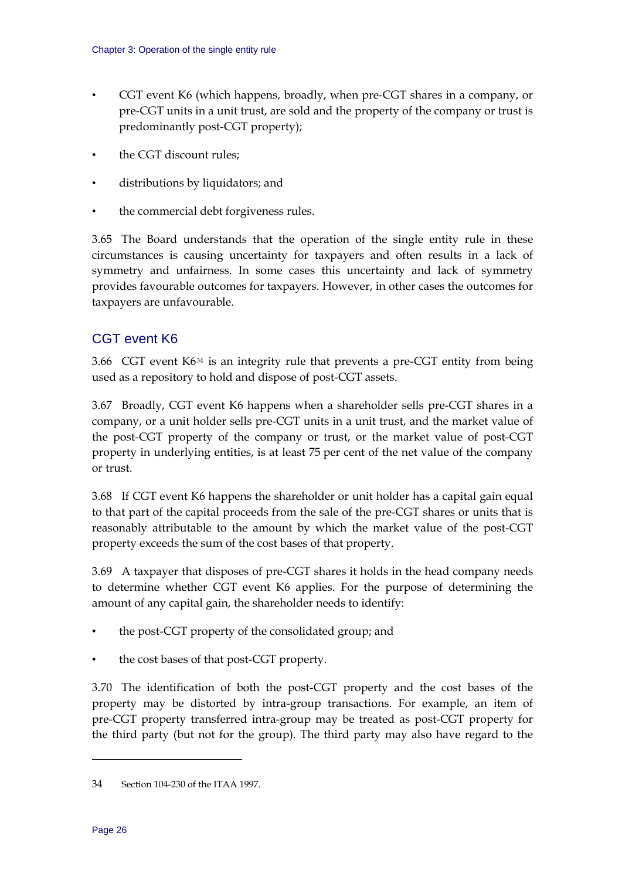- CGT event K6 (which happens, broadly, when pre-CGT shares in a company, or pre-CGT units in a unit trust, are sold and the property of the company or trust is predominantly post-CGT property);
- the CGT discount rules;
- distributions by liquidators; and
- the commercial debt forgiveness rules.

3.65 The Board understands that the operation of the single entity rule in these circumstances is causing uncertainty for taxpayers and often results in a lack of symmetry and unfairness. In some cases this uncertainty and lack of symmetry provides favourable outcomes for taxpayers. However, in other cases the outcomes for taxpayers are unfavourable.

## CGT event K6

3.66 CGT event K6[34] is an integrity rule that prevents a pre-CGT entity from being used as a repository to hold and dispose of post-CGT assets.

3.67 Broadly, CGT event K6 happens when a shareholder sells pre-CGT shares in a company, or a unit holder sells pre-CGT units in a unit trust, and the market value of the post-CGT property of the company or trust, or the market value of post-CGT property in underlying entities, is at least 75 per cent of the net value of the company or trust.

3.68 If CGT event K6 happens the shareholder or unit holder has a capital gain equal to that part of the capital proceeds from the sale of the pre-CGT shares or units that is reasonably attributable to the amount by which the market value of the post-CGT property exceeds the sum of the cost bases of that property.

3.69 A taxpayer that disposes of pre-CGT shares it holds in the head company needs to determine whether CGT event K6 applies. For the purpose of determining the amount of any capital gain, the shareholder needs to identify:

- the post-CGT property of the consolidated group; and
- the cost bases of that post-CGT property.

3.70 The identification of both the post-CGT property and the cost bases of the property may be distorted by intra-group transactions. For example, an item of pre-CGT property transferred intra-group may be treated as post-CGT property for the third party (but not for the group). The third party may also have regard to the

---

34 Section 104-230 of the ITAA 1997.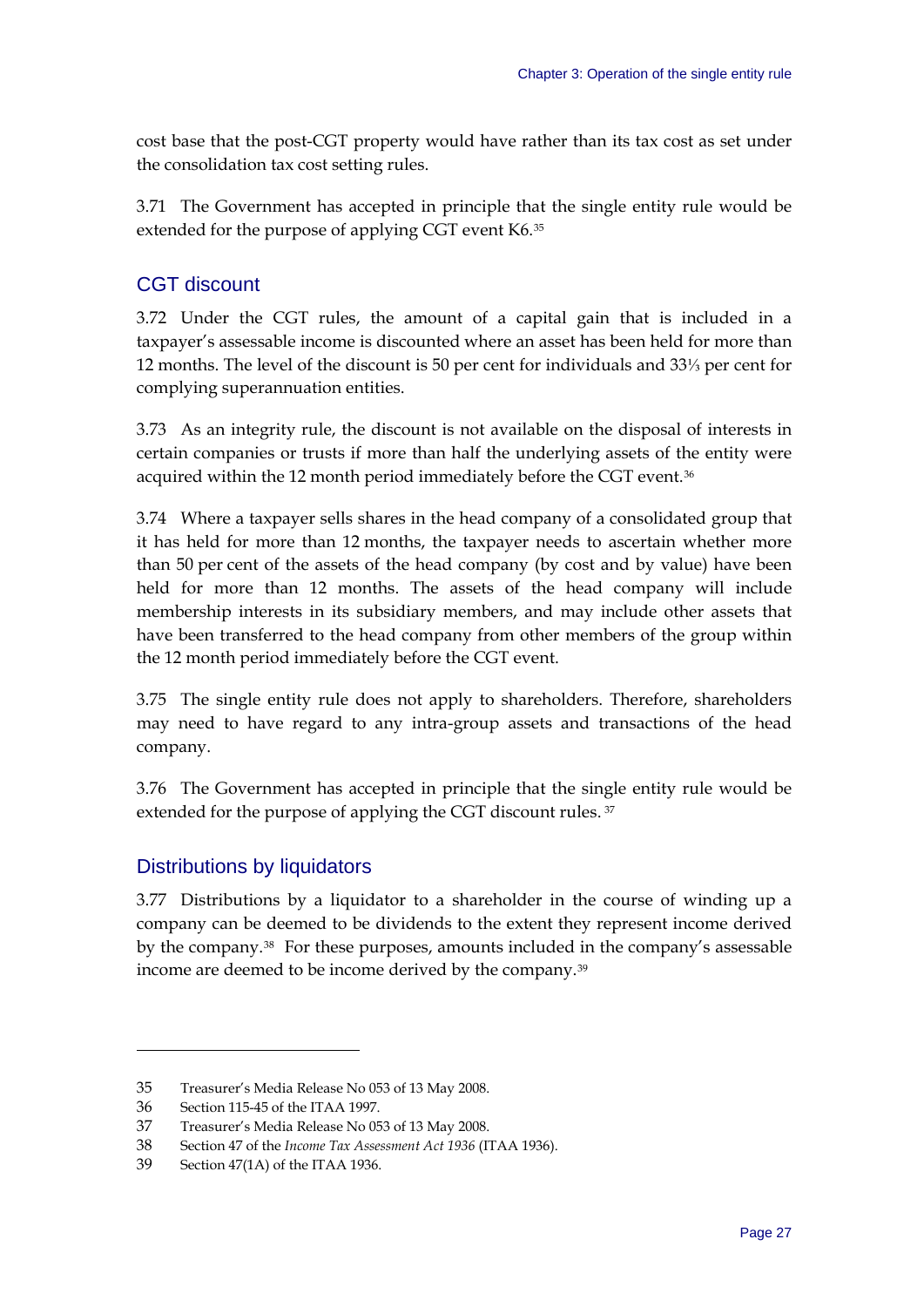cost base that the post-CGT property would have rather than its tax cost as set under the consolidation tax cost setting rules.

3.71 The Government has accepted in principle that the single entity rule would be extended for the purpose of applying CGT event K6.[35]

## CGT discount

3.72 Under the CGT rules, the amount of a capital gain that is included in a taxpayer's assessable income is discounted where an asset has been held for more than 12 months. The level of the discount is 50 per cent for individuals and 33⅓ per cent for complying superannuation entities.

3.73 As an integrity rule, the discount is not available on the disposal of interests in certain companies or trusts if more than half the underlying assets of the entity were acquired within the 12 month period immediately before the CGT event.[36]

3.74 Where a taxpayer sells shares in the head company of a consolidated group that it has held for more than 12 months, the taxpayer needs to ascertain whether more than 50 per cent of the assets of the head company (by cost and by value) have been held for more than 12 months. The assets of the head company will include membership interests in its subsidiary members, and may include other assets that have been transferred to the head company from other members of the group within the 12 month period immediately before the CGT event.

3.75 The single entity rule does not apply to shareholders. Therefore, shareholders may need to have regard to any intra-group assets and transactions of the head company.

3.76 The Government has accepted in principle that the single entity rule would be extended for the purpose of applying the CGT discount rules.[37]

## Distributions by liquidators

3.77 Distributions by a liquidator to a shareholder in the course of winding up a company can be deemed to be dividends to the extent they represent income derived by the company.[38] For these purposes, amounts included in the company's assessable income are deemed to be income derived by the company.[39]

---

35 Treasurer's Media Release No 053 of 13 May 2008.

36 Section 115-45 of the ITAA 1997.

37 Treasurer's Media Release No 053 of 13 May 2008.

38 Section 47 of the *Income Tax Assessment Act 1936* (ITAA 1936).

39 Section 47(1A) of the ITAA 1936.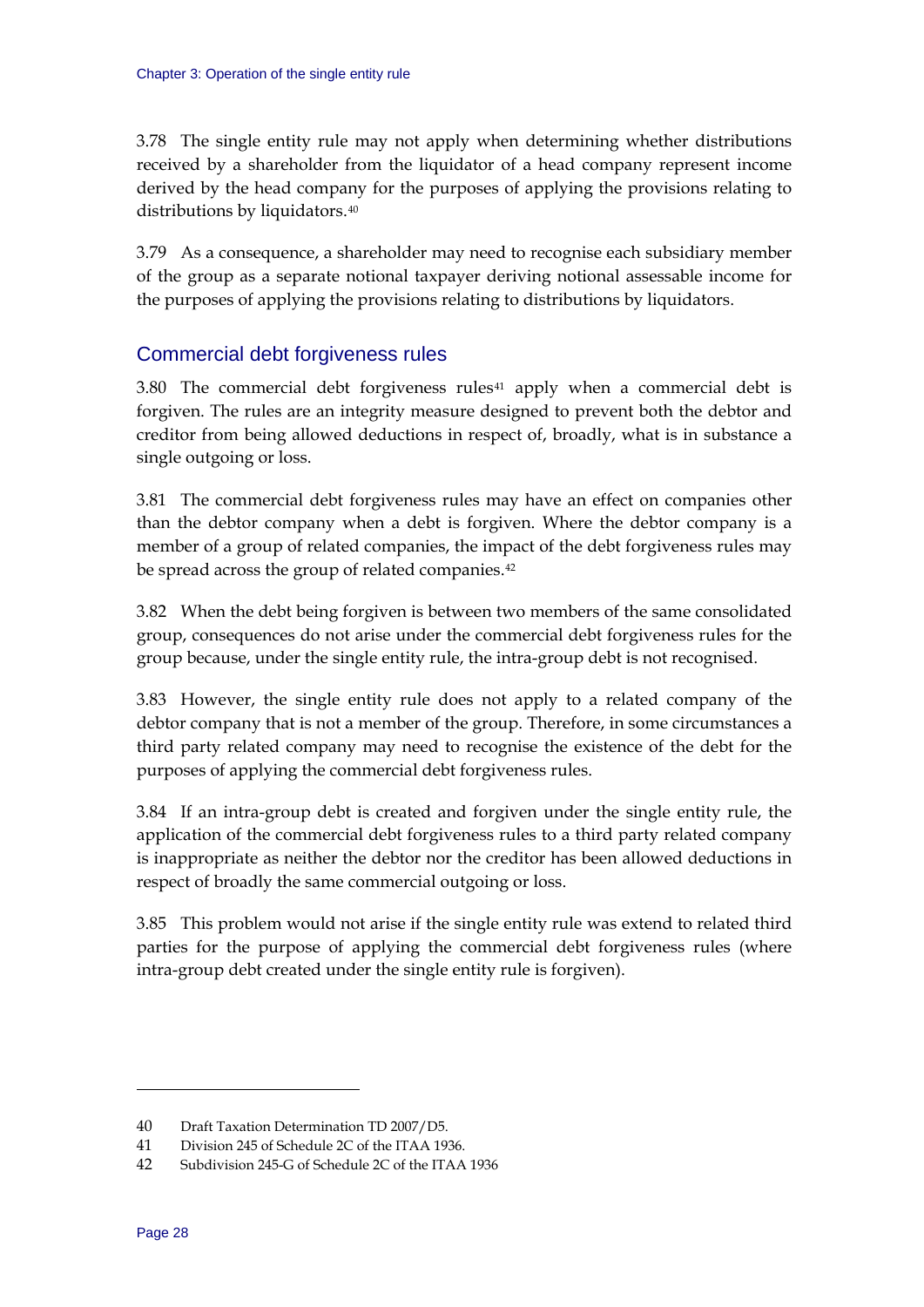3.78 The single entity rule may not apply when determining whether distributions received by a shareholder from the liquidator of a head company represent income derived by the head company for the purposes of applying the provisions relating to distributions by liquidators.[40]

3.79 As a consequence, a shareholder may need to recognise each subsidiary member of the group as a separate notional taxpayer deriving notional assessable income for the purposes of applying the provisions relating to distributions by liquidators.

## Commercial debt forgiveness rules

3.80 The commercial debt forgiveness rules[41] apply when a commercial debt is forgiven. The rules are an integrity measure designed to prevent both the debtor and creditor from being allowed deductions in respect of, broadly, what is in substance a single outgoing or loss.

3.81 The commercial debt forgiveness rules may have an effect on companies other than the debtor company when a debt is forgiven. Where the debtor company is a member of a group of related companies, the impact of the debt forgiveness rules may be spread across the group of related companies.[42]

3.82 When the debt being forgiven is between two members of the same consolidated group, consequences do not arise under the commercial debt forgiveness rules for the group because, under the single entity rule, the intra-group debt is not recognised.

3.83 However, the single entity rule does not apply to a related company of the debtor company that is not a member of the group. Therefore, in some circumstances a third party related company may need to recognise the existence of the debt for the purposes of applying the commercial debt forgiveness rules.

3.84 If an intra-group debt is created and forgiven under the single entity rule, the application of the commercial debt forgiveness rules to a third party related company is inappropriate as neither the debtor nor the creditor has been allowed deductions in respect of broadly the same commercial outgoing or loss.

3.85 This problem would not arise if the single entity rule was extend to related third parties for the purpose of applying the commercial debt forgiveness rules (where intra-group debt created under the single entity rule is forgiven).

---

40 Draft Taxation Determination TD 2007/D5.

41 Division 245 of Schedule 2C of the ITAA 1936.

42 Subdivision 245-G of Schedule 2C of the ITAA 1936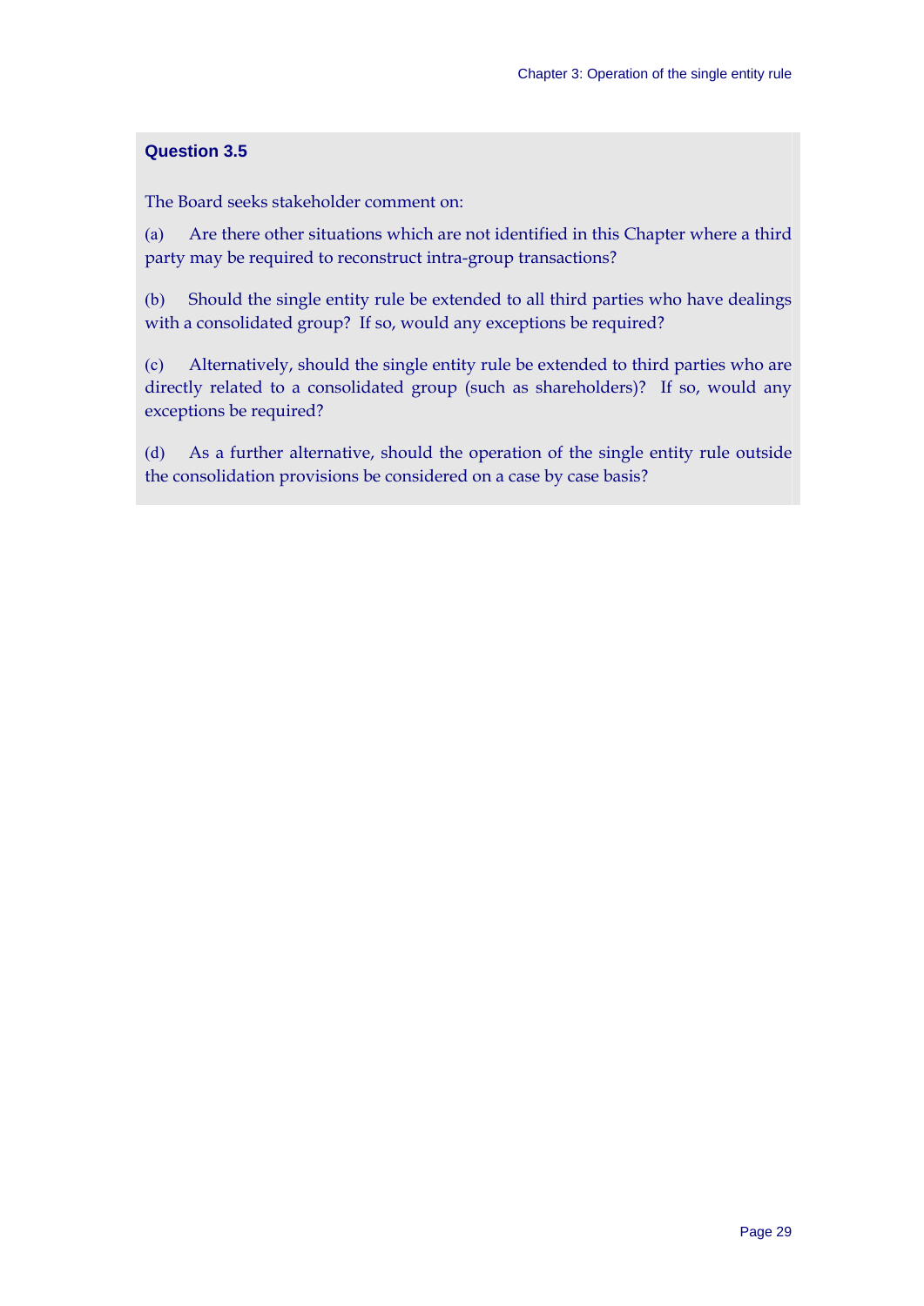### Question 3.5

The Board seeks stakeholder comment on:

(a) Are there other situations which are not identified in this Chapter where a third party may be required to reconstruct intra-group transactions?

(b) Should the single entity rule be extended to all third parties who have dealings with a consolidated group? If so, would any exceptions be required?

(c) Alternatively, should the single entity rule be extended to third parties who are directly related to a consolidated group (such as shareholders)? If so, would any exceptions be required?

(d) As a further alternative, should the operation of the single entity rule outside the consolidation provisions be considered on a case by case basis?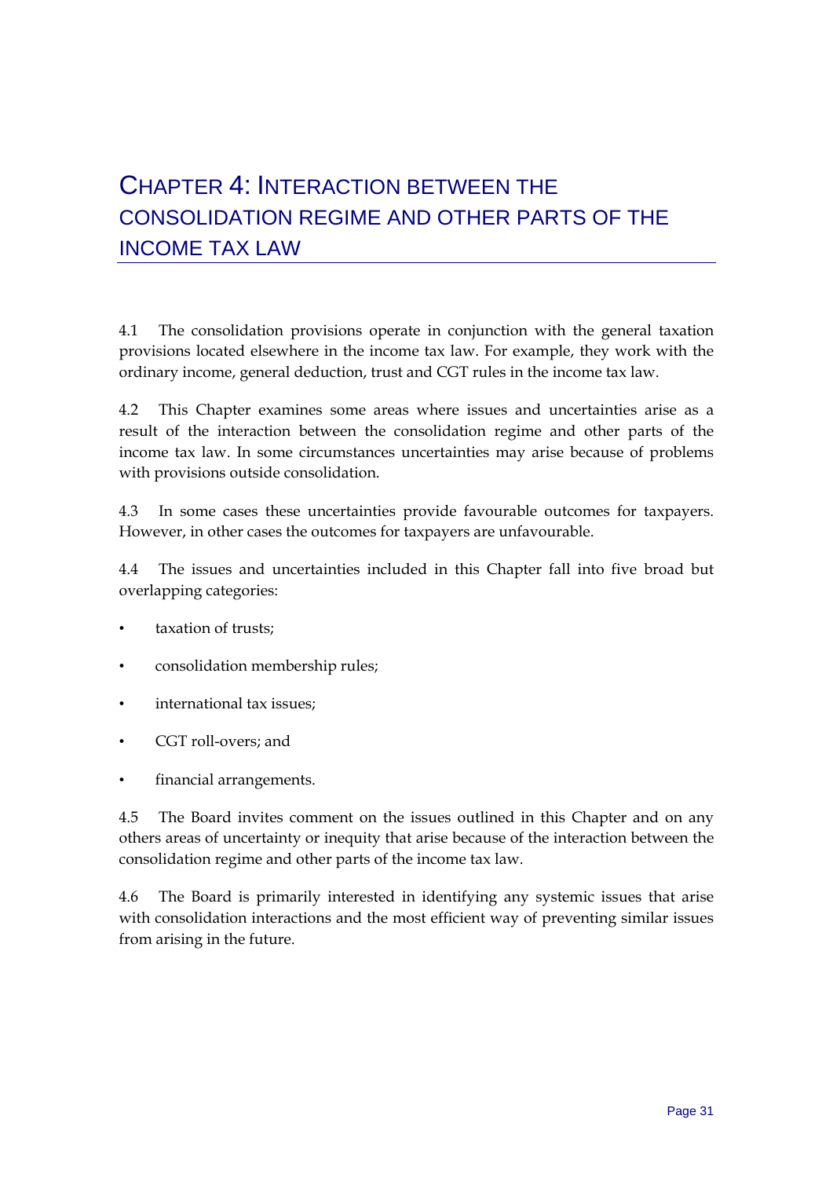# Chapter 4: Interaction between the consolidation regime and other parts of the income tax law

4.1 The consolidation provisions operate in conjunction with the general taxation provisions located elsewhere in the income tax law. For example, they work with the ordinary income, general deduction, trust and CGT rules in the income tax law.

4.2 This Chapter examines some areas where issues and uncertainties arise as a result of the interaction between the consolidation regime and other parts of the income tax law. In some circumstances uncertainties may arise because of problems with provisions outside consolidation.

4.3 In some cases these uncertainties provide favourable outcomes for taxpayers. However, in other cases the outcomes for taxpayers are unfavourable.

4.4 The issues and uncertainties included in this Chapter fall into five broad but overlapping categories:

- taxation of trusts;
- consolidation membership rules;
- international tax issues;
- CGT roll-overs; and
- financial arrangements.

4.5 The Board invites comment on the issues outlined in this Chapter and on any others areas of uncertainty or inequity that arise because of the interaction between the consolidation regime and other parts of the income tax law.

4.6 The Board is primarily interested in identifying any systemic issues that arise with consolidation interactions and the most efficient way of preventing similar issues from arising in the future.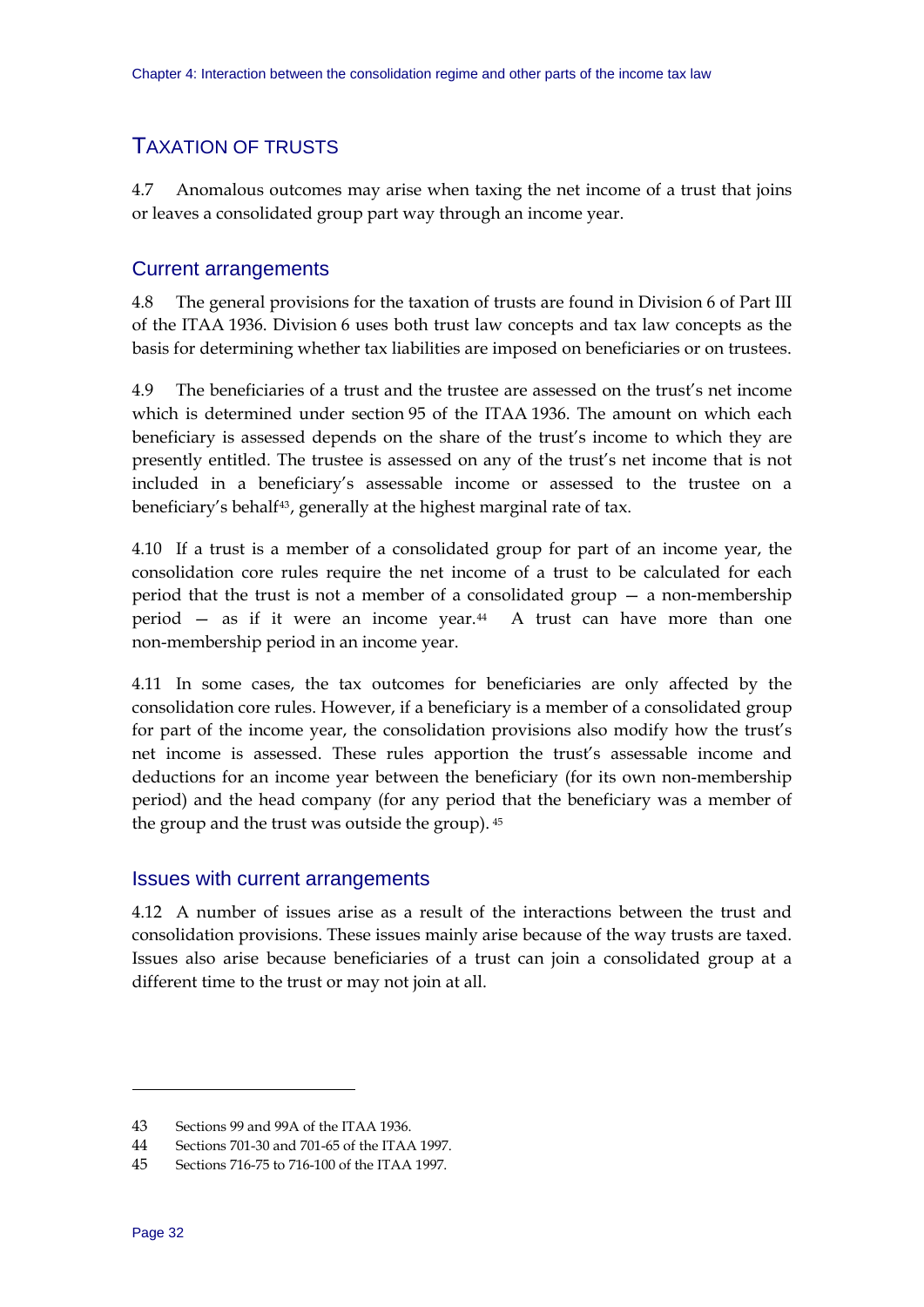## TAXATION OF TRUSTS

4.7 Anomalous outcomes may arise when taxing the net income of a trust that joins or leaves a consolidated group part way through an income year.

### Current arrangements

4.8 The general provisions for the taxation of trusts are found in Division 6 of Part III of the ITAA 1936. Division 6 uses both trust law concepts and tax law concepts as the basis for determining whether tax liabilities are imposed on beneficiaries or on trustees.

4.9 The beneficiaries of a trust and the trustee are assessed on the trust's net income which is determined under section 95 of the ITAA 1936. The amount on which each beneficiary is assessed depends on the share of the trust's income to which they are presently entitled. The trustee is assessed on any of the trust's net income that is not included in a beneficiary's assessable income or assessed to the trustee on a beneficiary's behalf[43], generally at the highest marginal rate of tax.

4.10 If a trust is a member of a consolidated group for part of an income year, the consolidation core rules require the net income of a trust to be calculated for each period that the trust is not a member of a consolidated group — a non-membership period — as if it were an income year.[44] A trust can have more than one non-membership period in an income year.

4.11 In some cases, the tax outcomes for beneficiaries are only affected by the consolidation core rules. However, if a beneficiary is a member of a consolidated group for part of the income year, the consolidation provisions also modify how the trust's net income is assessed. These rules apportion the trust's assessable income and deductions for an income year between the beneficiary (for its own non-membership period) and the head company (for any period that the beneficiary was a member of the group and the trust was outside the group).[45]

### Issues with current arrangements

4.12 A number of issues arise as a result of the interactions between the trust and consolidation provisions. These issues mainly arise because of the way trusts are taxed. Issues also arise because beneficiaries of a trust can join a consolidated group at a different time to the trust or may not join at all.

---

43 Sections 99 and 99A of the ITAA 1936.

44 Sections 701-30 and 701-65 of the ITAA 1997.

45 Sections 716-75 to 716-100 of the ITAA 1997.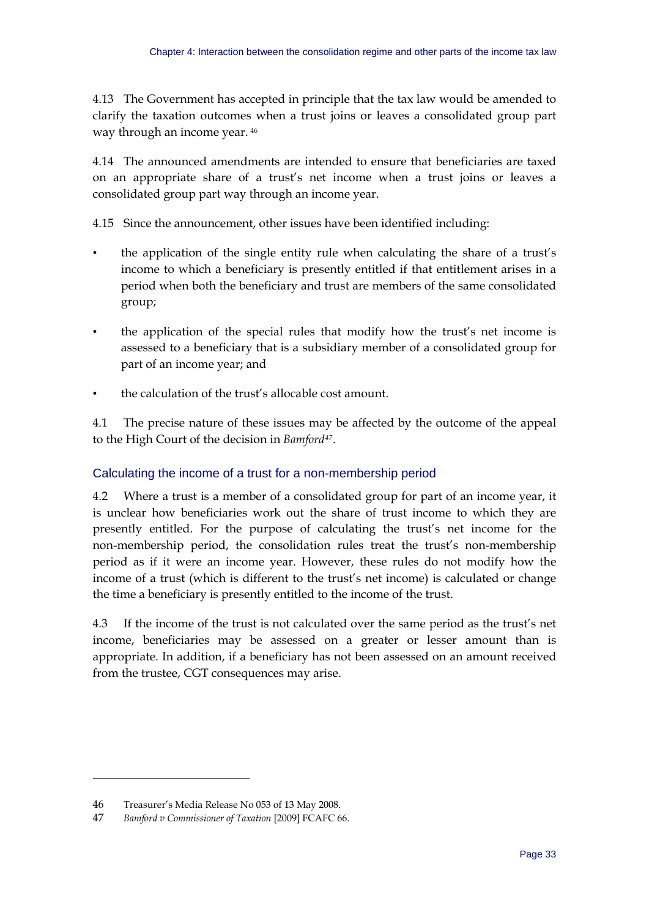4.13 The Government has accepted in principle that the tax law would be amended to clarify the taxation outcomes when a trust joins or leaves a consolidated group part way through an income year.[46]

4.14 The announced amendments are intended to ensure that beneficiaries are taxed on an appropriate share of a trust's net income when a trust joins or leaves a consolidated group part way through an income year.

4.15 Since the announcement, other issues have been identified including:

- the application of the single entity rule when calculating the share of a trust's income to which a beneficiary is presently entitled if that entitlement arises in a period when both the beneficiary and trust are members of the same consolidated group;
- the application of the special rules that modify how the trust's net income is assessed to a beneficiary that is a subsidiary member of a consolidated group for part of an income year; and
- the calculation of the trust's allocable cost amount.

4.1 The precise nature of these issues may be affected by the outcome of the appeal to the High Court of the decision in *Bamford*[47].

## Calculating the income of a trust for a non-membership period

4.2 Where a trust is a member of a consolidated group for part of an income year, it is unclear how beneficiaries work out the share of trust income to which they are presently entitled. For the purpose of calculating the trust's net income for the non-membership period, the consolidation rules treat the trust's non-membership period as if it were an income year. However, these rules do not modify how the income of a trust (which is different to the trust's net income) is calculated or change the time a beneficiary is presently entitled to the income of the trust.

4.3 If the income of the trust is not calculated over the same period as the trust's net income, beneficiaries may be assessed on a greater or lesser amount than is appropriate. In addition, if a beneficiary has not been assessed on an amount received from the trustee, CGT consequences may arise.

---

46 Treasurer's Media Release No 053 of 13 May 2008.

47 *Bamford v Commissioner of Taxation* [2009] FCAFC 66.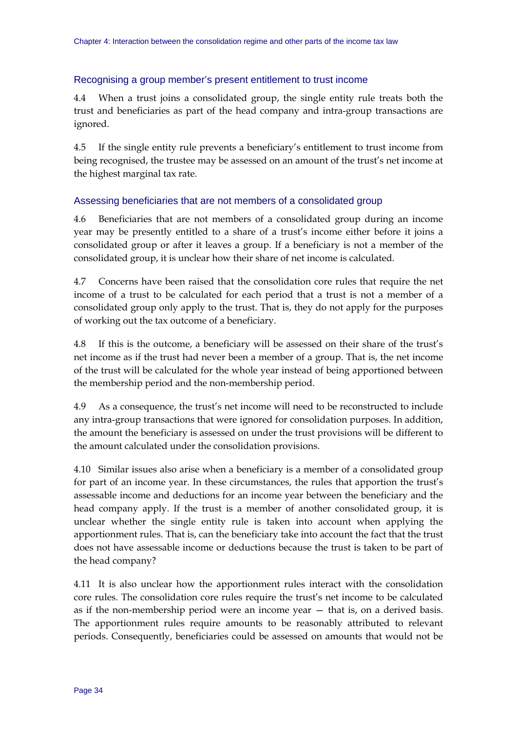### Recognising a group member's present entitlement to trust income

4.4 When a trust joins a consolidated group, the single entity rule treats both the trust and beneficiaries as part of the head company and intra-group transactions are ignored.

4.5 If the single entity rule prevents a beneficiary's entitlement to trust income from being recognised, the trustee may be assessed on an amount of the trust's net income at the highest marginal tax rate.

### Assessing beneficiaries that are not members of a consolidated group

4.6 Beneficiaries that are not members of a consolidated group during an income year may be presently entitled to a share of a trust's income either before it joins a consolidated group or after it leaves a group. If a beneficiary is not a member of the consolidated group, it is unclear how their share of net income is calculated.

4.7 Concerns have been raised that the consolidation core rules that require the net income of a trust to be calculated for each period that a trust is not a member of a consolidated group only apply to the trust. That is, they do not apply for the purposes of working out the tax outcome of a beneficiary.

4.8 If this is the outcome, a beneficiary will be assessed on their share of the trust's net income as if the trust had never been a member of a group. That is, the net income of the trust will be calculated for the whole year instead of being apportioned between the membership period and the non-membership period.

4.9 As a consequence, the trust's net income will need to be reconstructed to include any intra-group transactions that were ignored for consolidation purposes. In addition, the amount the beneficiary is assessed on under the trust provisions will be different to the amount calculated under the consolidation provisions.

4.10 Similar issues also arise when a beneficiary is a member of a consolidated group for part of an income year. In these circumstances, the rules that apportion the trust's assessable income and deductions for an income year between the beneficiary and the head company apply. If the trust is a member of another consolidated group, it is unclear whether the single entity rule is taken into account when applying the apportionment rules. That is, can the beneficiary take into account the fact that the trust does not have assessable income or deductions because the trust is taken to be part of the head company?

4.11 It is also unclear how the apportionment rules interact with the consolidation core rules. The consolidation core rules require the trust's net income to be calculated as if the non-membership period were an income year — that is, on a derived basis. The apportionment rules require amounts to be reasonably attributed to relevant periods. Consequently, beneficiaries could be assessed on amounts that would not be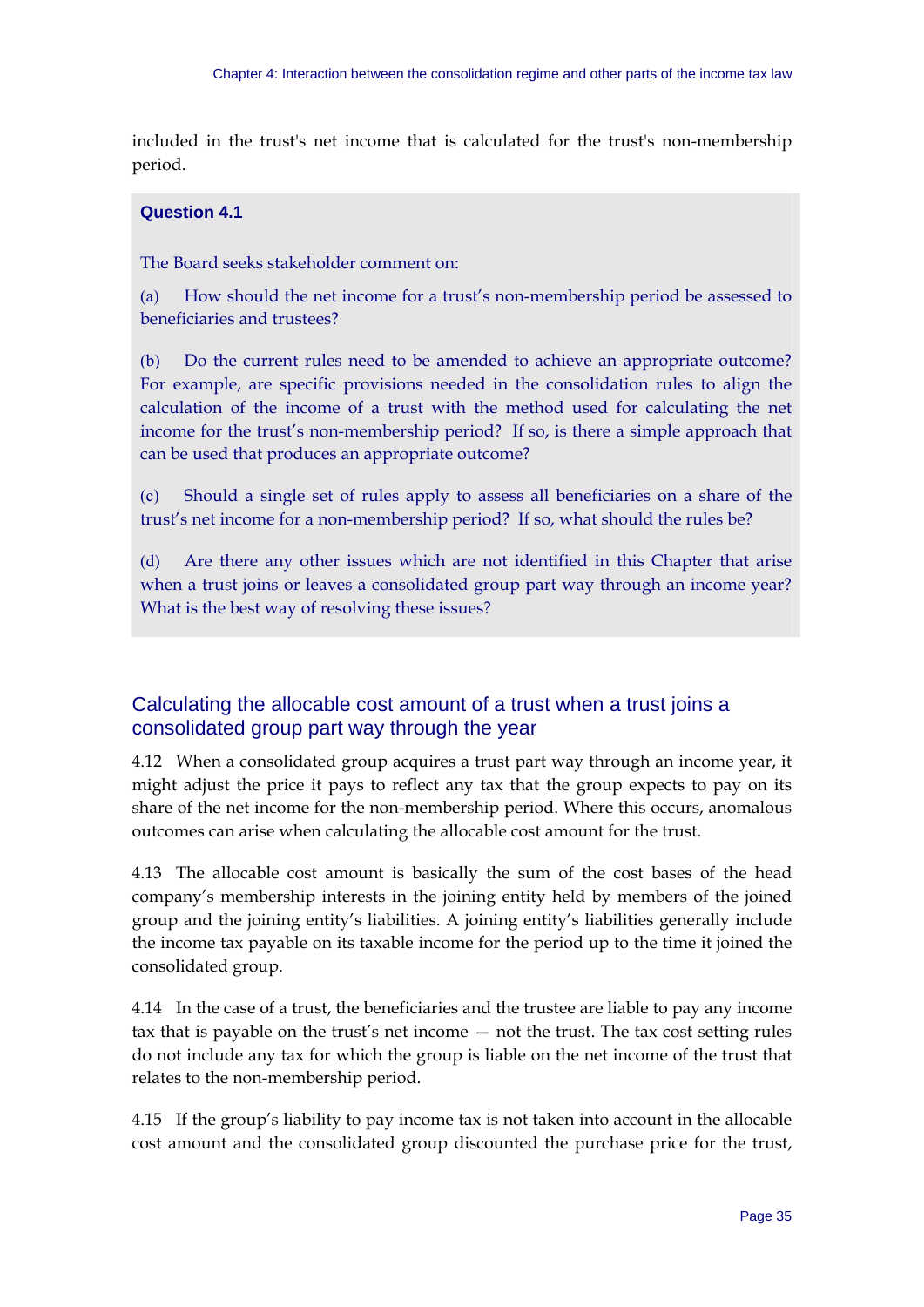included in the trust's net income that is calculated for the trust's non-membership period.

> **Question 4.1**
>
> The Board seeks stakeholder comment on:
>
> (a) How should the net income for a trust's non-membership period be assessed to beneficiaries and trustees?
>
> (b) Do the current rules need to be amended to achieve an appropriate outcome? For example, are specific provisions needed in the consolidation rules to align the calculation of the income of a trust with the method used for calculating the net income for the trust's non-membership period? If so, is there a simple approach that can be used that produces an appropriate outcome?
>
> (c) Should a single set of rules apply to assess all beneficiaries on a share of the trust's net income for a non-membership period? If so, what should the rules be?
>
> (d) Are there any other issues which are not identified in this Chapter that arise when a trust joins or leaves a consolidated group part way through an income year? What is the best way of resolving these issues?

## Calculating the allocable cost amount of a trust when a trust joins a consolidated group part way through the year

4.12 When a consolidated group acquires a trust part way through an income year, it might adjust the price it pays to reflect any tax that the group expects to pay on its share of the net income for the non-membership period. Where this occurs, anomalous outcomes can arise when calculating the allocable cost amount for the trust.

4.13 The allocable cost amount is basically the sum of the cost bases of the head company's membership interests in the joining entity held by members of the joined group and the joining entity's liabilities. A joining entity's liabilities generally include the income tax payable on its taxable income for the period up to the time it joined the consolidated group.

4.14 In the case of a trust, the beneficiaries and the trustee are liable to pay any income tax that is payable on the trust's net income — not the trust. The tax cost setting rules do not include any tax for which the group is liable on the net income of the trust that relates to the non-membership period.

4.15 If the group's liability to pay income tax is not taken into account in the allocable cost amount and the consolidated group discounted the purchase price for the trust,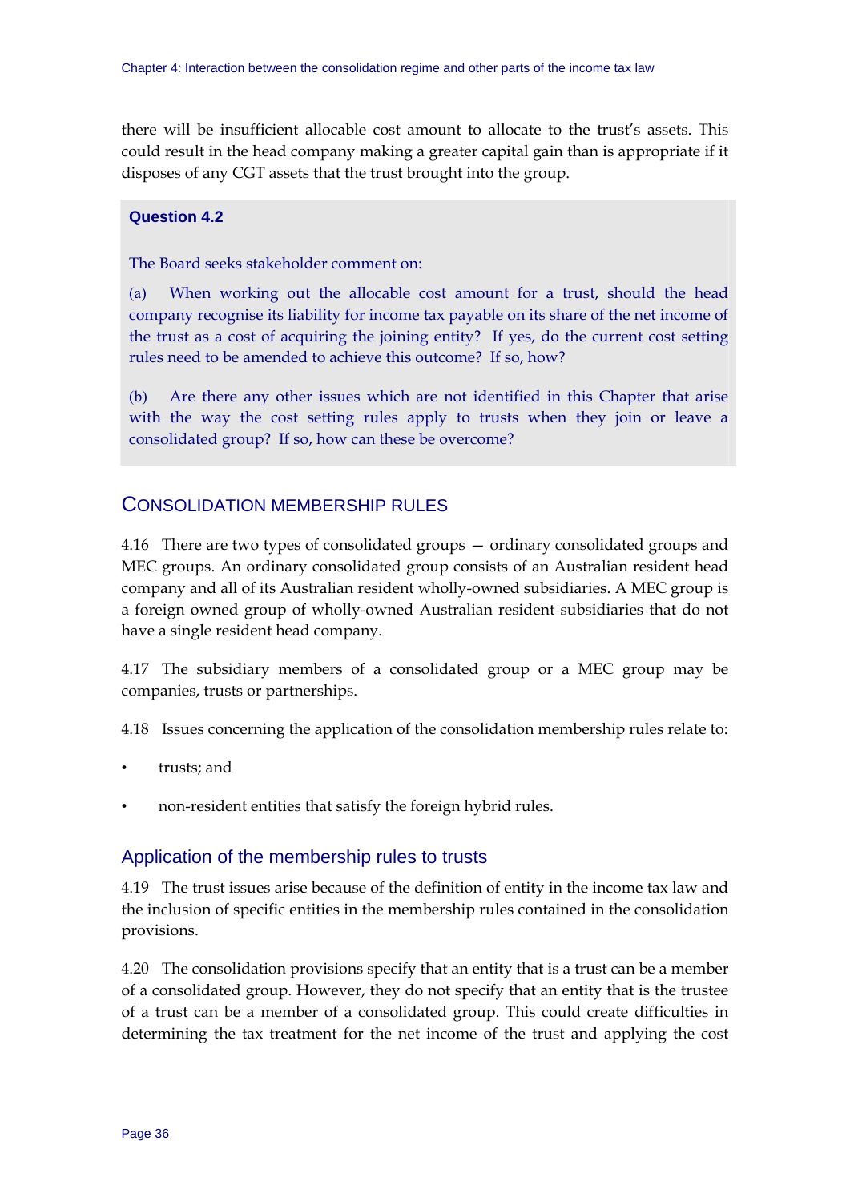there will be insufficient allocable cost amount to allocate to the trust's assets. This could result in the head company making a greater capital gain than is appropriate if it disposes of any CGT assets that the trust brought into the group.

**Question 4.2**

The Board seeks stakeholder comment on:

(a) When working out the allocable cost amount for a trust, should the head company recognise its liability for income tax payable on its share of the net income of the trust as a cost of acquiring the joining entity? If yes, do the current cost setting rules need to be amended to achieve this outcome? If so, how?

(b) Are there any other issues which are not identified in this Chapter that arise with the way the cost setting rules apply to trusts when they join or leave a consolidated group? If so, how can these be overcome?

## CONSOLIDATION MEMBERSHIP RULES

4.16 There are two types of consolidated groups — ordinary consolidated groups and MEC groups. An ordinary consolidated group consists of an Australian resident head company and all of its Australian resident wholly-owned subsidiaries. A MEC group is a foreign owned group of wholly-owned Australian resident subsidiaries that do not have a single resident head company.

4.17 The subsidiary members of a consolidated group or a MEC group may be companies, trusts or partnerships.

4.18 Issues concerning the application of the consolidation membership rules relate to:

- trusts; and
- non-resident entities that satisfy the foreign hybrid rules.

### Application of the membership rules to trusts

4.19 The trust issues arise because of the definition of entity in the income tax law and the inclusion of specific entities in the membership rules contained in the consolidation provisions.

4.20 The consolidation provisions specify that an entity that is a trust can be a member of a consolidated group. However, they do not specify that an entity that is the trustee of a trust can be a member of a consolidated group. This could create difficulties in determining the tax treatment for the net income of the trust and applying the cost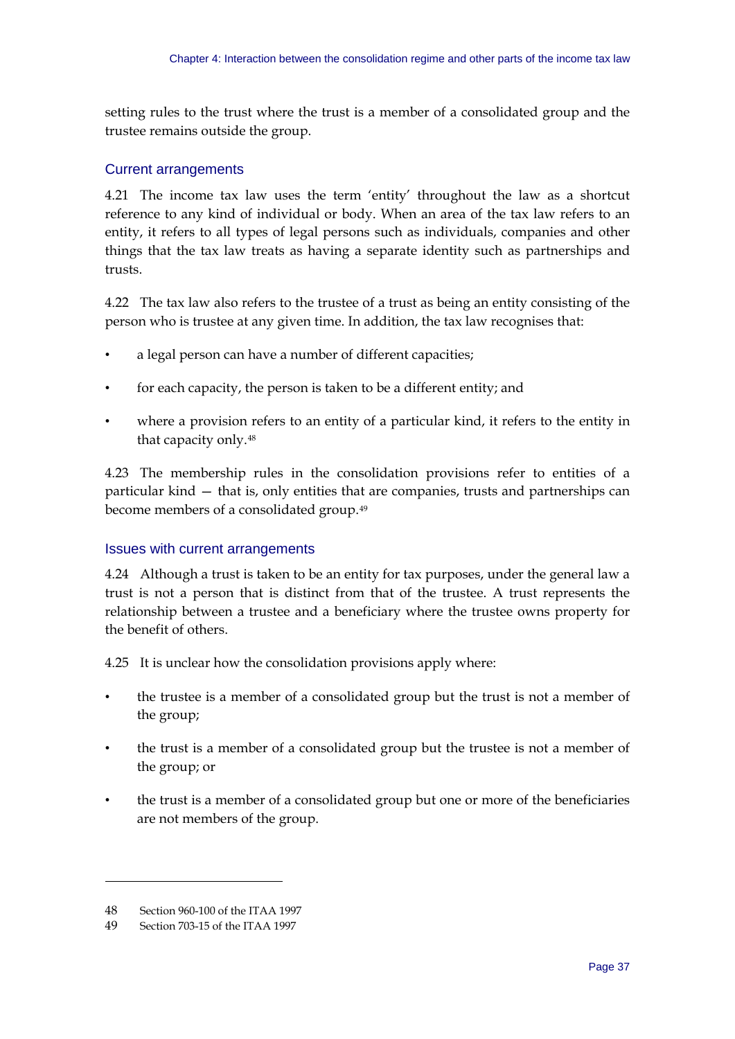setting rules to the trust where the trust is a member of a consolidated group and the trustee remains outside the group.

### Current arrangements

4.21 The income tax law uses the term 'entity' throughout the law as a shortcut reference to any kind of individual or body. When an area of the tax law refers to an entity, it refers to all types of legal persons such as individuals, companies and other things that the tax law treats as having a separate identity such as partnerships and trusts.

4.22 The tax law also refers to the trustee of a trust as being an entity consisting of the person who is trustee at any given time. In addition, the tax law recognises that:

- a legal person can have a number of different capacities;
- for each capacity, the person is taken to be a different entity; and
- where a provision refers to an entity of a particular kind, it refers to the entity in that capacity only.[48]

4.23 The membership rules in the consolidation provisions refer to entities of a particular kind — that is, only entities that are companies, trusts and partnerships can become members of a consolidated group.[49]

### Issues with current arrangements

4.24 Although a trust is taken to be an entity for tax purposes, under the general law a trust is not a person that is distinct from that of the trustee. A trust represents the relationship between a trustee and a beneficiary where the trustee owns property for the benefit of others.

4.25 It is unclear how the consolidation provisions apply where:

- the trustee is a member of a consolidated group but the trust is not a member of the group;
- the trust is a member of a consolidated group but the trustee is not a member of the group; or
- the trust is a member of a consolidated group but one or more of the beneficiaries are not members of the group.

---

48 Section 960-100 of the ITAA 1997

49 Section 703-15 of the ITAA 1997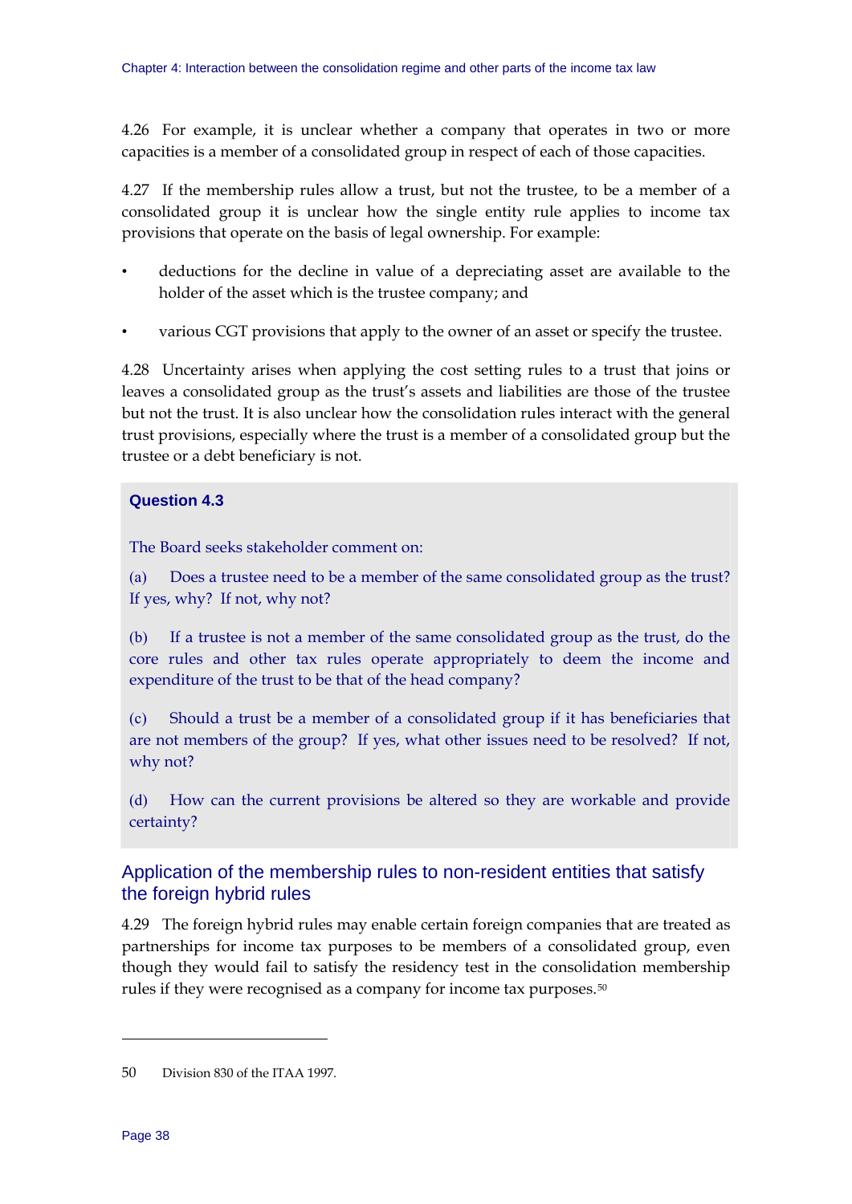4.26 For example, it is unclear whether a company that operates in two or more capacities is a member of a consolidated group in respect of each of those capacities.

4.27 If the membership rules allow a trust, but not the trustee, to be a member of a consolidated group it is unclear how the single entity rule applies to income tax provisions that operate on the basis of legal ownership. For example:

- deductions for the decline in value of a depreciating asset are available to the holder of the asset which is the trustee company; and
- various CGT provisions that apply to the owner of an asset or specify the trustee.

4.28 Uncertainty arises when applying the cost setting rules to a trust that joins or leaves a consolidated group as the trust's assets and liabilities are those of the trustee but not the trust. It is also unclear how the consolidation rules interact with the general trust provisions, especially where the trust is a member of a consolidated group but the trustee or a debt beneficiary is not.

**Question 4.3**

The Board seeks stakeholder comment on:

(a) Does a trustee need to be a member of the same consolidated group as the trust? If yes, why? If not, why not?

(b) If a trustee is not a member of the same consolidated group as the trust, do the core rules and other tax rules operate appropriately to deem the income and expenditure of the trust to be that of the head company?

(c) Should a trust be a member of a consolidated group if it has beneficiaries that are not members of the group? If yes, what other issues need to be resolved? If not, why not?

(d) How can the current provisions be altered so they are workable and provide certainty?

## Application of the membership rules to non-resident entities that satisfy the foreign hybrid rules

4.29 The foreign hybrid rules may enable certain foreign companies that are treated as partnerships for income tax purposes to be members of a consolidated group, even though they would fail to satisfy the residency test in the consolidation membership rules if they were recognised as a company for income tax purposes.[50]

---

50 Division 830 of the ITAA 1997.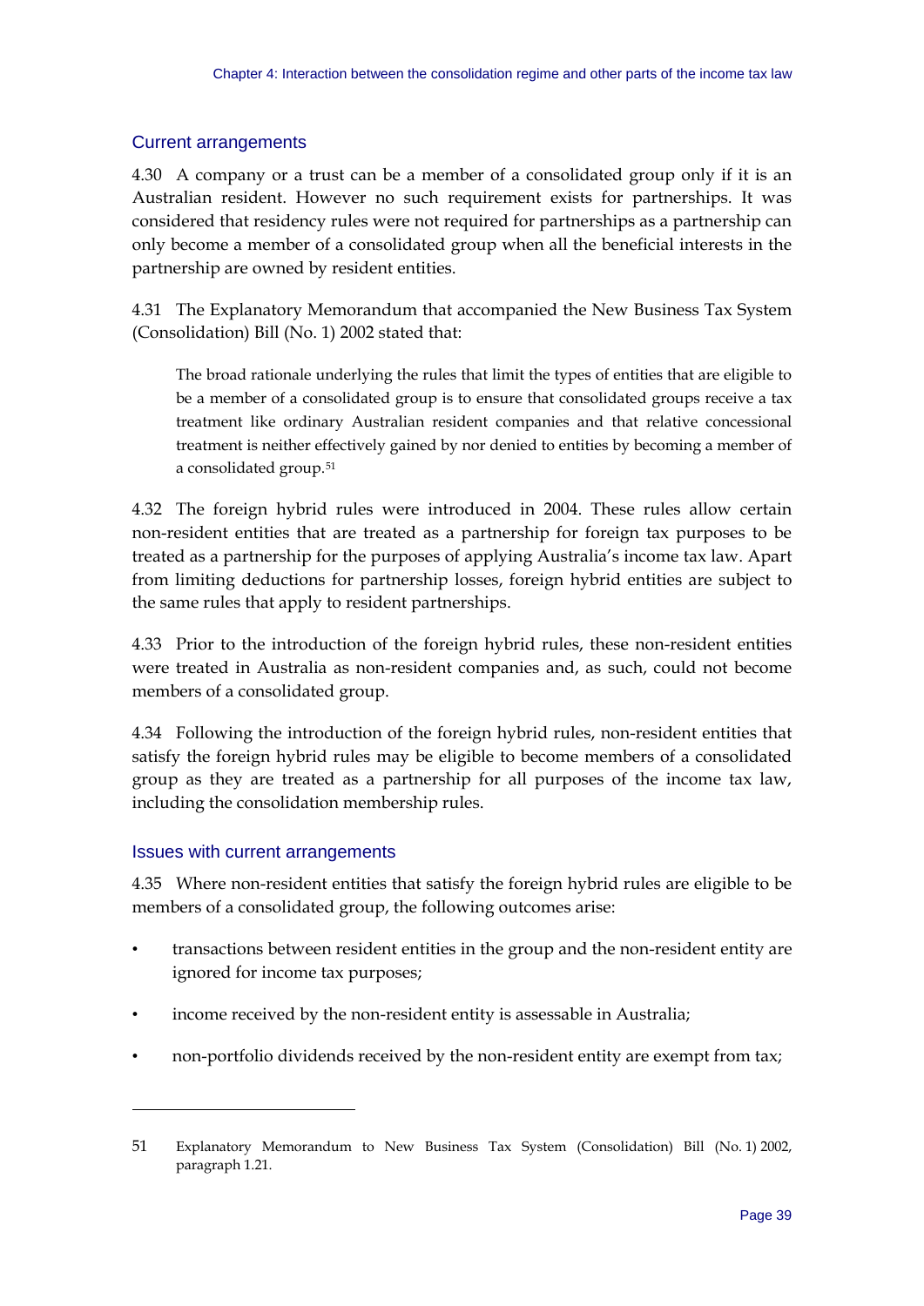## Current arrangements

4.30 A company or a trust can be a member of a consolidated group only if it is an Australian resident. However no such requirement exists for partnerships. It was considered that residency rules were not required for partnerships as a partnership can only become a member of a consolidated group when all the beneficial interests in the partnership are owned by resident entities.

4.31 The Explanatory Memorandum that accompanied the New Business Tax System (Consolidation) Bill (No. 1) 2002 stated that:

> The broad rationale underlying the rules that limit the types of entities that are eligible to be a member of a consolidated group is to ensure that consolidated groups receive a tax treatment like ordinary Australian resident companies and that relative concessional treatment is neither effectively gained by nor denied to entities by becoming a member of a consolidated group.[51]

4.32 The foreign hybrid rules were introduced in 2004. These rules allow certain non-resident entities that are treated as a partnership for foreign tax purposes to be treated as a partnership for the purposes of applying Australia's income tax law. Apart from limiting deductions for partnership losses, foreign hybrid entities are subject to the same rules that apply to resident partnerships.

4.33 Prior to the introduction of the foreign hybrid rules, these non-resident entities were treated in Australia as non-resident companies and, as such, could not become members of a consolidated group.

4.34 Following the introduction of the foreign hybrid rules, non-resident entities that satisfy the foreign hybrid rules may be eligible to become members of a consolidated group as they are treated as a partnership for all purposes of the income tax law, including the consolidation membership rules.

## Issues with current arrangements

4.35 Where non-resident entities that satisfy the foreign hybrid rules are eligible to be members of a consolidated group, the following outcomes arise:

- transactions between resident entities in the group and the non-resident entity are ignored for income tax purposes;
- income received by the non-resident entity is assessable in Australia;
- non-portfolio dividends received by the non-resident entity are exempt from tax;

---

51 Explanatory Memorandum to New Business Tax System (Consolidation) Bill (No. 1) 2002, paragraph 1.21.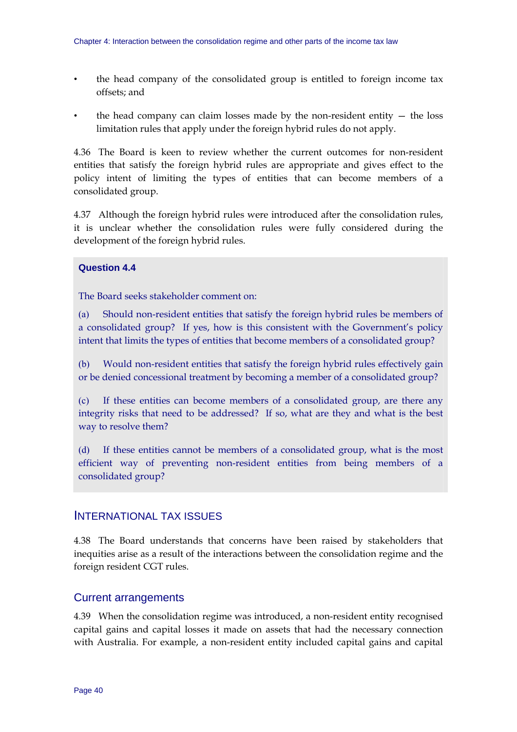- the head company of the consolidated group is entitled to foreign income tax offsets; and
- the head company can claim losses made by the non-resident entity — the loss limitation rules that apply under the foreign hybrid rules do not apply.

4.36 The Board is keen to review whether the current outcomes for non-resident entities that satisfy the foreign hybrid rules are appropriate and gives effect to the policy intent of limiting the types of entities that can become members of a consolidated group.

4.37 Although the foreign hybrid rules were introduced after the consolidation rules, it is unclear whether the consolidation rules were fully considered during the development of the foreign hybrid rules.

> **Question 4.4**
>
> The Board seeks stakeholder comment on:
>
> (a) Should non-resident entities that satisfy the foreign hybrid rules be members of a consolidated group? If yes, how is this consistent with the Government's policy intent that limits the types of entities that become members of a consolidated group?
>
> (b) Would non-resident entities that satisfy the foreign hybrid rules effectively gain or be denied concessional treatment by becoming a member of a consolidated group?
>
> (c) If these entities can become members of a consolidated group, are there any integrity risks that need to be addressed? If so, what are they and what is the best way to resolve them?
>
> (d) If these entities cannot be members of a consolidated group, what is the most efficient way of preventing non-resident entities from being members of a consolidated group?

## International tax issues

4.38 The Board understands that concerns have been raised by stakeholders that inequities arise as a result of the interactions between the consolidation regime and the foreign resident CGT rules.

### Current arrangements

4.39 When the consolidation regime was introduced, a non-resident entity recognised capital gains and capital losses it made on assets that had the necessary connection with Australia. For example, a non-resident entity included capital gains and capital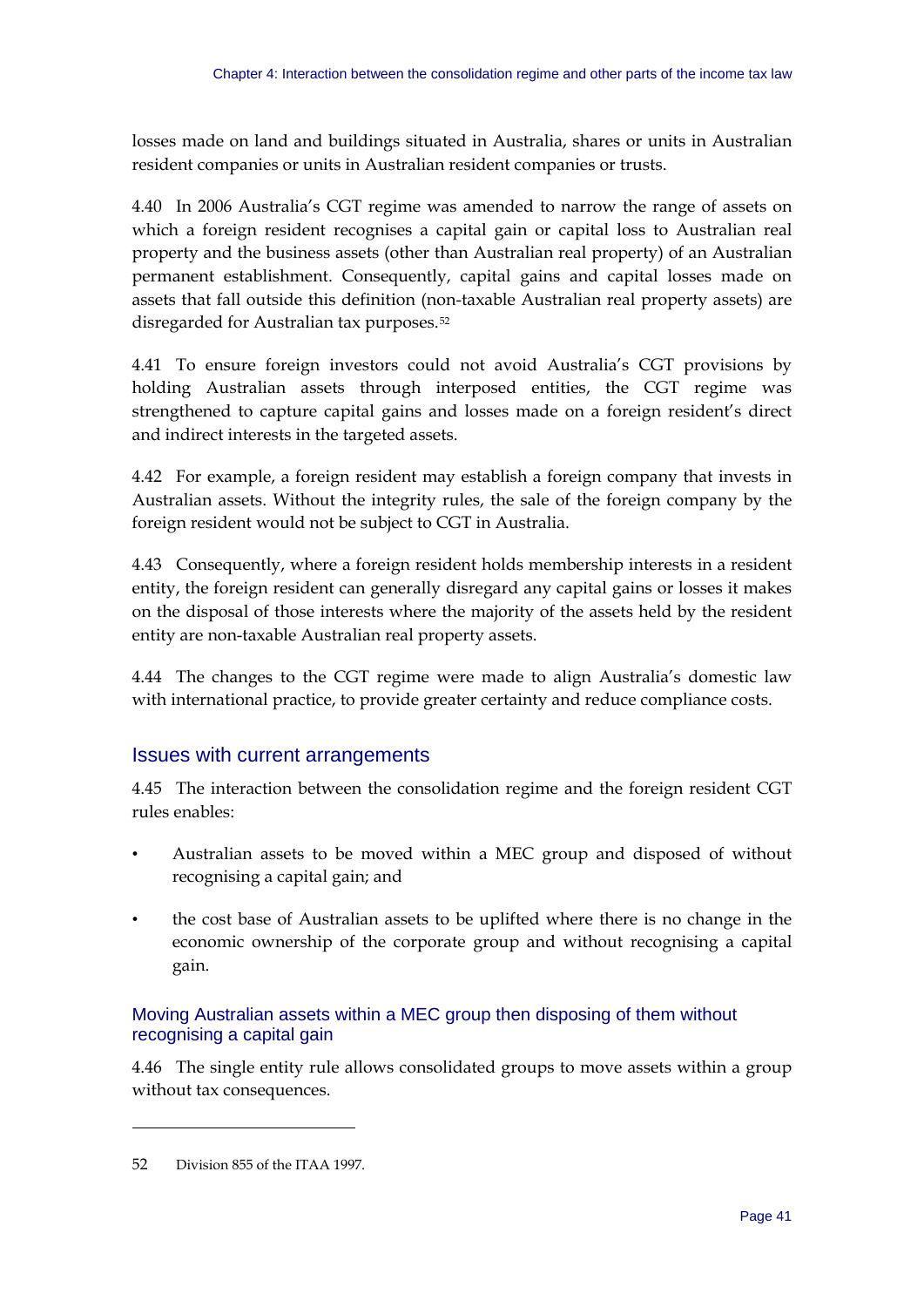losses made on land and buildings situated in Australia, shares or units in Australian resident companies or units in Australian resident companies or trusts.

4.40 In 2006 Australia's CGT regime was amended to narrow the range of assets on which a foreign resident recognises a capital gain or capital loss to Australian real property and the business assets (other than Australian real property) of an Australian permanent establishment. Consequently, capital gains and capital losses made on assets that fall outside this definition (non-taxable Australian real property assets) are disregarded for Australian tax purposes.[52]

4.41 To ensure foreign investors could not avoid Australia's CGT provisions by holding Australian assets through interposed entities, the CGT regime was strengthened to capture capital gains and losses made on a foreign resident's direct and indirect interests in the targeted assets.

4.42 For example, a foreign resident may establish a foreign company that invests in Australian assets. Without the integrity rules, the sale of the foreign company by the foreign resident would not be subject to CGT in Australia.

4.43 Consequently, where a foreign resident holds membership interests in a resident entity, the foreign resident can generally disregard any capital gains or losses it makes on the disposal of those interests where the majority of the assets held by the resident entity are non-taxable Australian real property assets.

4.44 The changes to the CGT regime were made to align Australia's domestic law with international practice, to provide greater certainty and reduce compliance costs.

## Issues with current arrangements

4.45 The interaction between the consolidation regime and the foreign resident CGT rules enables:

- Australian assets to be moved within a MEC group and disposed of without recognising a capital gain; and
- the cost base of Australian assets to be uplifted where there is no change in the economic ownership of the corporate group and without recognising a capital gain.

### Moving Australian assets within a MEC group then disposing of them without recognising a capital gain

4.46 The single entity rule allows consolidated groups to move assets within a group without tax consequences.

---

52 Division 855 of the ITAA 1997.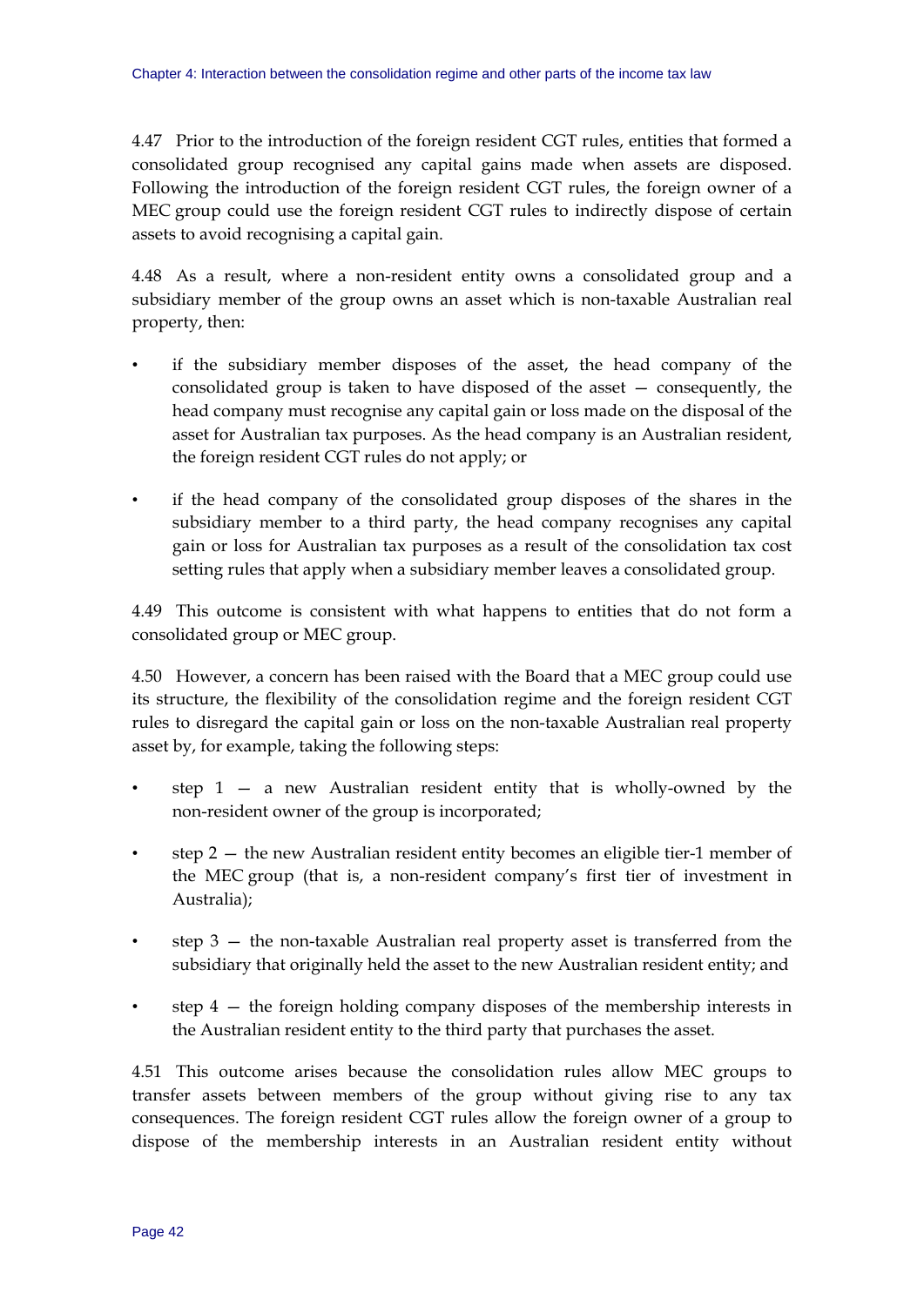4.47 Prior to the introduction of the foreign resident CGT rules, entities that formed a consolidated group recognised any capital gains made when assets are disposed. Following the introduction of the foreign resident CGT rules, the foreign owner of a MEC group could use the foreign resident CGT rules to indirectly dispose of certain assets to avoid recognising a capital gain.

4.48 As a result, where a non-resident entity owns a consolidated group and a subsidiary member of the group owns an asset which is non-taxable Australian real property, then:

- if the subsidiary member disposes of the asset, the head company of the consolidated group is taken to have disposed of the asset — consequently, the head company must recognise any capital gain or loss made on the disposal of the asset for Australian tax purposes. As the head company is an Australian resident, the foreign resident CGT rules do not apply; or
- if the head company of the consolidated group disposes of the shares in the subsidiary member to a third party, the head company recognises any capital gain or loss for Australian tax purposes as a result of the consolidation tax cost setting rules that apply when a subsidiary member leaves a consolidated group.

4.49 This outcome is consistent with what happens to entities that do not form a consolidated group or MEC group.

4.50 However, a concern has been raised with the Board that a MEC group could use its structure, the flexibility of the consolidation regime and the foreign resident CGT rules to disregard the capital gain or loss on the non-taxable Australian real property asset by, for example, taking the following steps:

- step 1 — a new Australian resident entity that is wholly-owned by the non-resident owner of the group is incorporated;
- step 2 — the new Australian resident entity becomes an eligible tier-1 member of the MEC group (that is, a non-resident company's first tier of investment in Australia);
- step 3 — the non-taxable Australian real property asset is transferred from the subsidiary that originally held the asset to the new Australian resident entity; and
- step 4 — the foreign holding company disposes of the membership interests in the Australian resident entity to the third party that purchases the asset.

4.51 This outcome arises because the consolidation rules allow MEC groups to transfer assets between members of the group without giving rise to any tax consequences. The foreign resident CGT rules allow the foreign owner of a group to dispose of the membership interests in an Australian resident entity without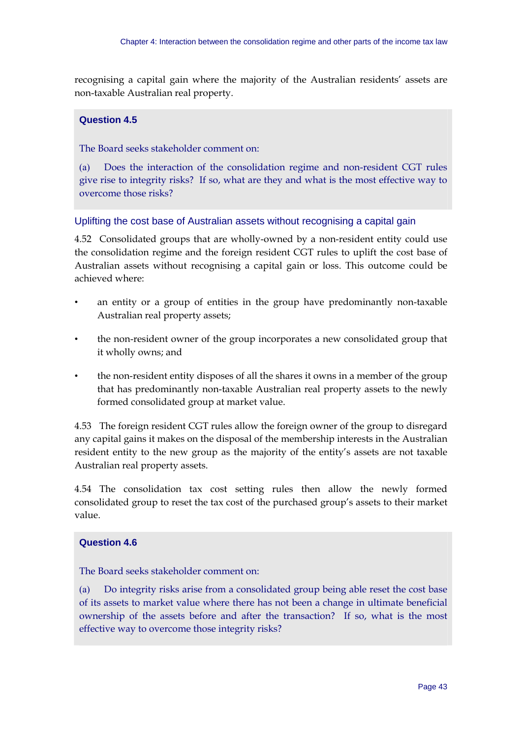recognising a capital gain where the majority of the Australian residents' assets are non-taxable Australian real property.

**Question 4.5**

The Board seeks stakeholder comment on:

(a) Does the interaction of the consolidation regime and non-resident CGT rules give rise to integrity risks? If so, what are they and what is the most effective way to overcome those risks?

### Uplifting the cost base of Australian assets without recognising a capital gain

4.52 Consolidated groups that are wholly-owned by a non-resident entity could use the consolidation regime and the foreign resident CGT rules to uplift the cost base of Australian assets without recognising a capital gain or loss. This outcome could be achieved where:

- an entity or a group of entities in the group have predominantly non-taxable Australian real property assets;
- the non-resident owner of the group incorporates a new consolidated group that it wholly owns; and
- the non-resident entity disposes of all the shares it owns in a member of the group that has predominantly non-taxable Australian real property assets to the newly formed consolidated group at market value.

4.53 The foreign resident CGT rules allow the foreign owner of the group to disregard any capital gains it makes on the disposal of the membership interests in the Australian resident entity to the new group as the majority of the entity's assets are not taxable Australian real property assets.

4.54 The consolidation tax cost setting rules then allow the newly formed consolidated group to reset the tax cost of the purchased group's assets to their market value.

**Question 4.6**

The Board seeks stakeholder comment on:

(a) Do integrity risks arise from a consolidated group being able reset the cost base of its assets to market value where there has not been a change in ultimate beneficial ownership of the assets before and after the transaction? If so, what is the most effective way to overcome those integrity risks?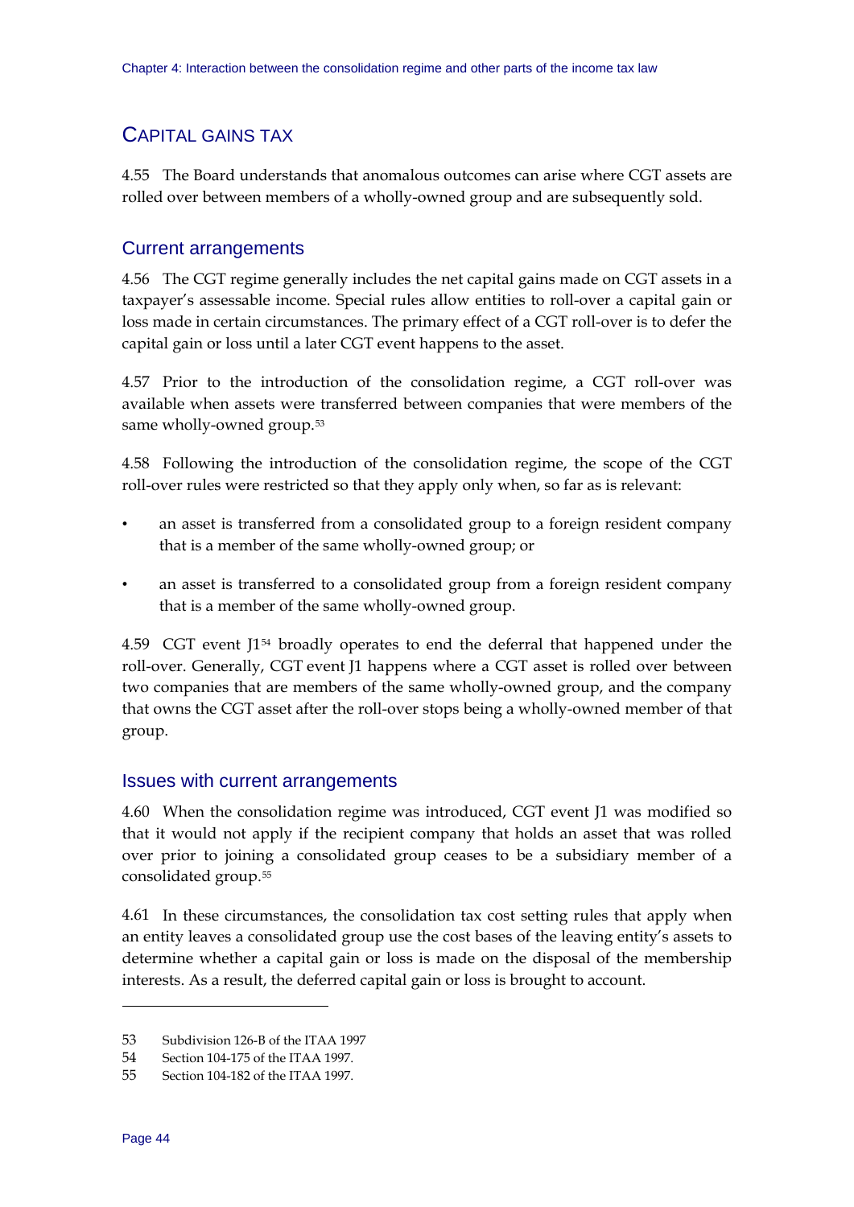## CAPITAL GAINS TAX

4.55 The Board understands that anomalous outcomes can arise where CGT assets are rolled over between members of a wholly-owned group and are subsequently sold.

### Current arrangements

4.56 The CGT regime generally includes the net capital gains made on CGT assets in a taxpayer's assessable income. Special rules allow entities to roll-over a capital gain or loss made in certain circumstances. The primary effect of a CGT roll-over is to defer the capital gain or loss until a later CGT event happens to the asset.

4.57 Prior to the introduction of the consolidation regime, a CGT roll-over was available when assets were transferred between companies that were members of the same wholly-owned group.[53]

4.58 Following the introduction of the consolidation regime, the scope of the CGT roll-over rules were restricted so that they apply only when, so far as is relevant:

- an asset is transferred from a consolidated group to a foreign resident company that is a member of the same wholly-owned group; or
- an asset is transferred to a consolidated group from a foreign resident company that is a member of the same wholly-owned group.

4.59 CGT event J1[54] broadly operates to end the deferral that happened under the roll-over. Generally, CGT event J1 happens where a CGT asset is rolled over between two companies that are members of the same wholly-owned group, and the company that owns the CGT asset after the roll-over stops being a wholly-owned member of that group.

### Issues with current arrangements

4.60 When the consolidation regime was introduced, CGT event J1 was modified so that it would not apply if the recipient company that holds an asset that was rolled over prior to joining a consolidated group ceases to be a subsidiary member of a consolidated group.[55]

4.61 In these circumstances, the consolidation tax cost setting rules that apply when an entity leaves a consolidated group use the cost bases of the leaving entity's assets to determine whether a capital gain or loss is made on the disposal of the membership interests. As a result, the deferred capital gain or loss is brought to account.

---

53 Subdivision 126-B of the ITAA 1997

54 Section 104-175 of the ITAA 1997.

55 Section 104-182 of the ITAA 1997.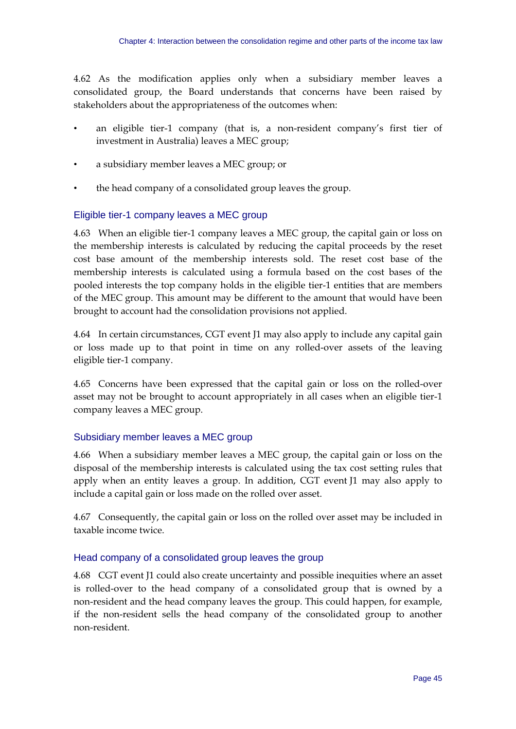4.62 As the modification applies only when a subsidiary member leaves a consolidated group, the Board understands that concerns have been raised by stakeholders about the appropriateness of the outcomes when:

- an eligible tier-1 company (that is, a non-resident company's first tier of investment in Australia) leaves a MEC group;
- a subsidiary member leaves a MEC group; or
- the head company of a consolidated group leaves the group.

### Eligible tier-1 company leaves a MEC group

4.63 When an eligible tier-1 company leaves a MEC group, the capital gain or loss on the membership interests is calculated by reducing the capital proceeds by the reset cost base amount of the membership interests sold. The reset cost base of the membership interests is calculated using a formula based on the cost bases of the pooled interests the top company holds in the eligible tier-1 entities that are members of the MEC group. This amount may be different to the amount that would have been brought to account had the consolidation provisions not applied.

4.64 In certain circumstances, CGT event J1 may also apply to include any capital gain or loss made up to that point in time on any rolled-over assets of the leaving eligible tier-1 company.

4.65 Concerns have been expressed that the capital gain or loss on the rolled-over asset may not be brought to account appropriately in all cases when an eligible tier-1 company leaves a MEC group.

### Subsidiary member leaves a MEC group

4.66 When a subsidiary member leaves a MEC group, the capital gain or loss on the disposal of the membership interests is calculated using the tax cost setting rules that apply when an entity leaves a group. In addition, CGT event J1 may also apply to include a capital gain or loss made on the rolled over asset.

4.67 Consequently, the capital gain or loss on the rolled over asset may be included in taxable income twice.

### Head company of a consolidated group leaves the group

4.68 CGT event J1 could also create uncertainty and possible inequities where an asset is rolled-over to the head company of a consolidated group that is owned by a non-resident and the head company leaves the group. This could happen, for example, if the non-resident sells the head company of the consolidated group to another non-resident.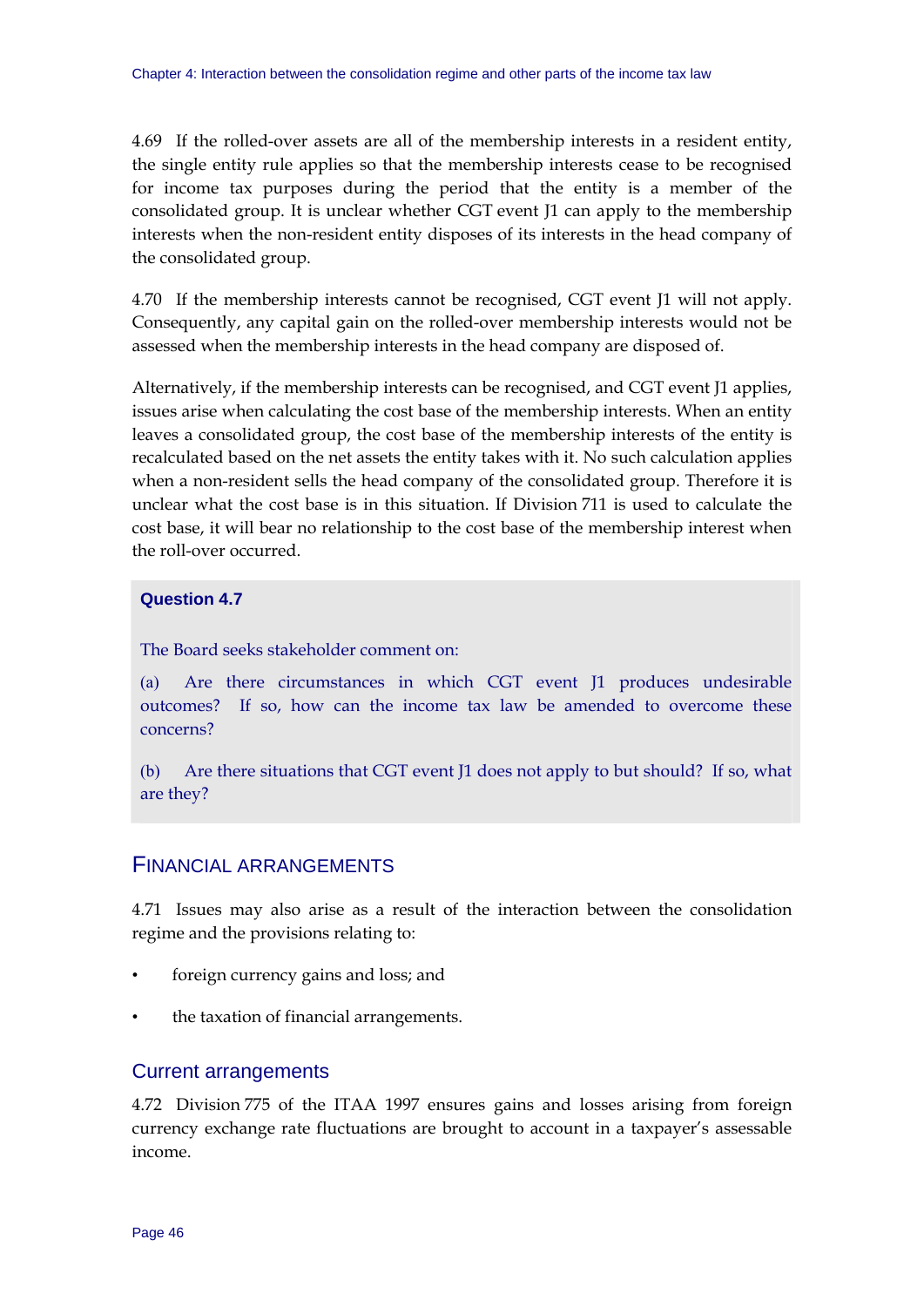4.69 If the rolled-over assets are all of the membership interests in a resident entity, the single entity rule applies so that the membership interests cease to be recognised for income tax purposes during the period that the entity is a member of the consolidated group. It is unclear whether CGT event J1 can apply to the membership interests when the non-resident entity disposes of its interests in the head company of the consolidated group.

4.70 If the membership interests cannot be recognised, CGT event J1 will not apply. Consequently, any capital gain on the rolled-over membership interests would not be assessed when the membership interests in the head company are disposed of.

Alternatively, if the membership interests can be recognised, and CGT event J1 applies, issues arise when calculating the cost base of the membership interests. When an entity leaves a consolidated group, the cost base of the membership interests of the entity is recalculated based on the net assets the entity takes with it. No such calculation applies when a non-resident sells the head company of the consolidated group. Therefore it is unclear what the cost base is in this situation. If Division 711 is used to calculate the cost base, it will bear no relationship to the cost base of the membership interest when the roll-over occurred.

> **Question 4.7**
>
> The Board seeks stakeholder comment on:
>
> (a) Are there circumstances in which CGT event J1 produces undesirable outcomes? If so, how can the income tax law be amended to overcome these concerns?
>
> (b) Are there situations that CGT event J1 does not apply to but should? If so, what are they?

## Financial arrangements

4.71 Issues may also arise as a result of the interaction between the consolidation regime and the provisions relating to:

- foreign currency gains and loss; and
- the taxation of financial arrangements.

### Current arrangements

4.72 Division 775 of the ITAA 1997 ensures gains and losses arising from foreign currency exchange rate fluctuations are brought to account in a taxpayer's assessable income.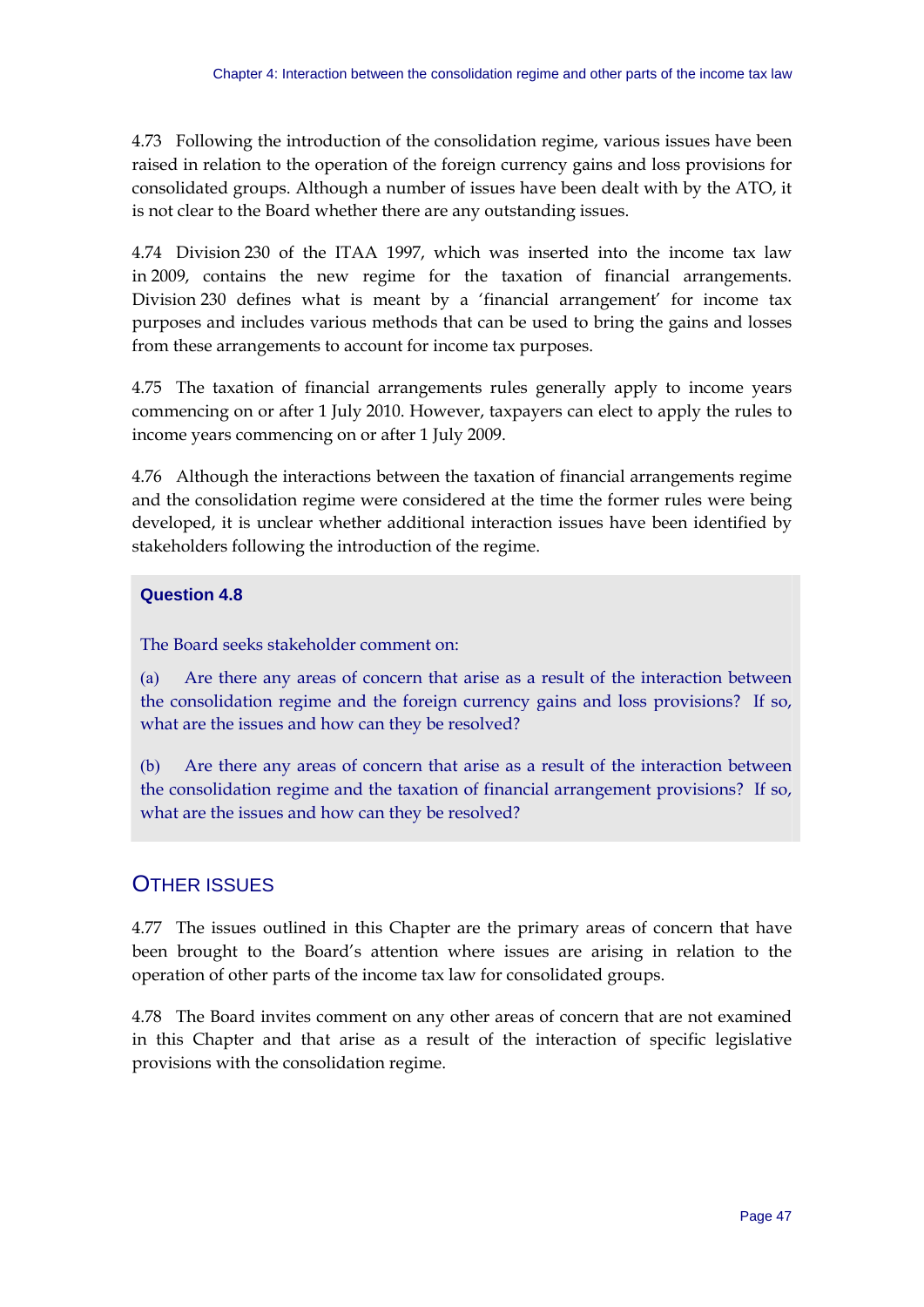4.73 Following the introduction of the consolidation regime, various issues have been raised in relation to the operation of the foreign currency gains and loss provisions for consolidated groups. Although a number of issues have been dealt with by the ATO, it is not clear to the Board whether there are any outstanding issues.

4.74 Division 230 of the ITAA 1997, which was inserted into the income tax law in 2009, contains the new regime for the taxation of financial arrangements. Division 230 defines what is meant by a 'financial arrangement' for income tax purposes and includes various methods that can be used to bring the gains and losses from these arrangements to account for income tax purposes.

4.75 The taxation of financial arrangements rules generally apply to income years commencing on or after 1 July 2010. However, taxpayers can elect to apply the rules to income years commencing on or after 1 July 2009.

4.76 Although the interactions between the taxation of financial arrangements regime and the consolidation regime were considered at the time the former rules were being developed, it is unclear whether additional interaction issues have been identified by stakeholders following the introduction of the regime.

**Question 4.8**

The Board seeks stakeholder comment on:

(a) Are there any areas of concern that arise as a result of the interaction between the consolidation regime and the foreign currency gains and loss provisions? If so, what are the issues and how can they be resolved?

(b) Are there any areas of concern that arise as a result of the interaction between the consolidation regime and the taxation of financial arrangement provisions? If so, what are the issues and how can they be resolved?

## OTHER ISSUES

4.77 The issues outlined in this Chapter are the primary areas of concern that have been brought to the Board's attention where issues are arising in relation to the operation of other parts of the income tax law for consolidated groups.

4.78 The Board invites comment on any other areas of concern that are not examined in this Chapter and that arise as a result of the interaction of specific legislative provisions with the consolidation regime.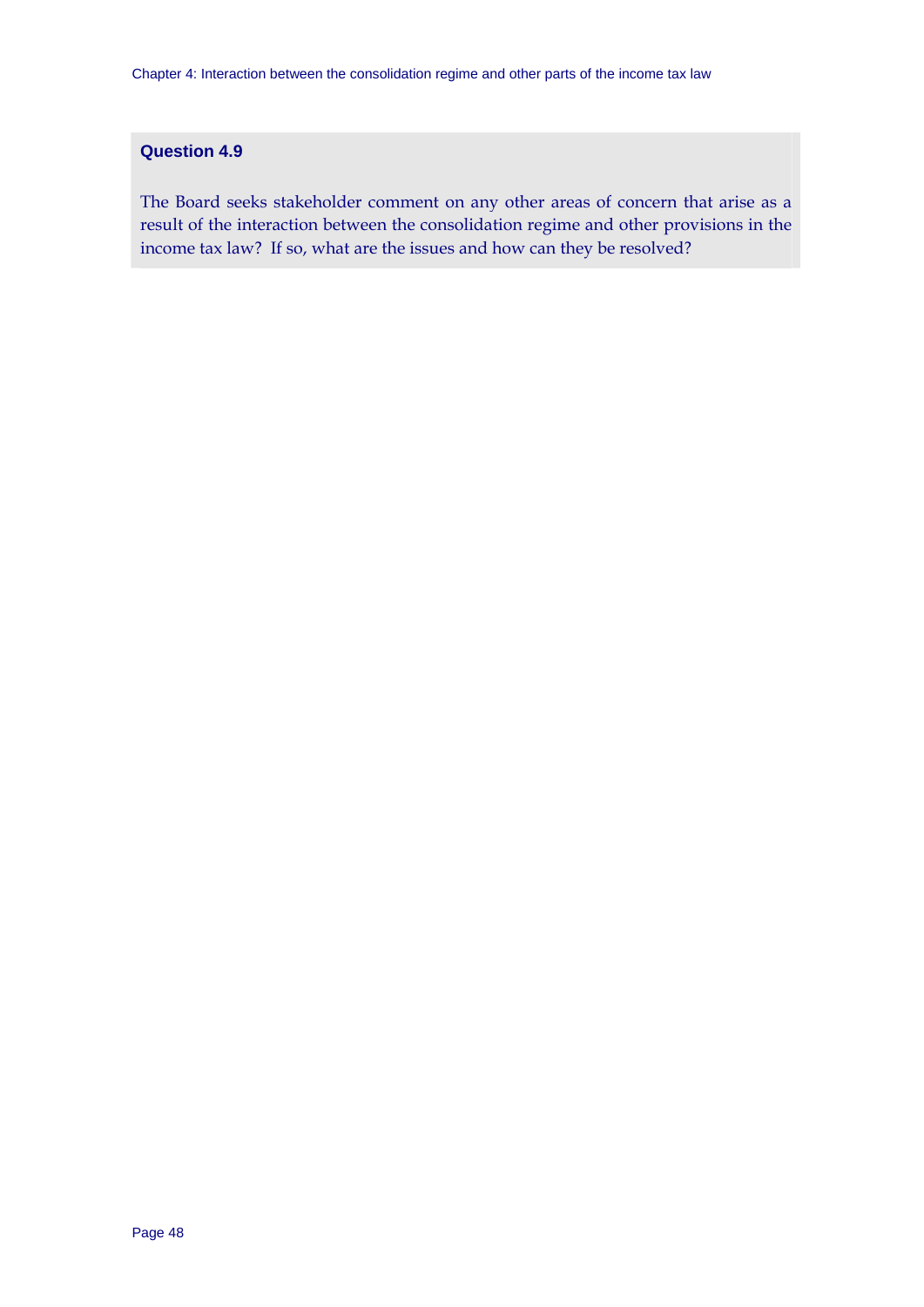### Question 4.9

The Board seeks stakeholder comment on any other areas of concern that arise as a result of the interaction between the consolidation regime and other provisions in the income tax law? If so, what are the issues and how can they be resolved?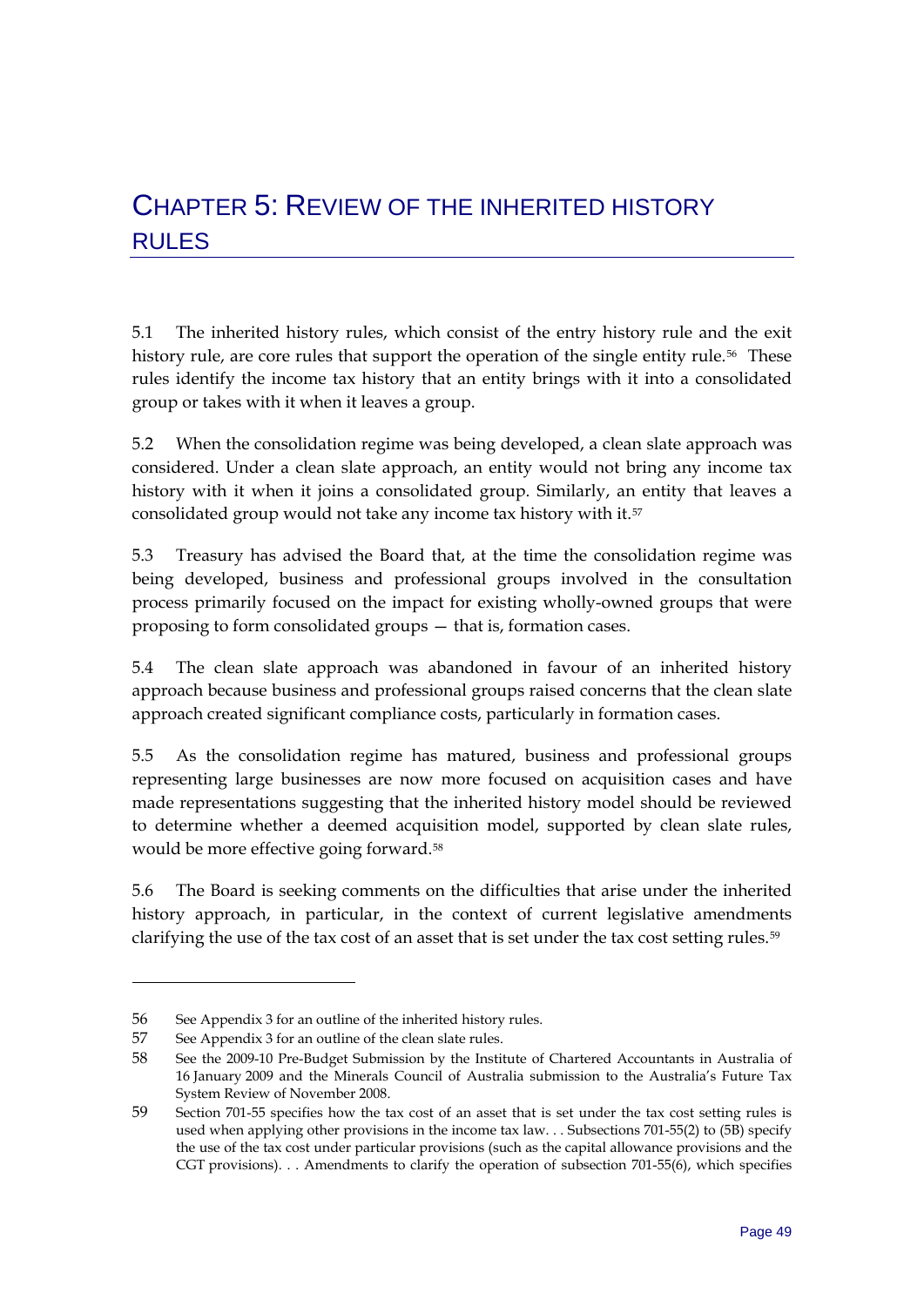# CHAPTER 5: REVIEW OF THE INHERITED HISTORY RULES

5.1 The inherited history rules, which consist of the entry history rule and the exit history rule, are core rules that support the operation of the single entity rule.[56] These rules identify the income tax history that an entity brings with it into a consolidated group or takes with it when it leaves a group.

5.2 When the consolidation regime was being developed, a clean slate approach was considered. Under a clean slate approach, an entity would not bring any income tax history with it when it joins a consolidated group. Similarly, an entity that leaves a consolidated group would not take any income tax history with it.[57]

5.3 Treasury has advised the Board that, at the time the consolidation regime was being developed, business and professional groups involved in the consultation process primarily focused on the impact for existing wholly-owned groups that were proposing to form consolidated groups — that is, formation cases.

5.4 The clean slate approach was abandoned in favour of an inherited history approach because business and professional groups raised concerns that the clean slate approach created significant compliance costs, particularly in formation cases.

5.5 As the consolidation regime has matured, business and professional groups representing large businesses are now more focused on acquisition cases and have made representations suggesting that the inherited history model should be reviewed to determine whether a deemed acquisition model, supported by clean slate rules, would be more effective going forward.[58]

5.6 The Board is seeking comments on the difficulties that arise under the inherited history approach, in particular, in the context of current legislative amendments clarifying the use of the tax cost of an asset that is set under the tax cost setting rules.[59]

---

56 See Appendix 3 for an outline of the inherited history rules.

57 See Appendix 3 for an outline of the clean slate rules.

58 See the 2009-10 Pre-Budget Submission by the Institute of Chartered Accountants in Australia of 16 January 2009 and the Minerals Council of Australia submission to the Australia's Future Tax System Review of November 2008.

59 Section 701-55 specifies how the tax cost of an asset that is set under the tax cost setting rules is used when applying other provisions in the income tax law. . . Subsections 701-55(2) to (5B) specify the use of the tax cost under particular provisions (such as the capital allowance provisions and the CGT provisions). . . Amendments to clarify the operation of subsection 701-55(6), which specifies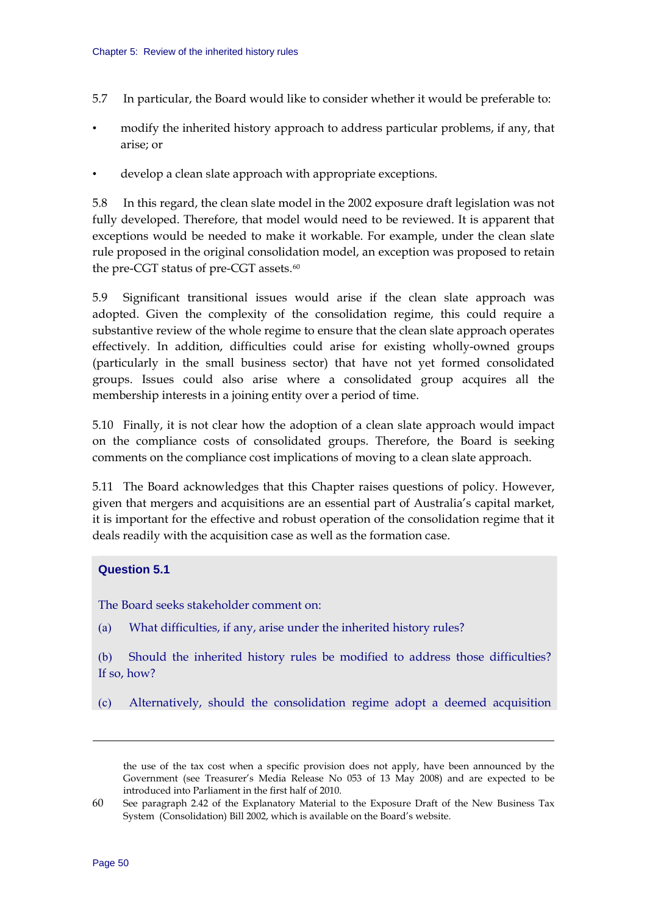5.7 In particular, the Board would like to consider whether it would be preferable to:

- modify the inherited history approach to address particular problems, if any, that arise; or
- develop a clean slate approach with appropriate exceptions.

5.8 In this regard, the clean slate model in the 2002 exposure draft legislation was not fully developed. Therefore, that model would need to be reviewed. It is apparent that exceptions would be needed to make it workable. For example, under the clean slate rule proposed in the original consolidation model, an exception was proposed to retain the pre-CGT status of pre-CGT assets.[60]

5.9 Significant transitional issues would arise if the clean slate approach was adopted. Given the complexity of the consolidation regime, this could require a substantive review of the whole regime to ensure that the clean slate approach operates effectively. In addition, difficulties could arise for existing wholly-owned groups (particularly in the small business sector) that have not yet formed consolidated groups. Issues could also arise where a consolidated group acquires all the membership interests in a joining entity over a period of time.

5.10 Finally, it is not clear how the adoption of a clean slate approach would impact on the compliance costs of consolidated groups. Therefore, the Board is seeking comments on the compliance cost implications of moving to a clean slate approach.

5.11 The Board acknowledges that this Chapter raises questions of policy. However, given that mergers and acquisitions are an essential part of Australia's capital market, it is important for the effective and robust operation of the consolidation regime that it deals readily with the acquisition case as well as the formation case.

**Question 5.1**

The Board seeks stakeholder comment on:

(a) What difficulties, if any, arise under the inherited history rules?

(b) Should the inherited history rules be modified to address those difficulties? If so, how?

(c) Alternatively, should the consolidation regime adopt a deemed acquisition

---

the use of the tax cost when a specific provision does not apply, have been announced by the Government (see Treasurer's Media Release No 053 of 13 May 2008) and are expected to be introduced into Parliament in the first half of 2010.

60 See paragraph 2.42 of the Explanatory Material to the Exposure Draft of the New Business Tax System (Consolidation) Bill 2002, which is available on the Board's website.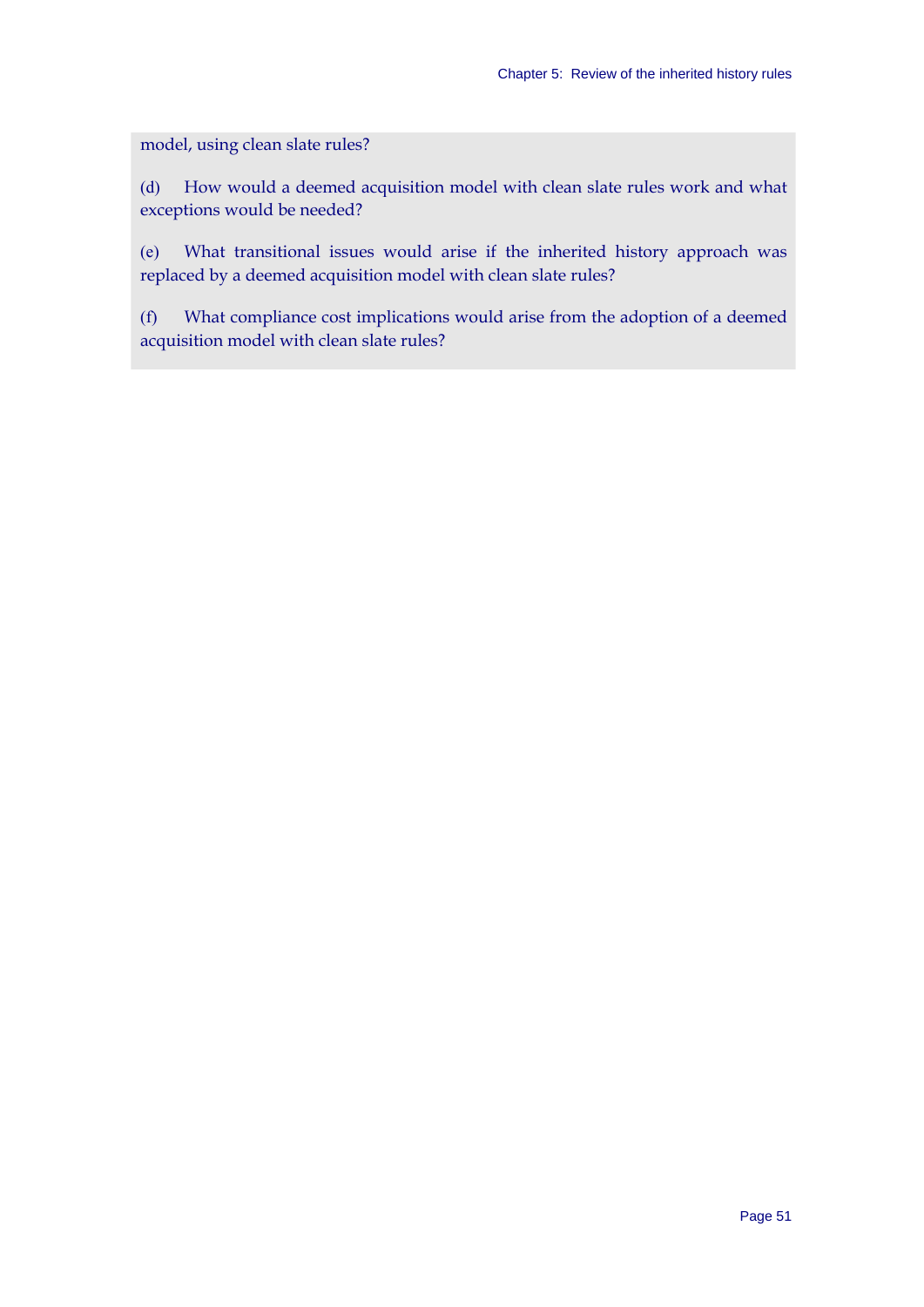model, using clean slate rules?

(d) How would a deemed acquisition model with clean slate rules work and what exceptions would be needed?

(e) What transitional issues would arise if the inherited history approach was replaced by a deemed acquisition model with clean slate rules?

(f) What compliance cost implications would arise from the adoption of a deemed acquisition model with clean slate rules?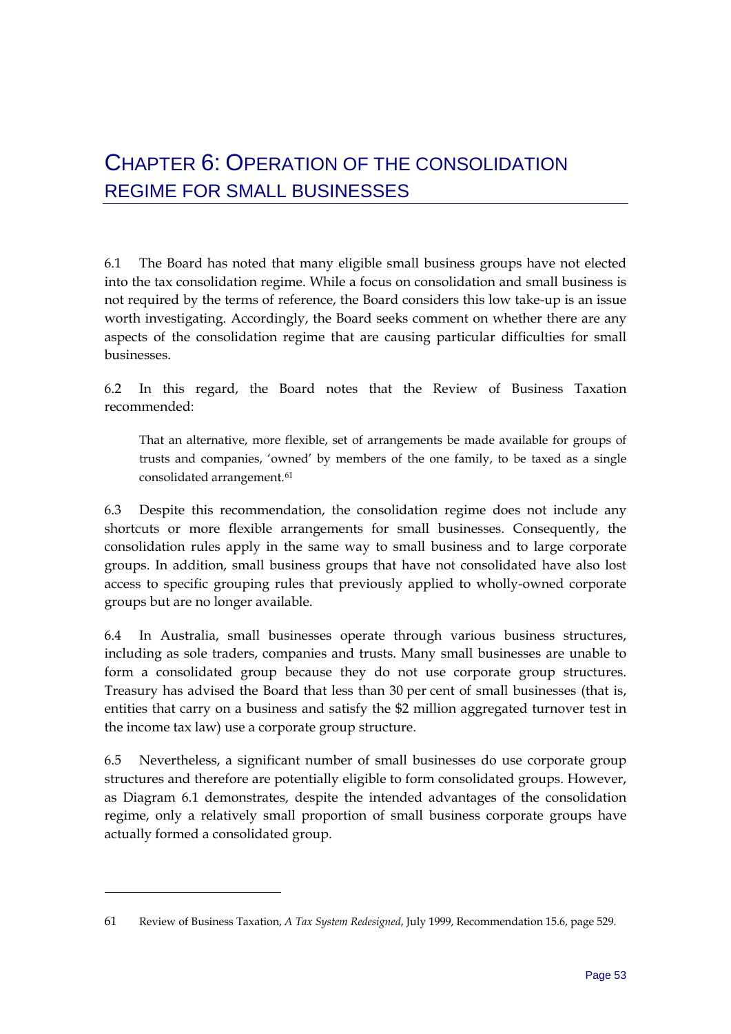# Chapter 6: Operation of the consolidation regime for small businesses

6.1 The Board has noted that many eligible small business groups have not elected into the tax consolidation regime. While a focus on consolidation and small business is not required by the terms of reference, the Board considers this low take-up is an issue worth investigating. Accordingly, the Board seeks comment on whether there are any aspects of the consolidation regime that are causing particular difficulties for small businesses.

6.2 In this regard, the Board notes that the Review of Business Taxation recommended:

> That an alternative, more flexible, set of arrangements be made available for groups of trusts and companies, 'owned' by members of the one family, to be taxed as a single consolidated arrangement.[61]

6.3 Despite this recommendation, the consolidation regime does not include any shortcuts or more flexible arrangements for small businesses. Consequently, the consolidation rules apply in the same way to small business and to large corporate groups. In addition, small business groups that have not consolidated have also lost access to specific grouping rules that previously applied to wholly-owned corporate groups but are no longer available.

6.4 In Australia, small businesses operate through various business structures, including as sole traders, companies and trusts. Many small businesses are unable to form a consolidated group because they do not use corporate group structures. Treasury has advised the Board that less than 30 per cent of small businesses (that is, entities that carry on a business and satisfy the $2 million aggregated turnover test in the income tax law) use a corporate group structure.

6.5 Nevertheless, a significant number of small businesses do use corporate group structures and therefore are potentially eligible to form consolidated groups. However, as Diagram 6.1 demonstrates, despite the intended advantages of the consolidation regime, only a relatively small proportion of small business corporate groups have actually formed a consolidated group.

---

61 Review of Business Taxation, *A Tax System Redesigned*, July 1999, Recommendation 15.6, page 529.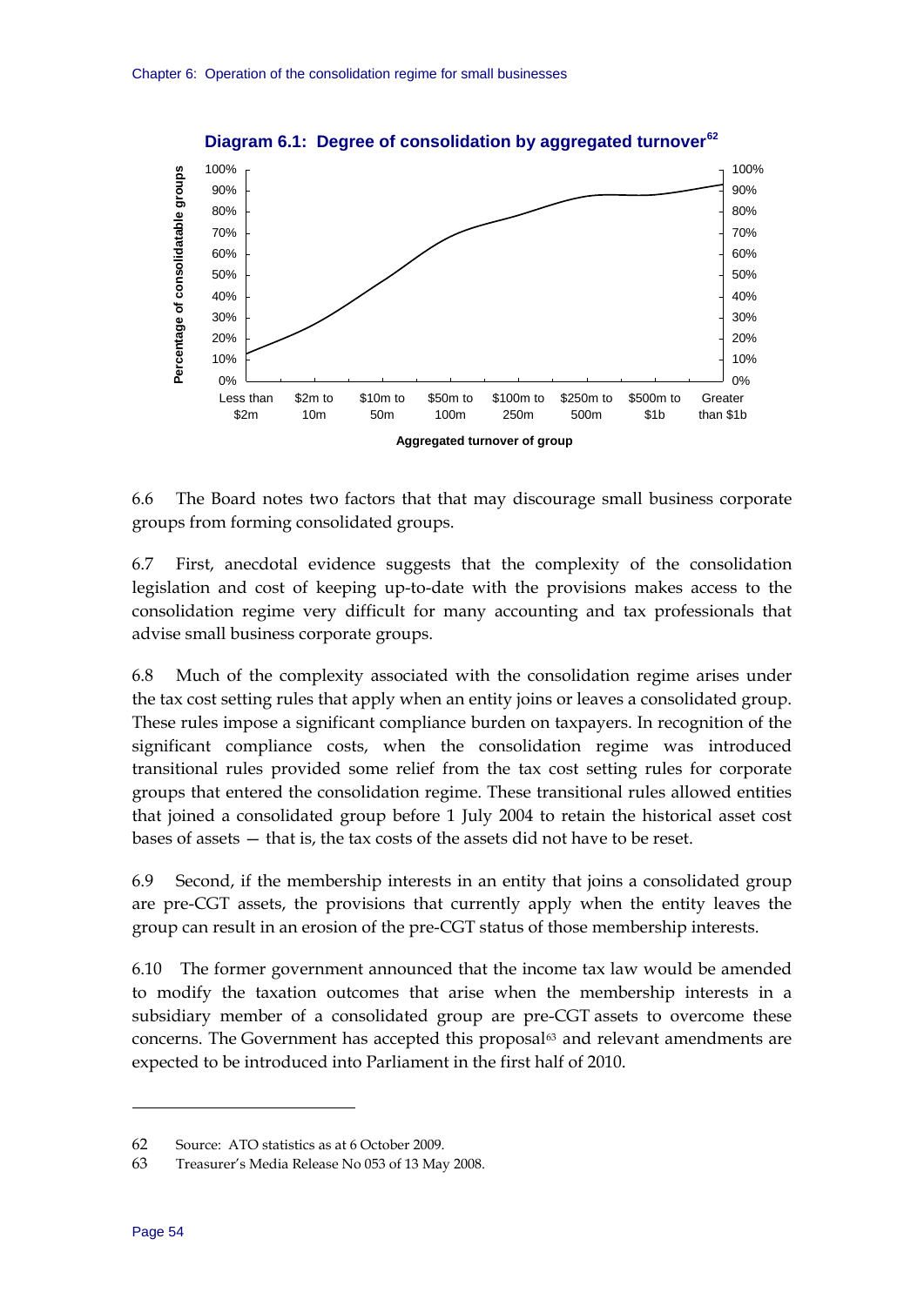**Diagram 6.1: Degree of consolidation by aggregated turnover**[62]

6.6 The Board notes two factors that that may discourage small business corporate groups from forming consolidated groups.

6.7 First, anecdotal evidence suggests that the complexity of the consolidation legislation and cost of keeping up-to-date with the provisions makes access to the consolidation regime very difficult for many accounting and tax professionals that advise small business corporate groups.

6.8 Much of the complexity associated with the consolidation regime arises under the tax cost setting rules that apply when an entity joins or leaves a consolidated group. These rules impose a significant compliance burden on taxpayers. In recognition of the significant compliance costs, when the consolidation regime was introduced transitional rules provided some relief from the tax cost setting rules for corporate groups that entered the consolidation regime. These transitional rules allowed entities that joined a consolidated group before 1 July 2004 to retain the historical asset cost bases of assets — that is, the tax costs of the assets did not have to be reset.

6.9 Second, if the membership interests in an entity that joins a consolidated group are pre-CGT assets, the provisions that currently apply when the entity leaves the group can result in an erosion of the pre-CGT status of those membership interests.

6.10 The former government announced that the income tax law would be amended to modify the taxation outcomes that arise when the membership interests in a subsidiary member of a consolidated group are pre-CGT assets to overcome these concerns. The Government has accepted this proposal[63] and relevant amendments are expected to be introduced into Parliament in the first half of 2010.

---

62 Source: ATO statistics as at 6 October 2009.

63 Treasurer's Media Release No 053 of 13 May 2008.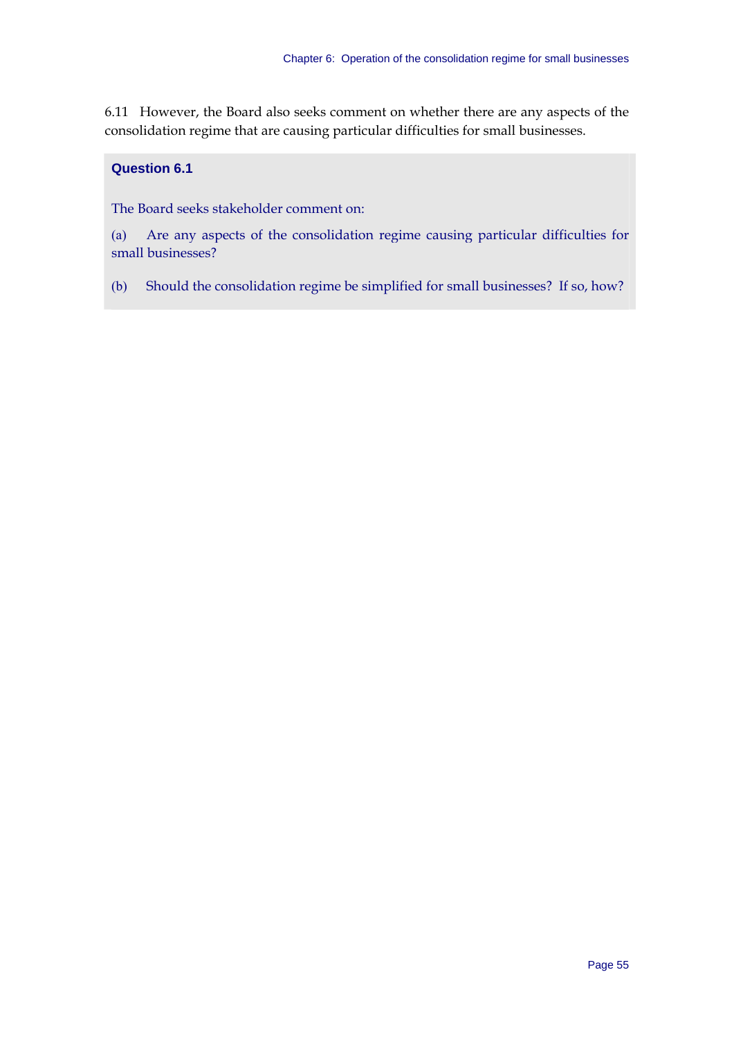6.11 However, the Board also seeks comment on whether there are any aspects of the consolidation regime that are causing particular difficulties for small businesses.

**Question 6.1**

The Board seeks stakeholder comment on:

(a) Are any aspects of the consolidation regime causing particular difficulties for small businesses?

(b) Should the consolidation regime be simplified for small businesses? If so, how?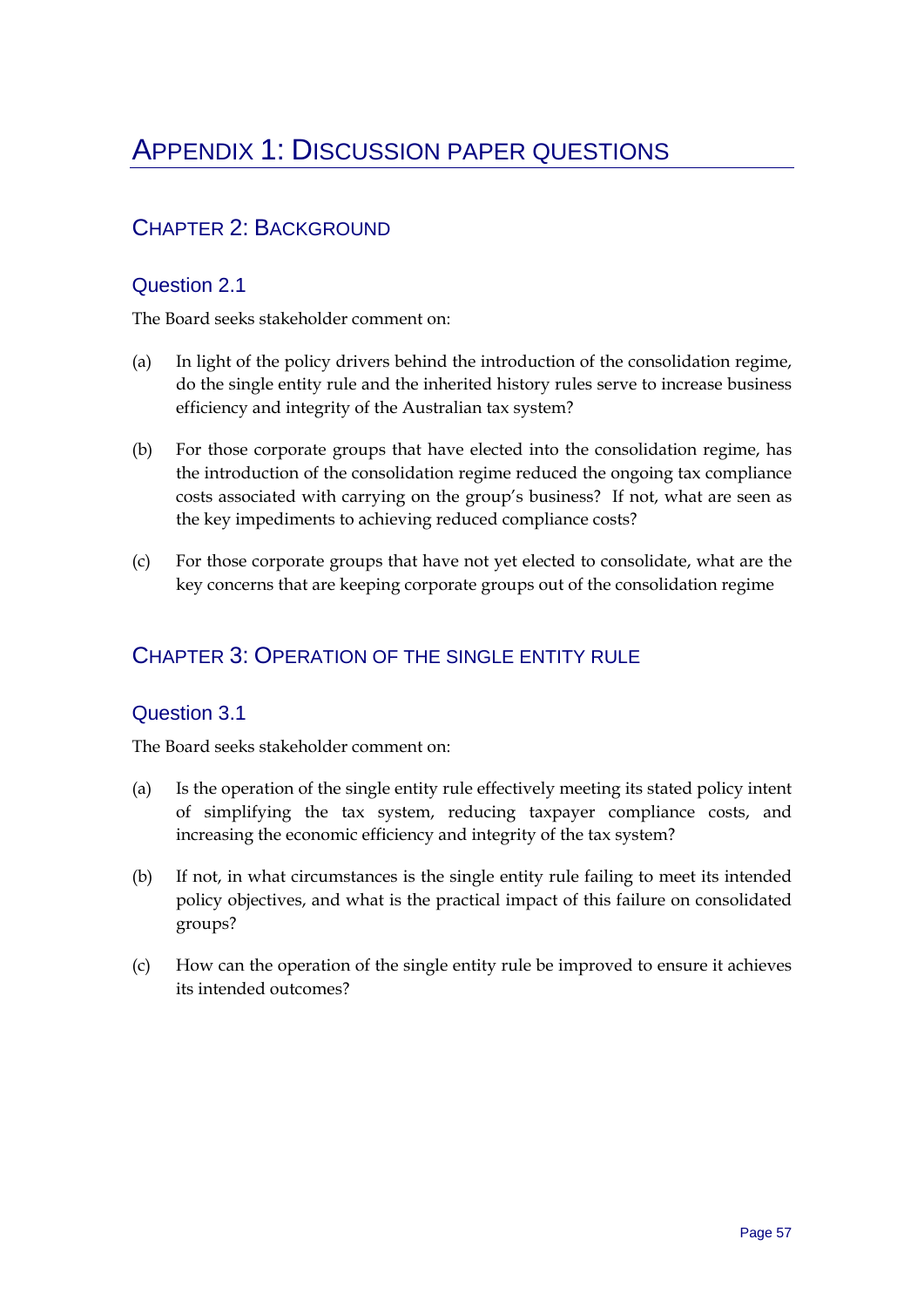# Appendix 1: Discussion paper questions

## Chapter 2: Background

### Question 2.1

The Board seeks stakeholder comment on:

(a) In light of the policy drivers behind the introduction of the consolidation regime, do the single entity rule and the inherited history rules serve to increase business efficiency and integrity of the Australian tax system?

(b) For those corporate groups that have elected into the consolidation regime, has the introduction of the consolidation regime reduced the ongoing tax compliance costs associated with carrying on the group's business? If not, what are seen as the key impediments to achieving reduced compliance costs?

(c) For those corporate groups that have not yet elected to consolidate, what are the key concerns that are keeping corporate groups out of the consolidation regime

## Chapter 3: Operation of the single entity rule

### Question 3.1

The Board seeks stakeholder comment on:

(a) Is the operation of the single entity rule effectively meeting its stated policy intent of simplifying the tax system, reducing taxpayer compliance costs, and increasing the economic efficiency and integrity of the tax system?

(b) If not, in what circumstances is the single entity rule failing to meet its intended policy objectives, and what is the practical impact of this failure on consolidated groups?

(c) How can the operation of the single entity rule be improved to ensure it achieves its intended outcomes?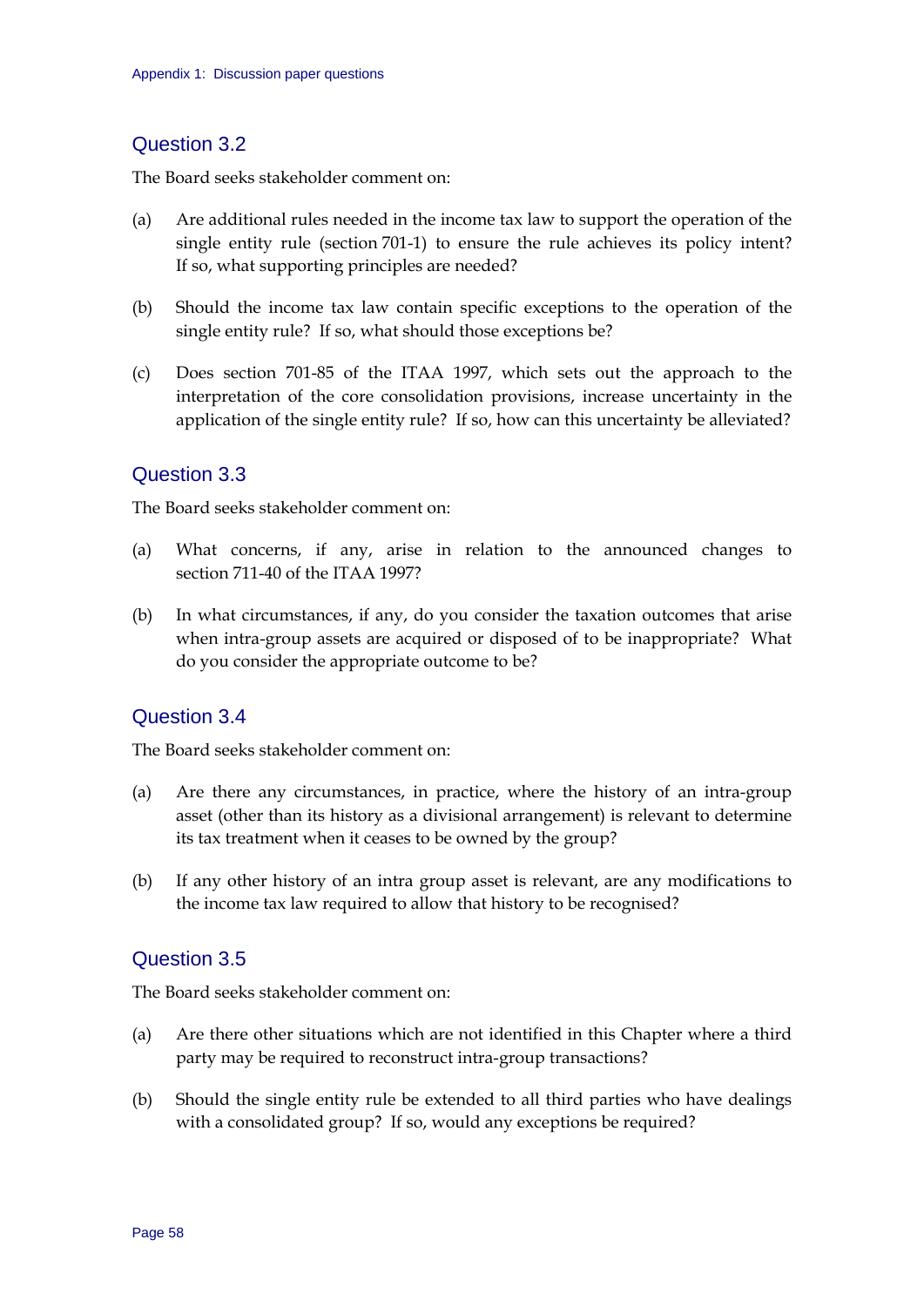## Question 3.2

The Board seeks stakeholder comment on:

(a) Are additional rules needed in the income tax law to support the operation of the single entity rule (section 701-1) to ensure the rule achieves its policy intent? If so, what supporting principles are needed?

(b) Should the income tax law contain specific exceptions to the operation of the single entity rule? If so, what should those exceptions be?

(c) Does section 701-85 of the ITAA 1997, which sets out the approach to the interpretation of the core consolidation provisions, increase uncertainty in the application of the single entity rule? If so, how can this uncertainty be alleviated?

## Question 3.3

The Board seeks stakeholder comment on:

(a) What concerns, if any, arise in relation to the announced changes to section 711-40 of the ITAA 1997?

(b) In what circumstances, if any, do you consider the taxation outcomes that arise when intra-group assets are acquired or disposed of to be inappropriate? What do you consider the appropriate outcome to be?

## Question 3.4

The Board seeks stakeholder comment on:

(a) Are there any circumstances, in practice, where the history of an intra-group asset (other than its history as a divisional arrangement) is relevant to determine its tax treatment when it ceases to be owned by the group?

(b) If any other history of an intra group asset is relevant, are any modifications to the income tax law required to allow that history to be recognised?

## Question 3.5

The Board seeks stakeholder comment on:

(a) Are there other situations which are not identified in this Chapter where a third party may be required to reconstruct intra-group transactions?

(b) Should the single entity rule be extended to all third parties who have dealings with a consolidated group? If so, would any exceptions be required?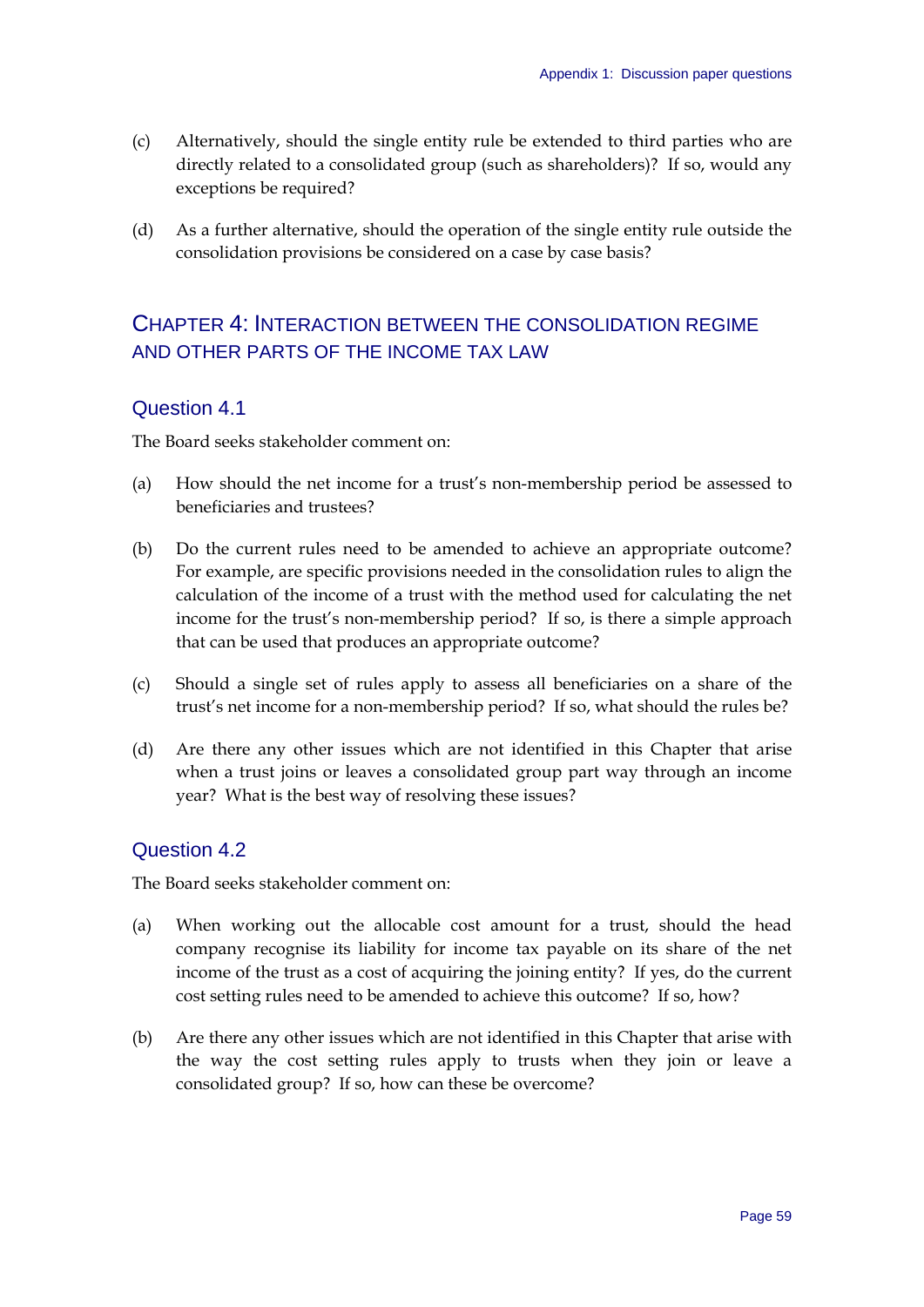(c) Alternatively, should the single entity rule be extended to third parties who are directly related to a consolidated group (such as shareholders)? If so, would any exceptions be required?

(d) As a further alternative, should the operation of the single entity rule outside the consolidation provisions be considered on a case by case basis?

## CHAPTER 4: INTERACTION BETWEEN THE CONSOLIDATION REGIME AND OTHER PARTS OF THE INCOME TAX LAW

### Question 4.1

The Board seeks stakeholder comment on:

(a) How should the net income for a trust's non-membership period be assessed to beneficiaries and trustees?

(b) Do the current rules need to be amended to achieve an appropriate outcome? For example, are specific provisions needed in the consolidation rules to align the calculation of the income of a trust with the method used for calculating the net income for the trust's non-membership period? If so, is there a simple approach that can be used that produces an appropriate outcome?

(c) Should a single set of rules apply to assess all beneficiaries on a share of the trust's net income for a non-membership period? If so, what should the rules be?

(d) Are there any other issues which are not identified in this Chapter that arise when a trust joins or leaves a consolidated group part way through an income year? What is the best way of resolving these issues?

### Question 4.2

The Board seeks stakeholder comment on:

(a) When working out the allocable cost amount for a trust, should the head company recognise its liability for income tax payable on its share of the net income of the trust as a cost of acquiring the joining entity? If yes, do the current cost setting rules need to be amended to achieve this outcome? If so, how?

(b) Are there any other issues which are not identified in this Chapter that arise with the way the cost setting rules apply to trusts when they join or leave a consolidated group? If so, how can these be overcome?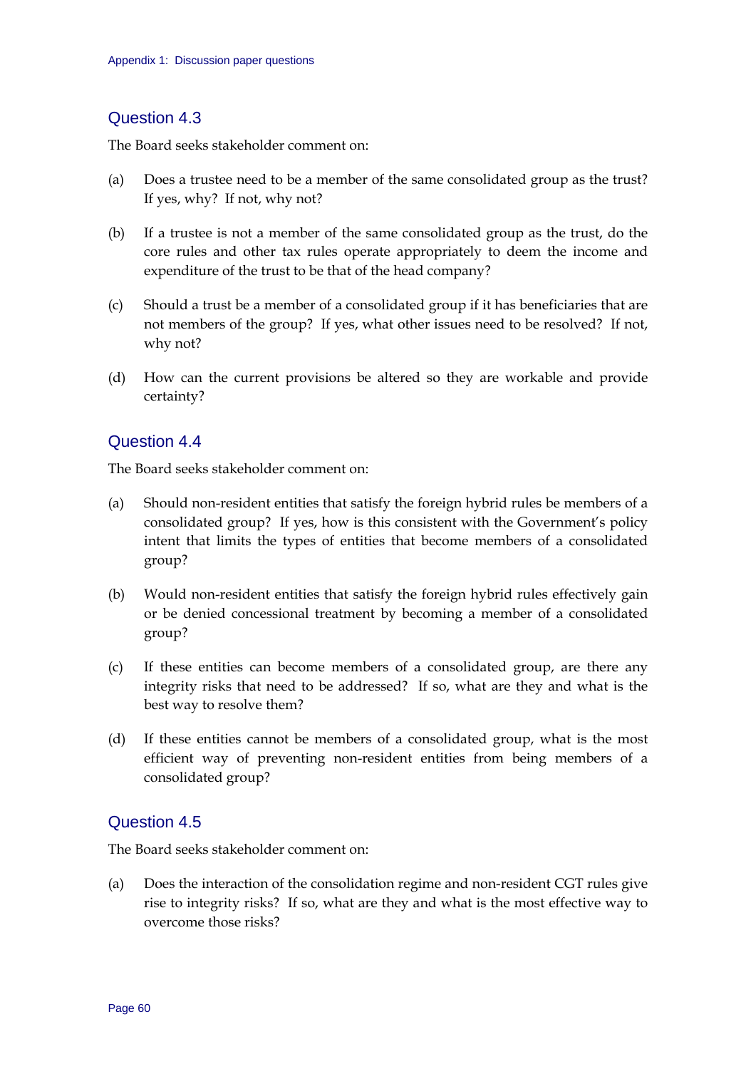## Question 4.3

The Board seeks stakeholder comment on:

(a) Does a trustee need to be a member of the same consolidated group as the trust? If yes, why? If not, why not?

(b) If a trustee is not a member of the same consolidated group as the trust, do the core rules and other tax rules operate appropriately to deem the income and expenditure of the trust to be that of the head company?

(c) Should a trust be a member of a consolidated group if it has beneficiaries that are not members of the group? If yes, what other issues need to be resolved? If not, why not?

(d) How can the current provisions be altered so they are workable and provide certainty?

## Question 4.4

The Board seeks stakeholder comment on:

(a) Should non-resident entities that satisfy the foreign hybrid rules be members of a consolidated group? If yes, how is this consistent with the Government's policy intent that limits the types of entities that become members of a consolidated group?

(b) Would non-resident entities that satisfy the foreign hybrid rules effectively gain or be denied concessional treatment by becoming a member of a consolidated group?

(c) If these entities can become members of a consolidated group, are there any integrity risks that need to be addressed? If so, what are they and what is the best way to resolve them?

(d) If these entities cannot be members of a consolidated group, what is the most efficient way of preventing non-resident entities from being members of a consolidated group?

## Question 4.5

The Board seeks stakeholder comment on:

(a) Does the interaction of the consolidation regime and non-resident CGT rules give rise to integrity risks? If so, what are they and what is the most effective way to overcome those risks?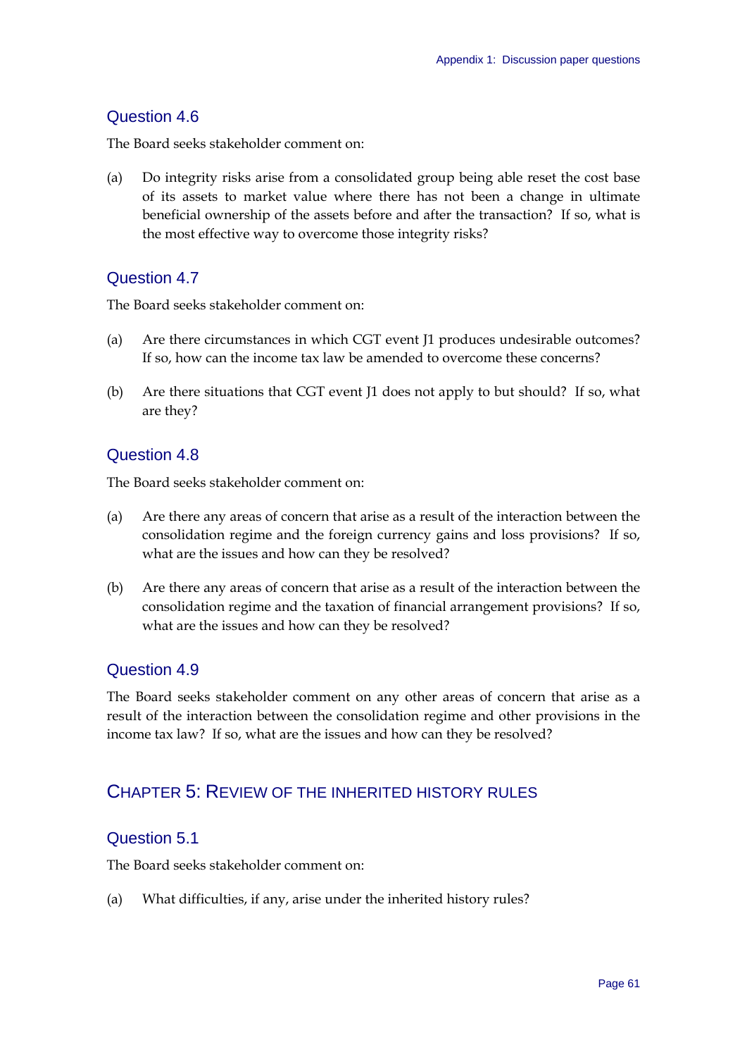## Question 4.6

The Board seeks stakeholder comment on:

(a) Do integrity risks arise from a consolidated group being able reset the cost base of its assets to market value where there has not been a change in ultimate beneficial ownership of the assets before and after the transaction? If so, what is the most effective way to overcome those integrity risks?

## Question 4.7

The Board seeks stakeholder comment on:

(a) Are there circumstances in which CGT event J1 produces undesirable outcomes? If so, how can the income tax law be amended to overcome these concerns?

(b) Are there situations that CGT event J1 does not apply to but should? If so, what are they?

## Question 4.8

The Board seeks stakeholder comment on:

(a) Are there any areas of concern that arise as a result of the interaction between the consolidation regime and the foreign currency gains and loss provisions? If so, what are the issues and how can they be resolved?

(b) Are there any areas of concern that arise as a result of the interaction between the consolidation regime and the taxation of financial arrangement provisions? If so, what are the issues and how can they be resolved?

## Question 4.9

The Board seeks stakeholder comment on any other areas of concern that arise as a result of the interaction between the consolidation regime and other provisions in the income tax law? If so, what are the issues and how can they be resolved?

# Chapter 5: Review of the inherited history rules

## Question 5.1

The Board seeks stakeholder comment on:

(a) What difficulties, if any, arise under the inherited history rules?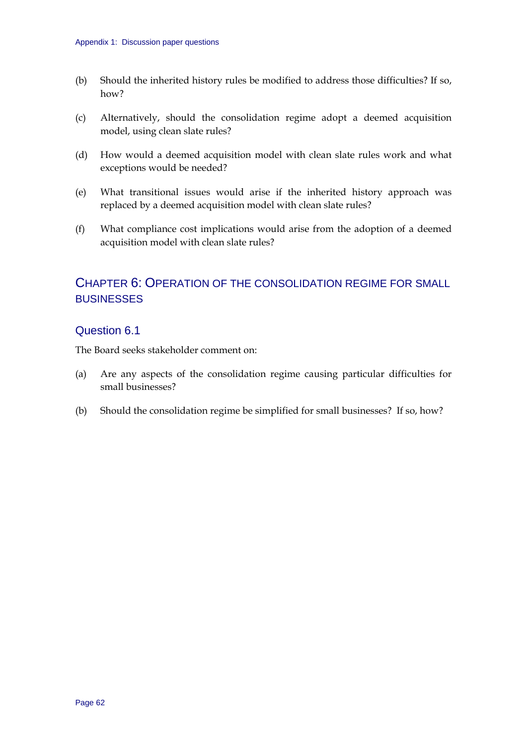(b) Should the inherited history rules be modified to address those difficulties? If so, how?

(c) Alternatively, should the consolidation regime adopt a deemed acquisition model, using clean slate rules?

(d) How would a deemed acquisition model with clean slate rules work and what exceptions would be needed?

(e) What transitional issues would arise if the inherited history approach was replaced by a deemed acquisition model with clean slate rules?

(f) What compliance cost implications would arise from the adoption of a deemed acquisition model with clean slate rules?

## Chapter 6: Operation of the consolidation regime for small businesses

### Question 6.1

The Board seeks stakeholder comment on:

(a) Are any aspects of the consolidation regime causing particular difficulties for small businesses?

(b) Should the consolidation regime be simplified for small businesses? If so, how?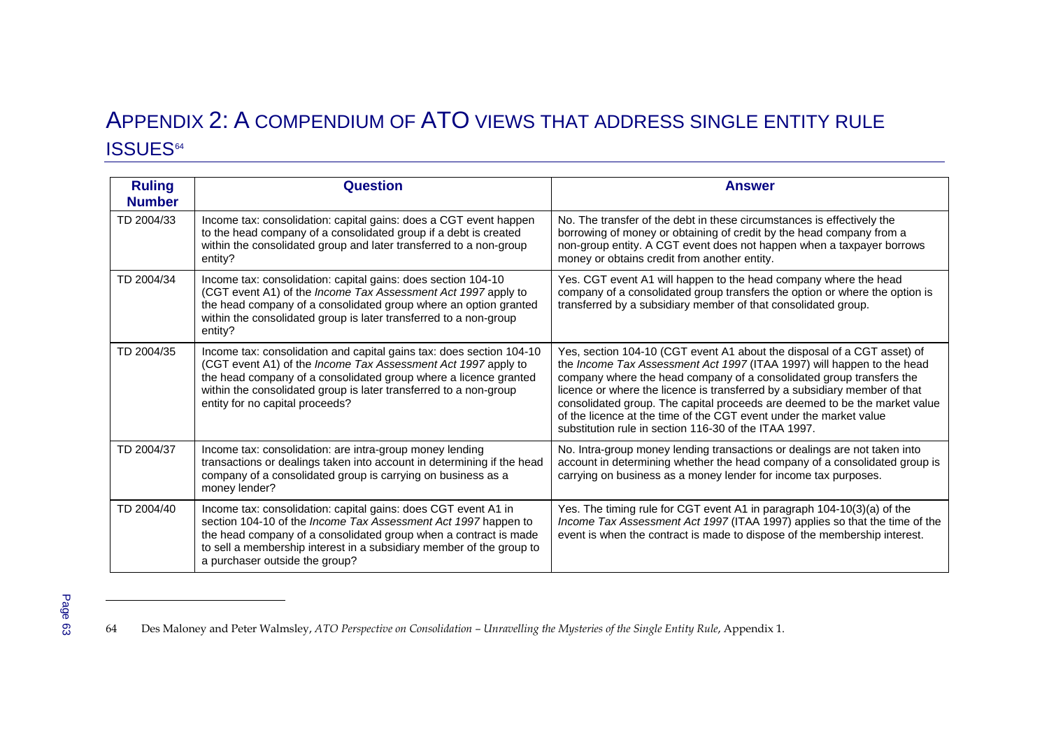# Appendix 2: A compendium of ATO views that address single entity rule issues[64]

| Ruling Number | Question | Answer |
|---|---|---|
| TD 2004/33 | Income tax: consolidation: capital gains: does a CGT event happen to the head company of a consolidated group if a debt is created within the consolidated group and later transferred to a non-group entity? | No. The transfer of the debt in these circumstances is effectively the borrowing of money or obtaining of credit by the head company from a non-group entity. A CGT event does not happen when a taxpayer borrows money or obtains credit from another entity. |
| TD 2004/34 | Income tax: consolidation: capital gains: does section 104-10 (CGT event A1) of the *Income Tax Assessment Act 1997* apply to the head company of a consolidated group where an option granted within the consolidated group is later transferred to a non-group entity? | Yes. CGT event A1 will happen to the head company where the head company of a consolidated group transfers the option or where the option is transferred by a subsidiary member of that consolidated group. |
| TD 2004/35 | Income tax: consolidation and capital gains tax: does section 104-10 (CGT event A1) of the *Income Tax Assessment Act 1997* apply to the head company of a consolidated group where a licence granted within the consolidated group is later transferred to a non-group entity for no capital proceeds? | Yes, section 104-10 (CGT event A1 about the disposal of a CGT asset) of the *Income Tax Assessment Act 1997* (ITAA 1997) will happen to the head company where the head company of a consolidated group transfers the licence or where the licence is transferred by a subsidiary member of that consolidated group. The capital proceeds are deemed to be the market value of the licence at the time of the CGT event under the market value substitution rule in section 116-30 of the ITAA 1997. |
| TD 2004/37 | Income tax: consolidation: are intra-group money lending transactions or dealings taken into account in determining if the head company of a consolidated group is carrying on business as a money lender? | No. Intra-group money lending transactions or dealings are not taken into account in determining whether the head company of a consolidated group is carrying on business as a money lender for income tax purposes. |
| TD 2004/40 | Income tax: consolidation: capital gains: does CGT event A1 in section 104-10 of the *Income Tax Assessment Act 1997* happen to the head company of a consolidated group when a contract is made to sell a membership interest in a subsidiary member of the group to a purchaser outside the group? | Yes. The timing rule for CGT event A1 in paragraph 104-10(3)(a) of the *Income Tax Assessment Act 1997* (ITAA 1997) applies so that the time of the event is when the contract is made to dispose of the membership interest. |

64 Des Maloney and Peter Walmsley, *ATO Perspective on Consolidation – Unravelling the Mysteries of the Single Entity Rule*, Appendix 1.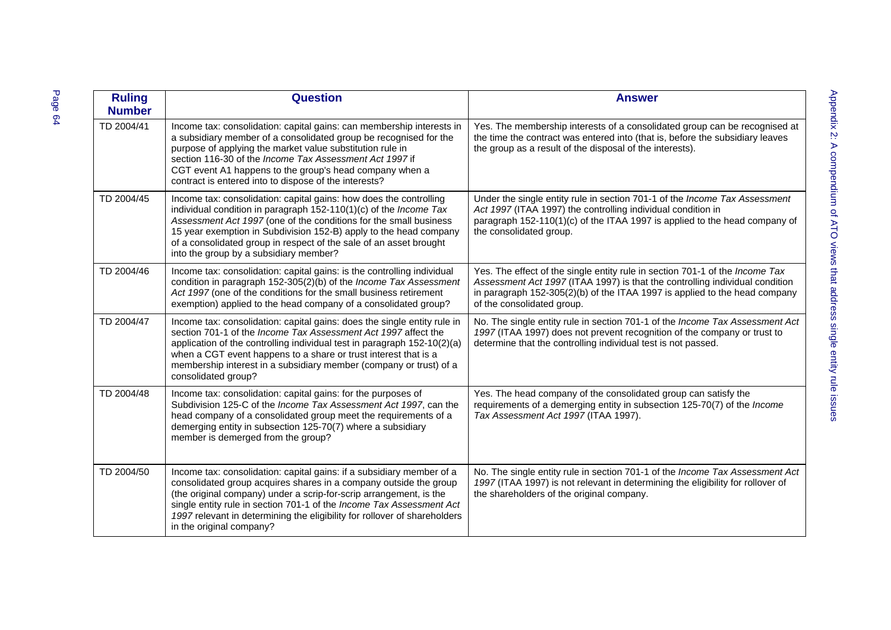| Ruling Number | Question | Answer |
|---|---|---|
| TD 2004/41 | Income tax: consolidation: capital gains: can membership interests in a subsidiary member of a consolidated group be recognised for the purpose of applying the market value substitution rule in section 116-30 of the *Income Tax Assessment Act 1997* if CGT event A1 happens to the group's head company when a contract is entered into to dispose of the interests? | Yes. The membership interests of a consolidated group can be recognised at the time the contract was entered into (that is, before the subsidiary leaves the group as a result of the disposal of the interests). |
| TD 2004/45 | Income tax: consolidation: capital gains: how does the controlling individual condition in paragraph 152-110(1)(c) of the *Income Tax Assessment Act 1997* (one of the conditions for the small business 15 year exemption in Subdivision 152-B) apply to the head company of a consolidated group in respect of the sale of an asset brought into the group by a subsidiary member? | Under the single entity rule in section 701-1 of the *Income Tax Assessment Act 1997* (ITAA 1997) the controlling individual condition in paragraph 152-110(1)(c) of the ITAA 1997 is applied to the head company of the consolidated group. |
| TD 2004/46 | Income tax: consolidation: capital gains: is the controlling individual condition in paragraph 152-305(2)(b) of the *Income Tax Assessment Act 1997* (one of the conditions for the small business retirement exemption) applied to the head company of a consolidated group? | Yes. The effect of the single entity rule in section 701-1 of the *Income Tax Assessment Act 1997* (ITAA 1997) is that the controlling individual condition in paragraph 152-305(2)(b) of the ITAA 1997 is applied to the head company of the consolidated group. |
| TD 2004/47 | Income tax: consolidation: capital gains: does the single entity rule in section 701-1 of the *Income Tax Assessment Act 1997* affect the application of the controlling individual test in paragraph 152-10(2)(a) when a CGT event happens to a share or trust interest that is a membership interest in a subsidiary member (company or trust) of a consolidated group? | No. The single entity rule in section 701-1 of the *Income Tax Assessment Act 1997* (ITAA 1997) does not prevent recognition of the company or trust to determine that the controlling individual test is not passed. |
| TD 2004/48 | Income tax: consolidation: capital gains: for the purposes of Subdivision 125-C of the *Income Tax Assessment Act 1997*, can the head company of a consolidated group meet the requirements of a demerging entity in subsection 125-70(7) where a subsidiary member is demerged from the group? | Yes. The head company of the consolidated group can satisfy the requirements of a demerging entity in subsection 125-70(7) of the *Income Tax Assessment Act 1997* (ITAA 1997). |
| TD 2004/50 | Income tax: consolidation: capital gains: if a subsidiary member of a consolidated group acquires shares in a company outside the group (the original company) under a scrip-for-scrip arrangement, is the single entity rule in section 701-1 of the *Income Tax Assessment Act 1997* relevant in determining the eligibility for rollover of shareholders in the original company? | No. The single entity rule in section 701-1 of the *Income Tax Assessment Act 1997* (ITAA 1997) is not relevant in determining the eligibility for rollover of the shareholders of the original company. |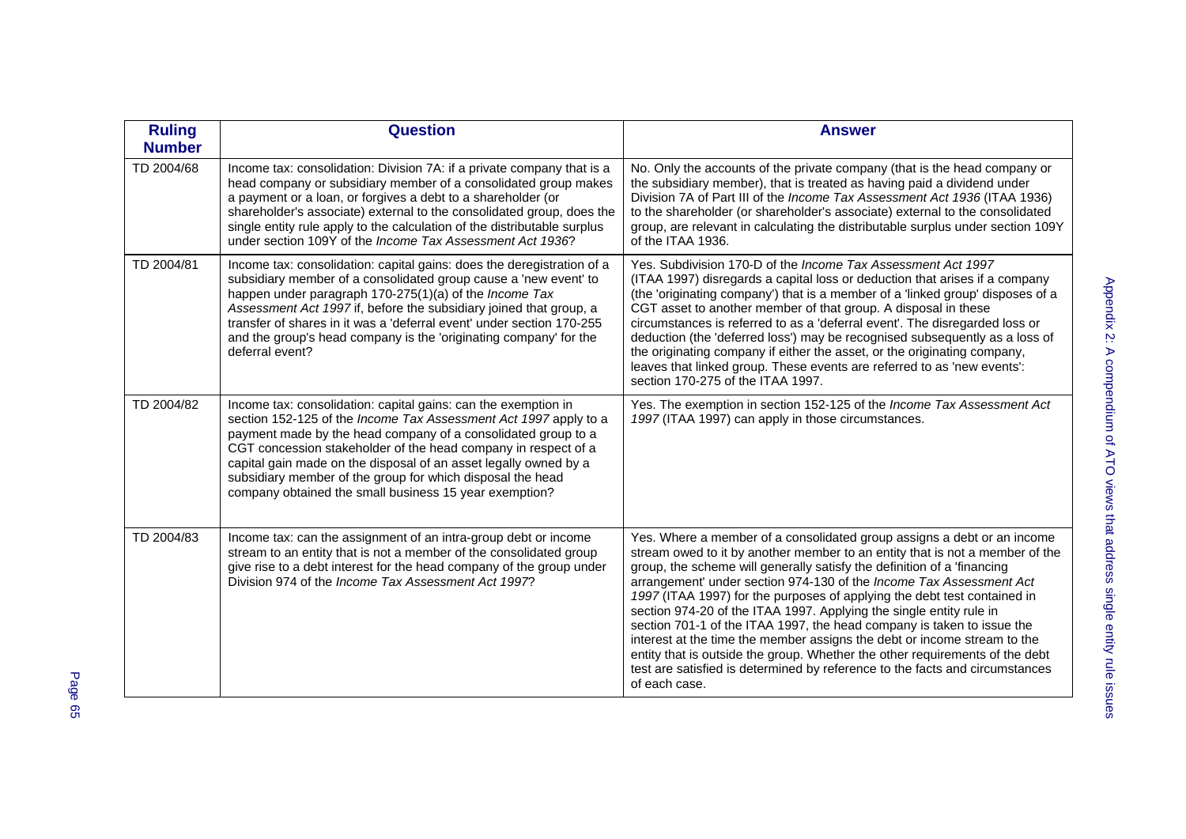| Ruling Number | Question | Answer |
|---|---|---|
| TD 2004/68 | Income tax: consolidation: Division 7A: if a private company that is a head company or subsidiary member of a consolidated group makes a payment or a loan, or forgives a debt to a shareholder (or shareholder's associate) external to the consolidated group, does the single entity rule apply to the calculation of the distributable surplus under section 109Y of the *Income Tax Assessment Act 1936*? | No. Only the accounts of the private company (that is the head company or the subsidiary member), that is treated as having paid a dividend under Division 7A of Part III of the *Income Tax Assessment Act 1936* (ITAA 1936) to the shareholder (or shareholder's associate) external to the consolidated group, are relevant in calculating the distributable surplus under section 109Y of the ITAA 1936. |
| TD 2004/81 | Income tax: consolidation: capital gains: does the deregistration of a subsidiary member of a consolidated group cause a 'new event' to happen under paragraph 170-275(1)(a) of the *Income Tax Assessment Act 1997* if, before the subsidiary joined that group, a transfer of shares in it was a 'deferral event' under section 170-255 and the group's head company is the 'originating company' for the deferral event? | Yes. Subdivision 170-D of the *Income Tax Assessment Act 1997* (ITAA 1997) disregards a capital loss or deduction that arises if a company (the 'originating company') that is a member of a 'linked group' disposes of a CGT asset to another member of that group. A disposal in these circumstances is referred to as a 'deferral event'. The disregarded loss or deduction (the 'deferred loss') may be recognised subsequently as a loss of the originating company if either the asset, or the originating company, leaves that linked group. These events are referred to as 'new events': section 170-275 of the ITAA 1997. |
| TD 2004/82 | Income tax: consolidation: capital gains: can the exemption in section 152-125 of the *Income Tax Assessment Act 1997* apply to a payment made by the head company of a consolidated group to a CGT concession stakeholder of the head company in respect of a capital gain made on the disposal of an asset legally owned by a subsidiary member of the group for which disposal the head company obtained the small business 15 year exemption? | Yes. The exemption in section 152-125 of the *Income Tax Assessment Act 1997* (ITAA 1997) can apply in those circumstances. |
| TD 2004/83 | Income tax: can the assignment of an intra-group debt or income stream to an entity that is not a member of the consolidated group give rise to a debt interest for the head company of the group under Division 974 of the *Income Tax Assessment Act 1997*? | Yes. Where a member of a consolidated group assigns a debt or an income stream owed to it by another member to an entity that is not a member of the group, the scheme will generally satisfy the definition of a 'financing arrangement' under section 974-130 of the *Income Tax Assessment Act 1997* (ITAA 1997) for the purposes of applying the debt test contained in section 974-20 of the ITAA 1997. Applying the single entity rule in section 701-1 of the ITAA 1997, the head company is taken to issue the interest at the time the member assigns the debt or income stream to the entity that is outside the group. Whether the other requirements of the debt test are satisfied is determined by reference to the facts and circumstances of each case. |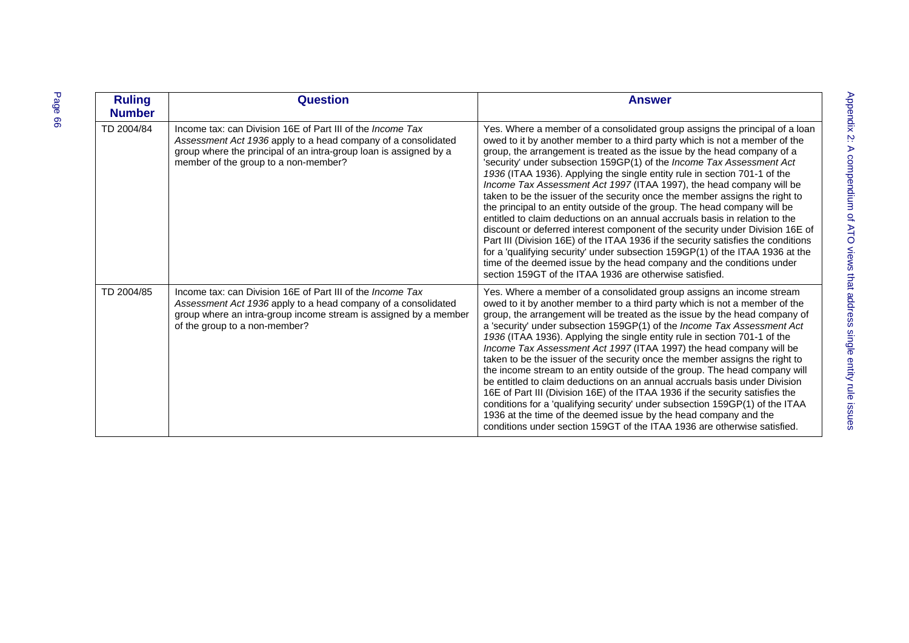| Ruling Number | Question | Answer |
|---|---|---|
| TD 2004/84 | Income tax: can Division 16E of Part III of the *Income Tax Assessment Act 1936* apply to a head company of a consolidated group where the principal of an intra-group loan is assigned by a member of the group to a non-member? | Yes. Where a member of a consolidated group assigns the principal of a loan owed to it by another member to a third party which is not a member of the group, the arrangement is treated as the issue by the head company of a 'security' under subsection 159GP(1) of the *Income Tax Assessment Act 1936* (ITAA 1936). Applying the single entity rule in section 701-1 of the *Income Tax Assessment Act 1997* (ITAA 1997), the head company will be taken to be the issuer of the security once the member assigns the right to the principal to an entity outside of the group. The head company will be entitled to claim deductions on an annual accruals basis in relation to the discount or deferred interest component of the security under Division 16E of Part III (Division 16E) of the ITAA 1936 if the security satisfies the conditions for a 'qualifying security' under subsection 159GP(1) of the ITAA 1936 at the time of the deemed issue by the head company and the conditions under section 159GT of the ITAA 1936 are otherwise satisfied. |
| TD 2004/85 | Income tax: can Division 16E of Part III of the *Income Tax Assessment Act 1936* apply to a head company of a consolidated group where an intra-group income stream is assigned by a member of the group to a non-member? | Yes. Where a member of a consolidated group assigns an income stream owed to it by another member to a third party which is not a member of the group, the arrangement will be treated as the issue by the head company of a 'security' under subsection 159GP(1) of the *Income Tax Assessment Act 1936* (ITAA 1936). Applying the single entity rule in section 701-1 of the *Income Tax Assessment Act 1997* (ITAA 1997) the head company will be taken to be the issuer of the security once the member assigns the right to the income stream to an entity outside of the group. The head company will be entitled to claim deductions on an annual accruals basis under Division 16E of Part III (Division 16E) of the ITAA 1936 if the security satisfies the conditions for a 'qualifying security' under subsection 159GP(1) of the ITAA 1936 at the time of the deemed issue by the head company and the conditions under section 159GT of the ITAA 1936 are otherwise satisfied. |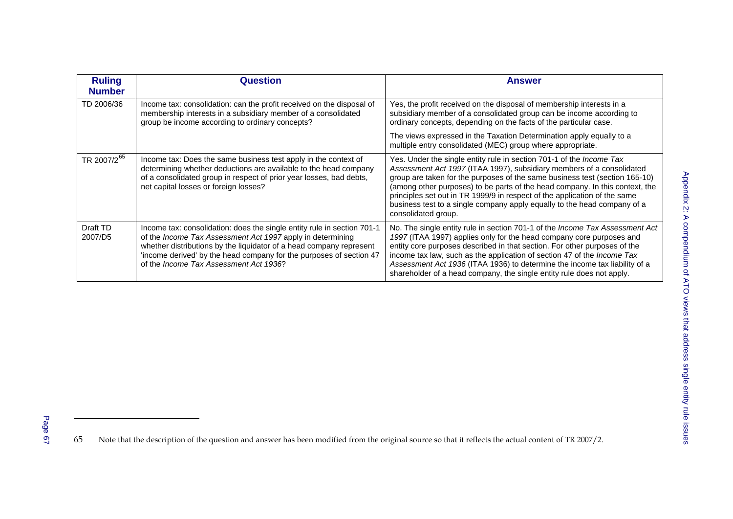| Ruling Number | Question | Answer |
|---|---|---|
| TD 2006/36 | Income tax: consolidation: can the profit received on the disposal of membership interests in a subsidiary member of a consolidated group be income according to ordinary concepts? | Yes, the profit received on the disposal of membership interests in a subsidiary member of a consolidated group can be income according to ordinary concepts, depending on the facts of the particular case.<br><br>The views expressed in the Taxation Determination apply equally to a multiple entry consolidated (MEC) group where appropriate. |
| TR 2007/2[65] | Income tax: Does the same business test apply in the context of determining whether deductions are available to the head company of a consolidated group in respect of prior year losses, bad debts, net capital losses or foreign losses? | Yes. Under the single entity rule in section 701-1 of the *Income Tax Assessment Act 1997* (ITAA 1997), subsidiary members of a consolidated group are taken for the purposes of the same business test (section 165-10) (among other purposes) to be parts of the head company. In this context, the principles set out in TR 1999/9 in respect of the application of the same business test to a single company apply equally to the head company of a consolidated group. |
| Draft TD 2007/D5 | Income tax: consolidation: does the single entity rule in section 701-1 of the *Income Tax Assessment Act 1997* apply in determining whether distributions by the liquidator of a head company represent 'income derived' by the head company for the purposes of section 47 of the *Income Tax Assessment Act 1936*? | No. The single entity rule in section 701-1 of the *Income Tax Assessment Act 1997* (ITAA 1997) applies only for the head company core purposes and entity core purposes described in that section. For other purposes of the income tax law, such as the application of section 47 of the *Income Tax Assessment Act 1936* (ITAA 1936) to determine the income tax liability of a shareholder of a head company, the single entity rule does not apply. |

65 Note that the description of the question and answer has been modified from the original source so that it reflects the actual content of TR 2007/2.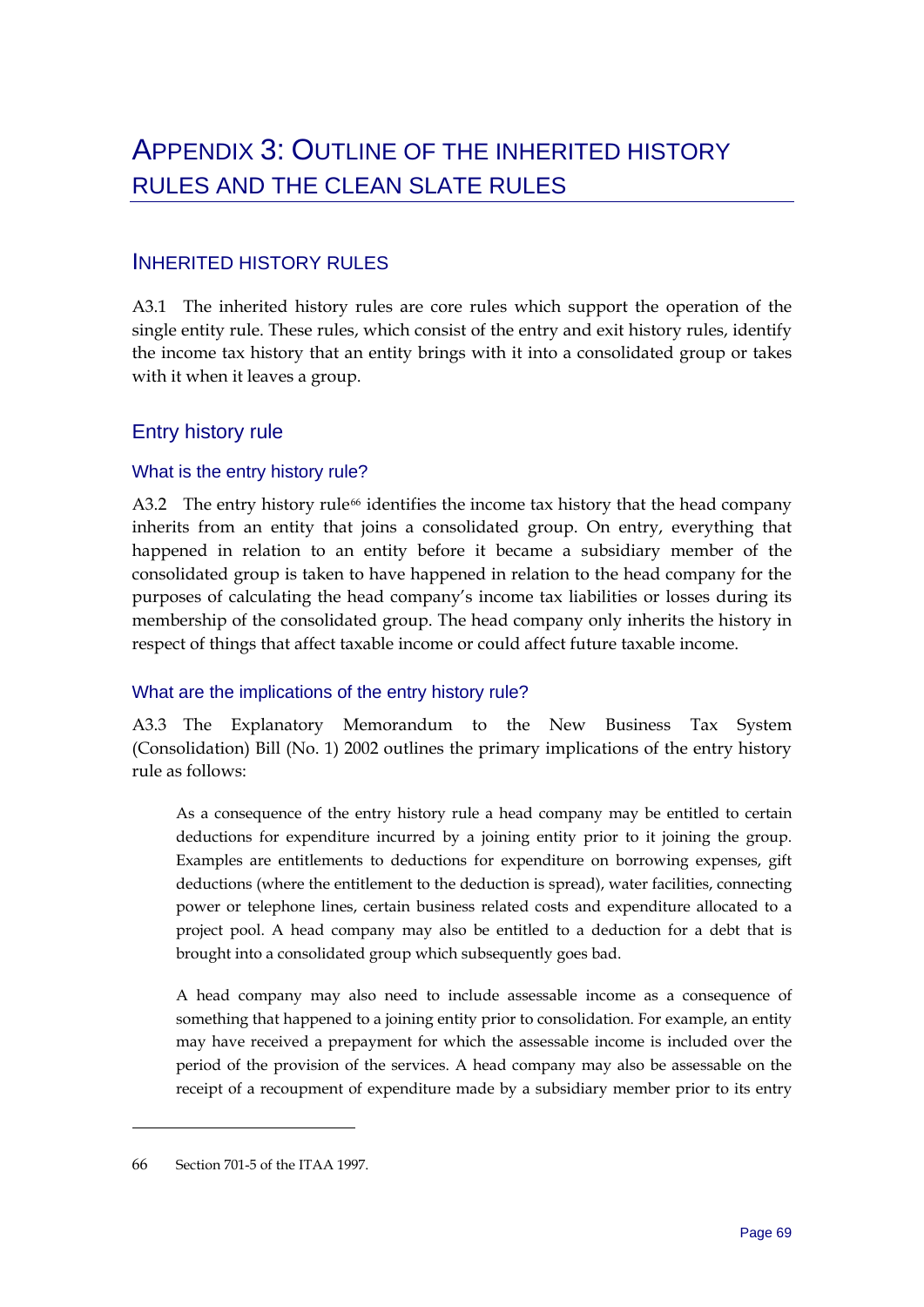# Appendix 3: Outline of the inherited history rules and the clean slate rules

## Inherited history rules

A3.1 The inherited history rules are core rules which support the operation of the single entity rule. These rules, which consist of the entry and exit history rules, identify the income tax history that an entity brings with it into a consolidated group or takes with it when it leaves a group.

### Entry history rule

#### What is the entry history rule?

A3.2 The entry history rule[66] identifies the income tax history that the head company inherits from an entity that joins a consolidated group. On entry, everything that happened in relation to an entity before it became a subsidiary member of the consolidated group is taken to have happened in relation to the head company for the purposes of calculating the head company's income tax liabilities or losses during its membership of the consolidated group. The head company only inherits the history in respect of things that affect taxable income or could affect future taxable income.

#### What are the implications of the entry history rule?

A3.3 The Explanatory Memorandum to the New Business Tax System (Consolidation) Bill (No. 1) 2002 outlines the primary implications of the entry history rule as follows:

> As a consequence of the entry history rule a head company may be entitled to certain deductions for expenditure incurred by a joining entity prior to it joining the group. Examples are entitlements to deductions for expenditure on borrowing expenses, gift deductions (where the entitlement to the deduction is spread), water facilities, connecting power or telephone lines, certain business related costs and expenditure allocated to a project pool. A head company may also be entitled to a deduction for a debt that is brought into a consolidated group which subsequently goes bad.
>
> A head company may also need to include assessable income as a consequence of something that happened to a joining entity prior to consolidation. For example, an entity may have received a prepayment for which the assessable income is included over the period of the provision of the services. A head company may also be assessable on the receipt of a recoupment of expenditure made by a subsidiary member prior to its entry

---

66 Section 701-5 of the ITAA 1997.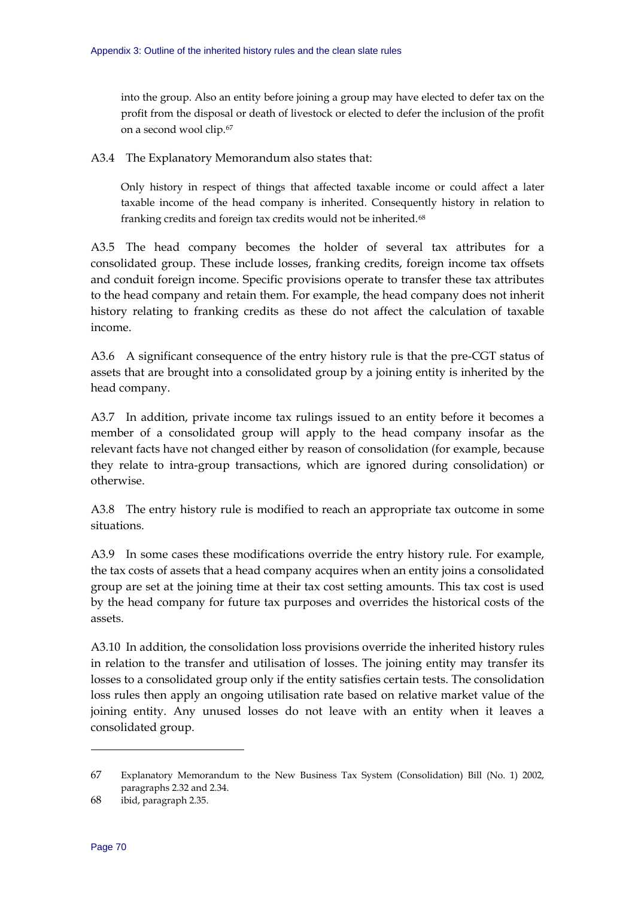into the group. Also an entity before joining a group may have elected to defer tax on the profit from the disposal or death of livestock or elected to defer the inclusion of the profit on a second wool clip.[67]

A3.4 The Explanatory Memorandum also states that:

> Only history in respect of things that affected taxable income or could affect a later taxable income of the head company is inherited. Consequently history in relation to franking credits and foreign tax credits would not be inherited.[68]

A3.5 The head company becomes the holder of several tax attributes for a consolidated group. These include losses, franking credits, foreign income tax offsets and conduit foreign income. Specific provisions operate to transfer these tax attributes to the head company and retain them. For example, the head company does not inherit history relating to franking credits as these do not affect the calculation of taxable income.

A3.6 A significant consequence of the entry history rule is that the pre-CGT status of assets that are brought into a consolidated group by a joining entity is inherited by the head company.

A3.7 In addition, private income tax rulings issued to an entity before it becomes a member of a consolidated group will apply to the head company insofar as the relevant facts have not changed either by reason of consolidation (for example, because they relate to intra-group transactions, which are ignored during consolidation) or otherwise.

A3.8 The entry history rule is modified to reach an appropriate tax outcome in some situations.

A3.9 In some cases these modifications override the entry history rule. For example, the tax costs of assets that a head company acquires when an entity joins a consolidated group are set at the joining time at their tax cost setting amounts. This tax cost is used by the head company for future tax purposes and overrides the historical costs of the assets.

A3.10 In addition, the consolidation loss provisions override the inherited history rules in relation to the transfer and utilisation of losses. The joining entity may transfer its losses to a consolidated group only if the entity satisfies certain tests. The consolidation loss rules then apply an ongoing utilisation rate based on relative market value of the joining entity. Any unused losses do not leave with an entity when it leaves a consolidated group.

---

67 Explanatory Memorandum to the New Business Tax System (Consolidation) Bill (No. 1) 2002, paragraphs 2.32 and 2.34.

68 ibid, paragraph 2.35.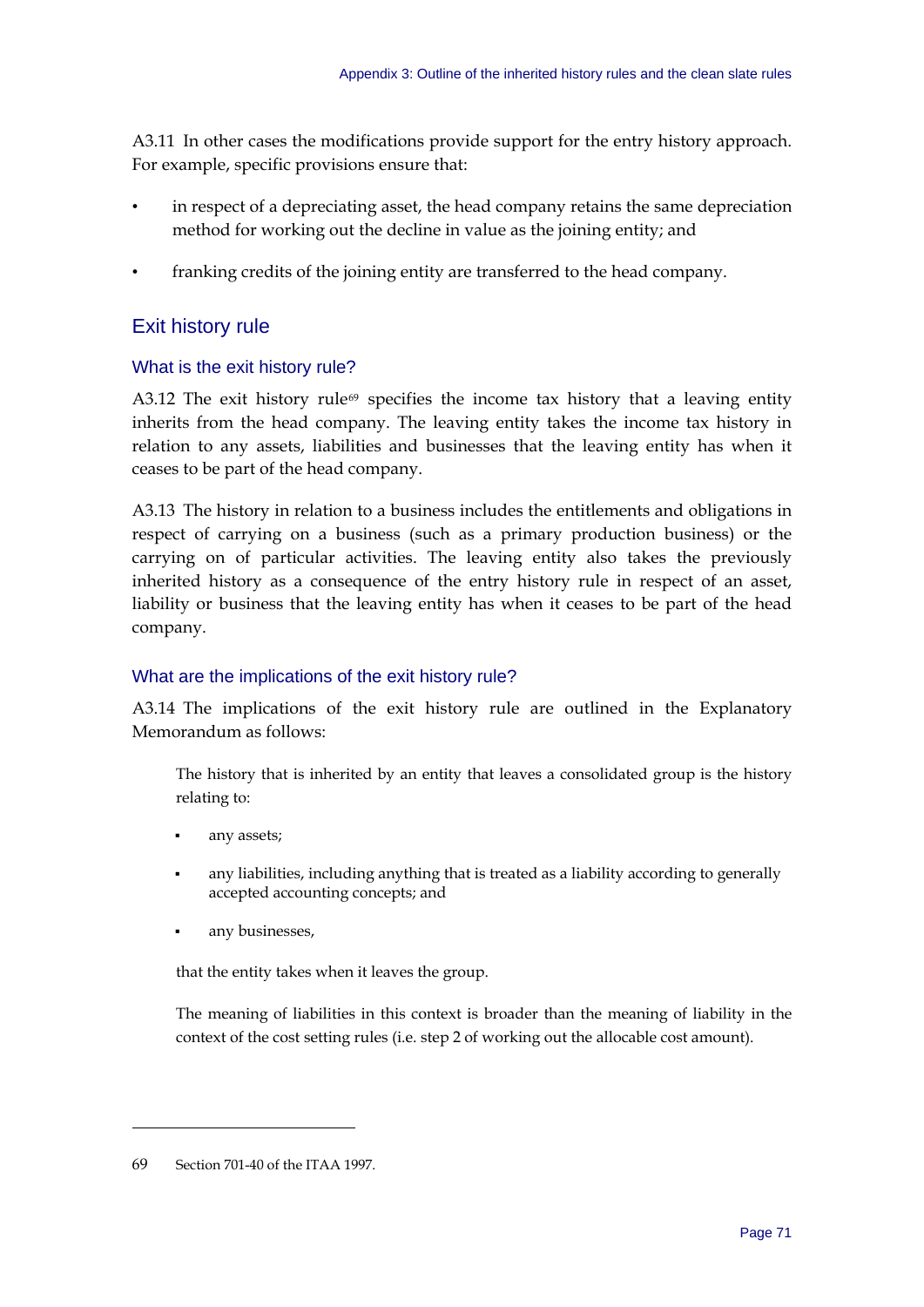A3.11 In other cases the modifications provide support for the entry history approach. For example, specific provisions ensure that:

- in respect of a depreciating asset, the head company retains the same depreciation method for working out the decline in value as the joining entity; and
- franking credits of the joining entity are transferred to the head company.

## Exit history rule

### What is the exit history rule?

A3.12 The exit history rule[69] specifies the income tax history that a leaving entity inherits from the head company. The leaving entity takes the income tax history in relation to any assets, liabilities and businesses that the leaving entity has when it ceases to be part of the head company.

A3.13 The history in relation to a business includes the entitlements and obligations in respect of carrying on a business (such as a primary production business) or the carrying on of particular activities. The leaving entity also takes the previously inherited history as a consequence of the entry history rule in respect of an asset, liability or business that the leaving entity has when it ceases to be part of the head company.

### What are the implications of the exit history rule?

A3.14 The implications of the exit history rule are outlined in the Explanatory Memorandum as follows:

> The history that is inherited by an entity that leaves a consolidated group is the history relating to:
>
> - any assets;
> - any liabilities, including anything that is treated as a liability according to generally accepted accounting concepts; and
> - any businesses,
>
> that the entity takes when it leaves the group.
>
> The meaning of liabilities in this context is broader than the meaning of liability in the context of the cost setting rules (i.e. step 2 of working out the allocable cost amount).

---

69 Section 701-40 of the ITAA 1997.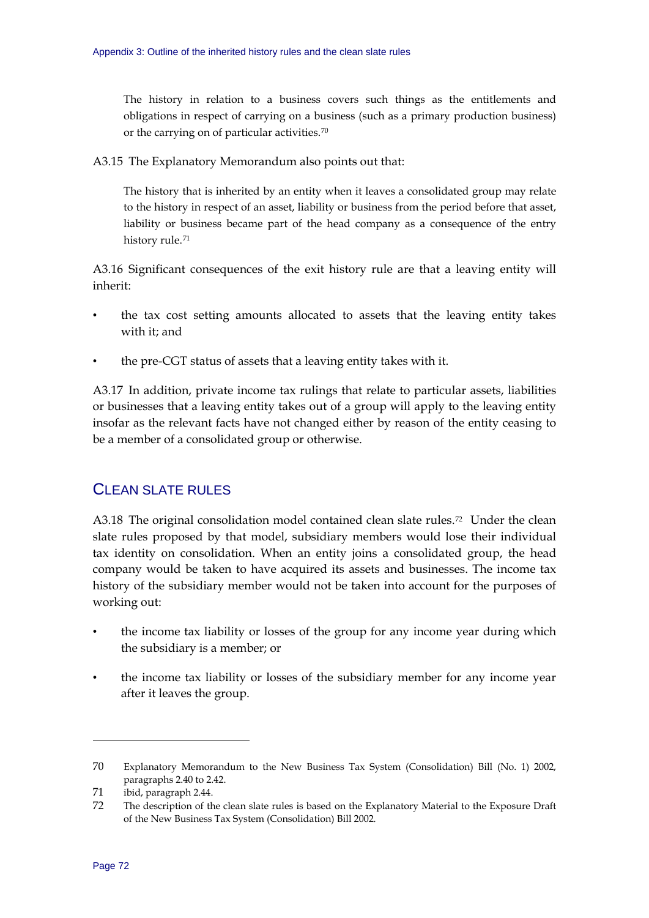> The history in relation to a business covers such things as the entitlements and obligations in respect of carrying on a business (such as a primary production business) or the carrying on of particular activities.[70]

A3.15 The Explanatory Memorandum also points out that:

> The history that is inherited by an entity when it leaves a consolidated group may relate to the history in respect of an asset, liability or business from the period before that asset, liability or business became part of the head company as a consequence of the entry history rule.[71]

A3.16 Significant consequences of the exit history rule are that a leaving entity will inherit:

- the tax cost setting amounts allocated to assets that the leaving entity takes with it; and
- the pre-CGT status of assets that a leaving entity takes with it.

A3.17 In addition, private income tax rulings that relate to particular assets, liabilities or businesses that a leaving entity takes out of a group will apply to the leaving entity insofar as the relevant facts have not changed either by reason of the entity ceasing to be a member of a consolidated group or otherwise.

## Clean slate rules

A3.18 The original consolidation model contained clean slate rules.[72] Under the clean slate rules proposed by that model, subsidiary members would lose their individual tax identity on consolidation. When an entity joins a consolidated group, the head company would be taken to have acquired its assets and businesses. The income tax history of the subsidiary member would not be taken into account for the purposes of working out:

- the income tax liability or losses of the group for any income year during which the subsidiary is a member; or
- the income tax liability or losses of the subsidiary member for any income year after it leaves the group.

---

70 Explanatory Memorandum to the New Business Tax System (Consolidation) Bill (No. 1) 2002, paragraphs 2.40 to 2.42.

71 ibid, paragraph 2.44.

72 The description of the clean slate rules is based on the Explanatory Material to the Exposure Draft of the New Business Tax System (Consolidation) Bill 2002.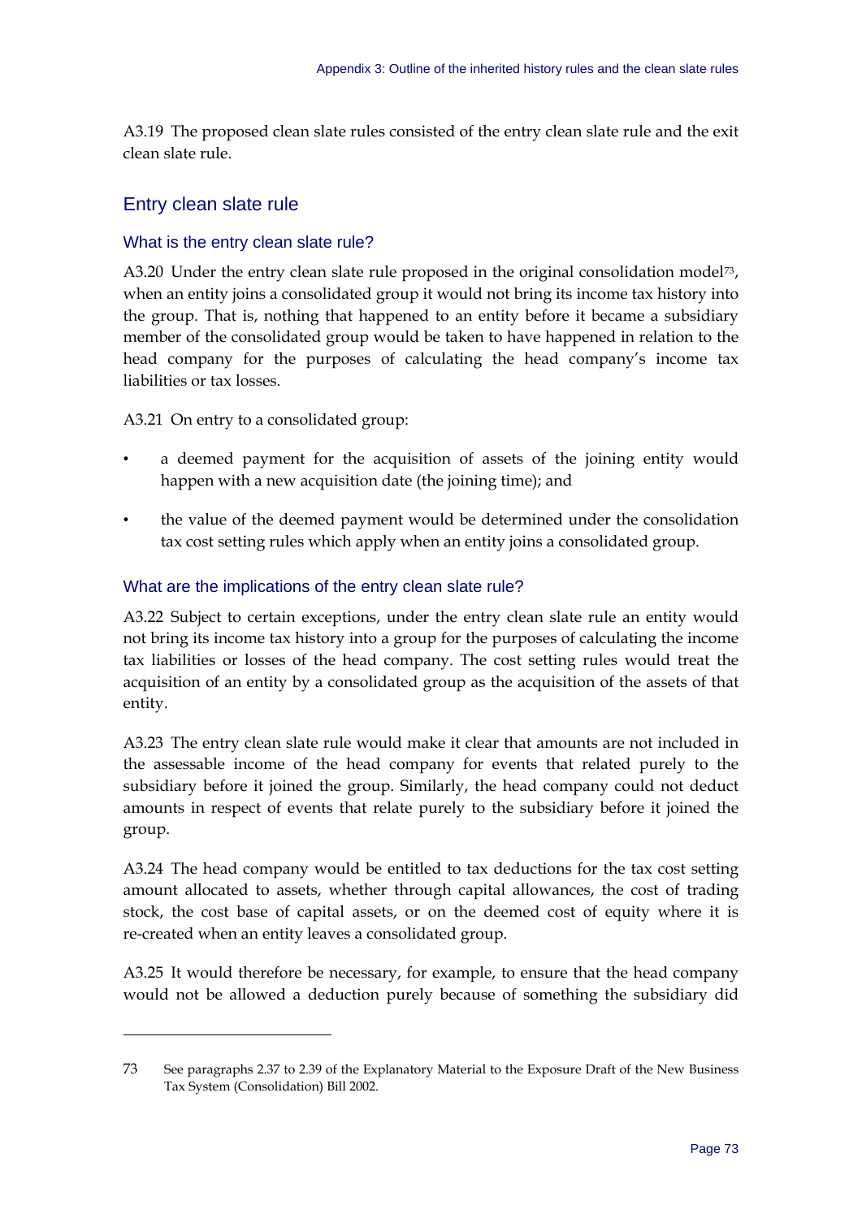A3.19 The proposed clean slate rules consisted of the entry clean slate rule and the exit clean slate rule.

## Entry clean slate rule

### What is the entry clean slate rule?

A3.20 Under the entry clean slate rule proposed in the original consolidation model[73], when an entity joins a consolidated group it would not bring its income tax history into the group. That is, nothing that happened to an entity before it became a subsidiary member of the consolidated group would be taken to have happened in relation to the head company for the purposes of calculating the head company's income tax liabilities or tax losses.

A3.21 On entry to a consolidated group:

- a deemed payment for the acquisition of assets of the joining entity would happen with a new acquisition date (the joining time); and
- the value of the deemed payment would be determined under the consolidation tax cost setting rules which apply when an entity joins a consolidated group.

### What are the implications of the entry clean slate rule?

A3.22 Subject to certain exceptions, under the entry clean slate rule an entity would not bring its income tax history into a group for the purposes of calculating the income tax liabilities or losses of the head company. The cost setting rules would treat the acquisition of an entity by a consolidated group as the acquisition of the assets of that entity.

A3.23 The entry clean slate rule would make it clear that amounts are not included in the assessable income of the head company for events that related purely to the subsidiary before it joined the group. Similarly, the head company could not deduct amounts in respect of events that relate purely to the subsidiary before it joined the group.

A3.24 The head company would be entitled to tax deductions for the tax cost setting amount allocated to assets, whether through capital allowances, the cost of trading stock, the cost base of capital assets, or on the deemed cost of equity where it is re-created when an entity leaves a consolidated group.

A3.25 It would therefore be necessary, for example, to ensure that the head company would not be allowed a deduction purely because of something the subsidiary did

---

73 See paragraphs 2.37 to 2.39 of the Explanatory Material to the Exposure Draft of the New Business Tax System (Consolidation) Bill 2002.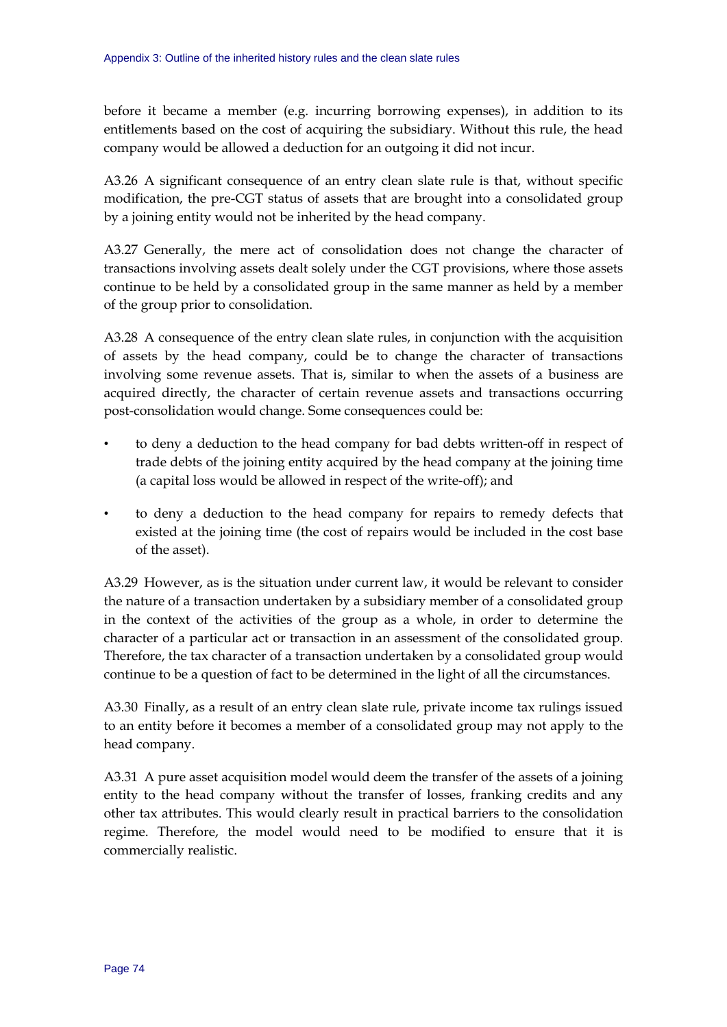before it became a member (e.g. incurring borrowing expenses), in addition to its entitlements based on the cost of acquiring the subsidiary. Without this rule, the head company would be allowed a deduction for an outgoing it did not incur.

A3.26 A significant consequence of an entry clean slate rule is that, without specific modification, the pre-CGT status of assets that are brought into a consolidated group by a joining entity would not be inherited by the head company.

A3.27 Generally, the mere act of consolidation does not change the character of transactions involving assets dealt solely under the CGT provisions, where those assets continue to be held by a consolidated group in the same manner as held by a member of the group prior to consolidation.

A3.28 A consequence of the entry clean slate rules, in conjunction with the acquisition of assets by the head company, could be to change the character of transactions involving some revenue assets. That is, similar to when the assets of a business are acquired directly, the character of certain revenue assets and transactions occurring post-consolidation would change. Some consequences could be:

- to deny a deduction to the head company for bad debts written-off in respect of trade debts of the joining entity acquired by the head company at the joining time (a capital loss would be allowed in respect of the write-off); and
- to deny a deduction to the head company for repairs to remedy defects that existed at the joining time (the cost of repairs would be included in the cost base of the asset).

A3.29 However, as is the situation under current law, it would be relevant to consider the nature of a transaction undertaken by a subsidiary member of a consolidated group in the context of the activities of the group as a whole, in order to determine the character of a particular act or transaction in an assessment of the consolidated group. Therefore, the tax character of a transaction undertaken by a consolidated group would continue to be a question of fact to be determined in the light of all the circumstances.

A3.30 Finally, as a result of an entry clean slate rule, private income tax rulings issued to an entity before it becomes a member of a consolidated group may not apply to the head company.

A3.31 A pure asset acquisition model would deem the transfer of the assets of a joining entity to the head company without the transfer of losses, franking credits and any other tax attributes. This would clearly result in practical barriers to the consolidation regime. Therefore, the model would need to be modified to ensure that it is commercially realistic.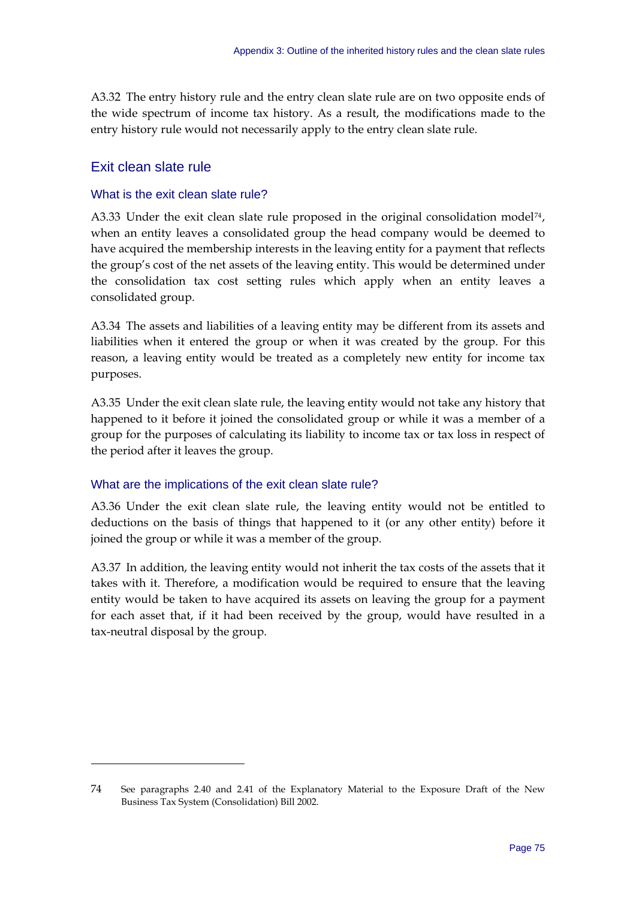A3.32 The entry history rule and the entry clean slate rule are on two opposite ends of the wide spectrum of income tax history. As a result, the modifications made to the entry history rule would not necessarily apply to the entry clean slate rule.

## Exit clean slate rule

### What is the exit clean slate rule?

A3.33 Under the exit clean slate rule proposed in the original consolidation model[74], when an entity leaves a consolidated group the head company would be deemed to have acquired the membership interests in the leaving entity for a payment that reflects the group's cost of the net assets of the leaving entity. This would be determined under the consolidation tax cost setting rules which apply when an entity leaves a consolidated group.

A3.34 The assets and liabilities of a leaving entity may be different from its assets and liabilities when it entered the group or when it was created by the group. For this reason, a leaving entity would be treated as a completely new entity for income tax purposes.

A3.35 Under the exit clean slate rule, the leaving entity would not take any history that happened to it before it joined the consolidated group or while it was a member of a group for the purposes of calculating its liability to income tax or tax loss in respect of the period after it leaves the group.

### What are the implications of the exit clean slate rule?

A3.36 Under the exit clean slate rule, the leaving entity would not be entitled to deductions on the basis of things that happened to it (or any other entity) before it joined the group or while it was a member of the group.

A3.37 In addition, the leaving entity would not inherit the tax costs of the assets that it takes with it. Therefore, a modification would be required to ensure that the leaving entity would be taken to have acquired its assets on leaving the group for a payment for each asset that, if it had been received by the group, would have resulted in a tax-neutral disposal by the group.

---

74 See paragraphs 2.40 and 2.41 of the Explanatory Material to the Exposure Draft of the New Business Tax System (Consolidation) Bill 2002.